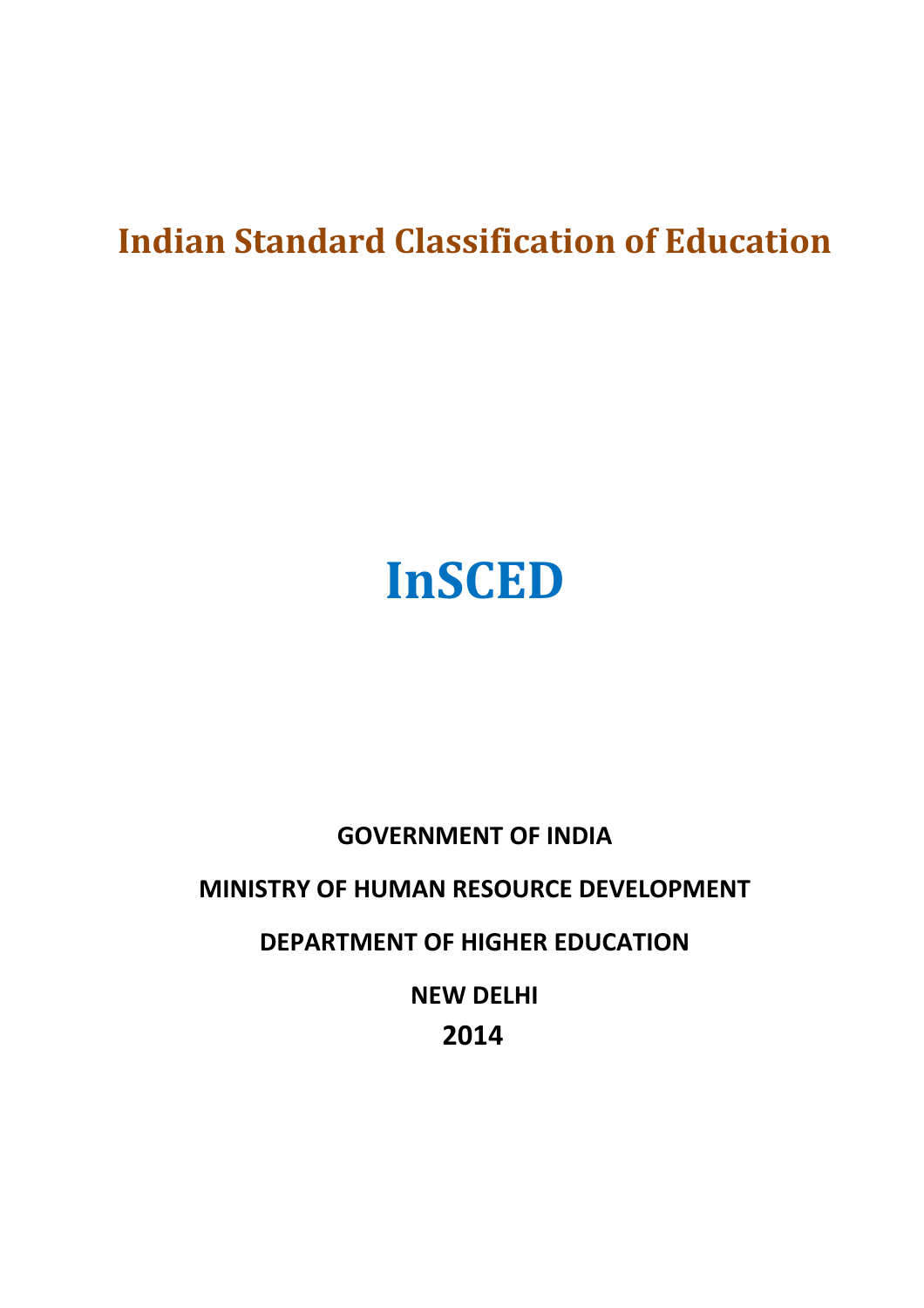# Indian Standard Classification of Education

# InSCED

**GOVERNMENT OF INDIA**

**MINISTRY OF HUMAN RESOURCE DEVELOPMENT**

**DEPARTMENT OF HIGHER EDUCATION**

**NEW DELHI**

**2014**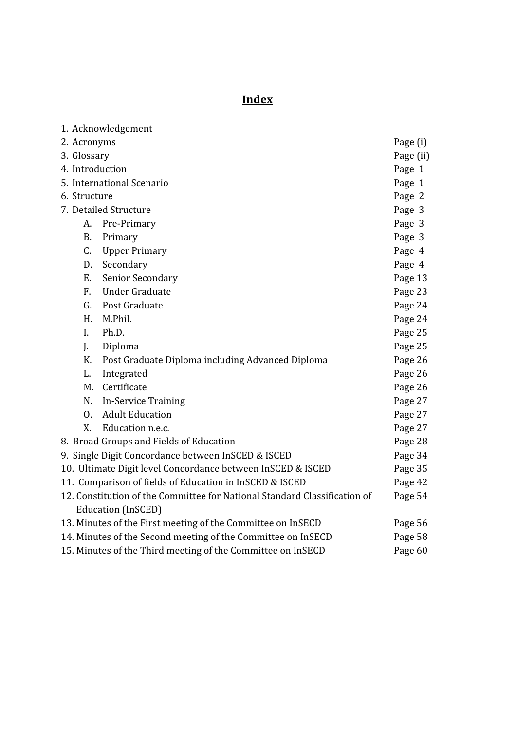# Index

| | |
|---|---|
| 1. Acknowledgement | |
| 2. Acronyms | Page (i) |
| 3. Glossary | Page (ii) |
| 4. Introduction | Page 1 |
| 5. International Scenario | Page 1 |
| 6. Structure | Page 2 |
| 7. Detailed Structure | Page 3 |
| A. Pre-Primary | Page 3 |
| B. Primary | Page 3 |
| C. Upper Primary | Page 4 |
| D. Secondary | Page 4 |
| E. Senior Secondary | Page 13 |
| F. Under Graduate | Page 23 |
| G. Post Graduate | Page 24 |
| H. M.Phil. | Page 24 |
| I. Ph.D. | Page 25 |
| J. Diploma | Page 25 |
| K. Post Graduate Diploma including Advanced Diploma | Page 26 |
| L. Integrated | Page 26 |
| M. Certificate | Page 26 |
| N. In-Service Training | Page 27 |
| O. Adult Education | Page 27 |
| X. Education n.e.c. | Page 27 |
| 8. Broad Groups and Fields of Education | Page 28 |
| 9. Single Digit Concordance between InSCED & ISCED | Page 34 |
| 10. Ultimate Digit level Concordance between InSCED & ISCED | Page 35 |
| 11. Comparison of fields of Education in InSCED & ISCED | Page 42 |
| 12. Constitution of the Committee for National Standard Classification of Education (InSCED) | Page 54 |
| 13. Minutes of the First meeting of the Committee on InSECD | Page 56 |
| 14. Minutes of the Second meeting of the Committee on InSECD | Page 58 |
| 15. Minutes of the Third meeting of the Committee on InSECD | Page 60 |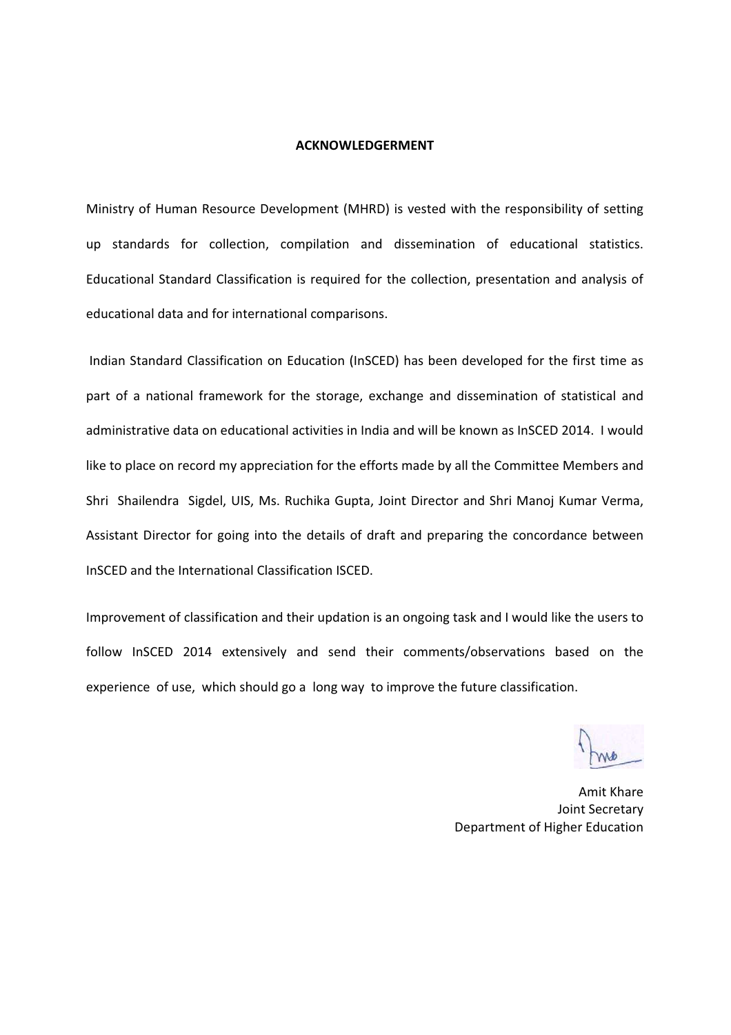## ACKNOWLEDGERMENT

Ministry of Human Resource Development (MHRD) is vested with the responsibility of setting up standards for collection, compilation and dissemination of educational statistics. Educational Standard Classification is required for the collection, presentation and analysis of educational data and for international comparisons.

Indian Standard Classification on Education (InSCED) has been developed for the first time as part of a national framework for the storage, exchange and dissemination of statistical and administrative data on educational activities in India and will be known as InSCED 2014. I would like to place on record my appreciation for the efforts made by all the Committee Members and Shri Shailendra Sigdel, UIS, Ms. Ruchika Gupta, Joint Director and Shri Manoj Kumar Verma, Assistant Director for going into the details of draft and preparing the concordance between InSCED and the International Classification ISCED.

Improvement of classification and their updation is an ongoing task and I would like the users to follow InSCED 2014 extensively and send their comments/observations based on the experience of use, which should go a long way to improve the future classification.

Amit Khare
Joint Secretary
Department of Higher Education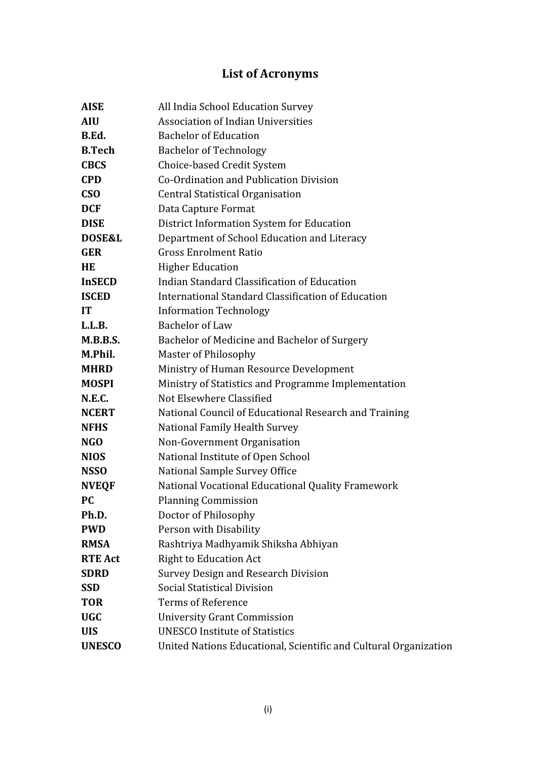# List of Acronyms

| | |
|---|---|
| **AISE** | All India School Education Survey |
| **AIU** | Association of Indian Universities |
| **B.Ed.** | Bachelor of Education |
| **B.Tech** | Bachelor of Technology |
| **CBCS** | Choice-based Credit System |
| **CPD** | Co-Ordination and Publication Division |
| **CSO** | Central Statistical Organisation |
| **DCF** | Data Capture Format |
| **DISE** | District Information System for Education |
| **DOSE&L** | Department of School Education and Literacy |
| **GER** | Gross Enrolment Ratio |
| **HE** | Higher Education |
| **InSECD** | Indian Standard Classification of Education |
| **ISCED** | International Standard Classification of Education |
| **IT** | Information Technology |
| **L.L.B.** | Bachelor of Law |
| **M.B.B.S.** | Bachelor of Medicine and Bachelor of Surgery |
| **M.Phil.** | Master of Philosophy |
| **MHRD** | Ministry of Human Resource Development |
| **MOSPI** | Ministry of Statistics and Programme Implementation |
| **N.E.C.** | Not Elsewhere Classified |
| **NCERT** | National Council of Educational Research and Training |
| **NFHS** | National Family Health Survey |
| **NGO** | Non-Government Organisation |
| **NIOS** | National Institute of Open School |
| **NSSO** | National Sample Survey Office |
| **NVEQF** | National Vocational Educational Quality Framework |
| **PC** | Planning Commission |
| **Ph.D.** | Doctor of Philosophy |
| **PWD** | Person with Disability |
| **RMSA** | Rashtriya Madhyamik Shiksha Abhiyan |
| **RTE Act** | Right to Education Act |
| **SDRD** | Survey Design and Research Division |
| **SSD** | Social Statistical Division |
| **TOR** | Terms of Reference |
| **UGC** | University Grant Commission |
| **UIS** | UNESCO Institute of Statistics |
| **UNESCO** | United Nations Educational, Scientific and Cultural Organization |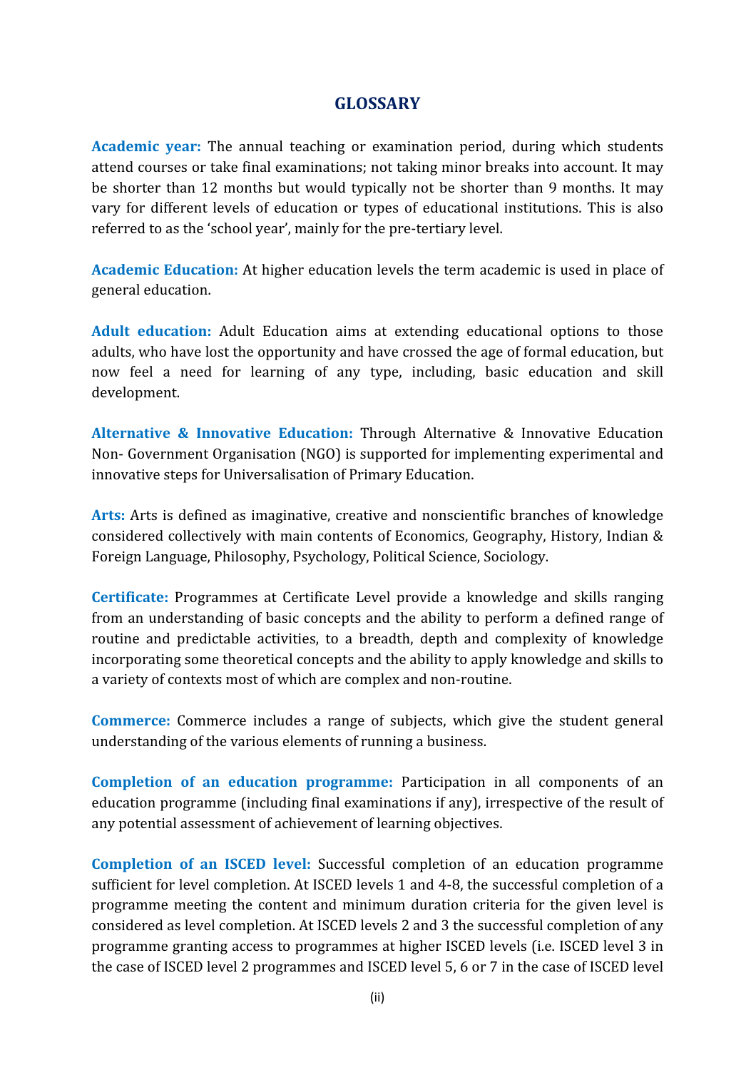## GLOSSARY

**Academic year:** The annual teaching or examination period, during which students attend courses or take final examinations; not taking minor breaks into account. It may be shorter than 12 months but would typically not be shorter than 9 months. It may vary for different levels of education or types of educational institutions. This is also referred to as the 'school year', mainly for the pre-tertiary level.

**Academic Education:** At higher education levels the term academic is used in place of general education.

**Adult education:** Adult Education aims at extending educational options to those adults, who have lost the opportunity and have crossed the age of formal education, but now feel a need for learning of any type, including, basic education and skill development.

**Alternative & Innovative Education:** Through Alternative & Innovative Education Non- Government Organisation (NGO) is supported for implementing experimental and innovative steps for Universalisation of Primary Education.

**Arts:** Arts is defined as imaginative, creative and nonscientific branches of knowledge considered collectively with main contents of Economics, Geography, History, Indian & Foreign Language, Philosophy, Psychology, Political Science, Sociology.

**Certificate:** Programmes at Certificate Level provide a knowledge and skills ranging from an understanding of basic concepts and the ability to perform a defined range of routine and predictable activities, to a breadth, depth and complexity of knowledge incorporating some theoretical concepts and the ability to apply knowledge and skills to a variety of contexts most of which are complex and non-routine.

**Commerce:** Commerce includes a range of subjects, which give the student general understanding of the various elements of running a business.

**Completion of an education programme:** Participation in all components of an education programme (including final examinations if any), irrespective of the result of any potential assessment of achievement of learning objectives.

**Completion of an ISCED level:** Successful completion of an education programme sufficient for level completion. At ISCED levels 1 and 4-8, the successful completion of a programme meeting the content and minimum duration criteria for the given level is considered as level completion. At ISCED levels 2 and 3 the successful completion of any programme granting access to programmes at higher ISCED levels (i.e. ISCED level 3 in the case of ISCED level 2 programmes and ISCED level 5, 6 or 7 in the case of ISCED level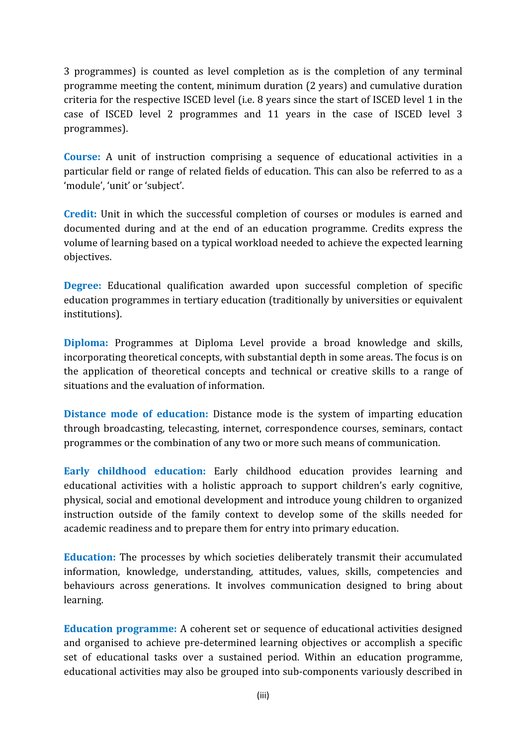3 programmes) is counted as level completion as is the completion of any terminal programme meeting the content, minimum duration (2 years) and cumulative duration criteria for the respective ISCED level (i.e. 8 years since the start of ISCED level 1 in the case of ISCED level 2 programmes and 11 years in the case of ISCED level 3 programmes).

**Course:** A unit of instruction comprising a sequence of educational activities in a particular field or range of related fields of education. This can also be referred to as a 'module', 'unit' or 'subject'.

**Credit:** Unit in which the successful completion of courses or modules is earned and documented during and at the end of an education programme. Credits express the volume of learning based on a typical workload needed to achieve the expected learning objectives.

**Degree:** Educational qualification awarded upon successful completion of specific education programmes in tertiary education (traditionally by universities or equivalent institutions).

**Diploma:** Programmes at Diploma Level provide a broad knowledge and skills, incorporating theoretical concepts, with substantial depth in some areas. The focus is on the application of theoretical concepts and technical or creative skills to a range of situations and the evaluation of information.

**Distance mode of education:** Distance mode is the system of imparting education through broadcasting, telecasting, internet, correspondence courses, seminars, contact programmes or the combination of any two or more such means of communication.

**Early childhood education:** Early childhood education provides learning and educational activities with a holistic approach to support children's early cognitive, physical, social and emotional development and introduce young children to organized instruction outside of the family context to develop some of the skills needed for academic readiness and to prepare them for entry into primary education.

**Education:** The processes by which societies deliberately transmit their accumulated information, knowledge, understanding, attitudes, values, skills, competencies and behaviours across generations. It involves communication designed to bring about learning.

**Education programme:** A coherent set or sequence of educational activities designed and organised to achieve pre-determined learning objectives or accomplish a specific set of educational tasks over a sustained period. Within an education programme, educational activities may also be grouped into sub-components variously described in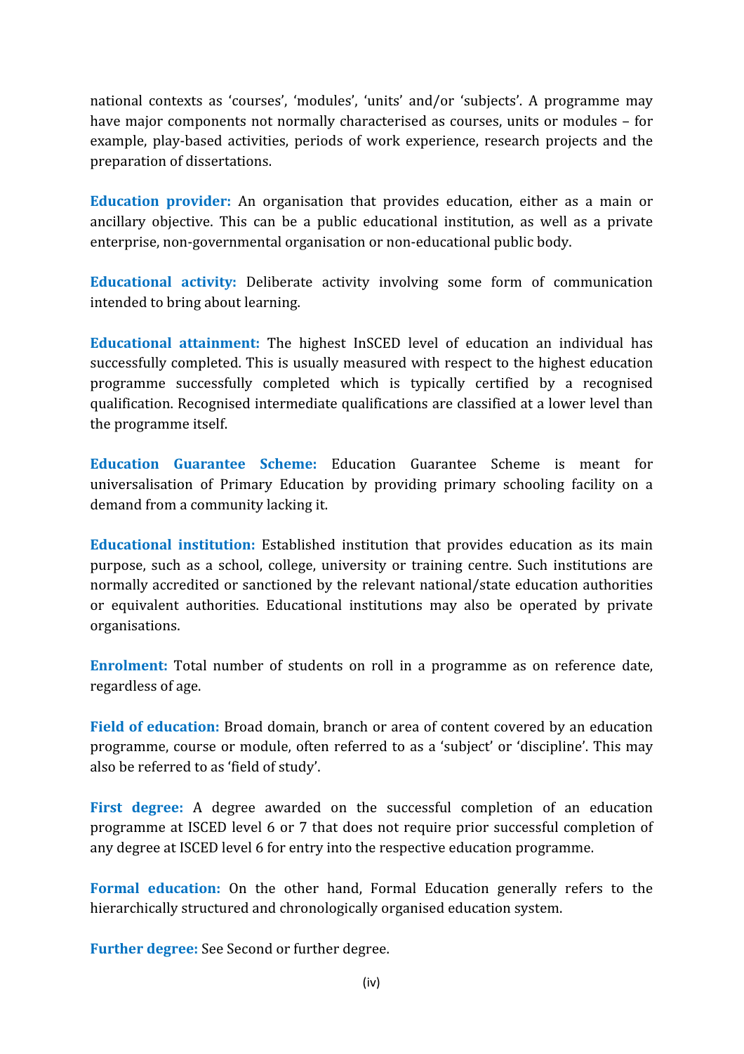national contexts as 'courses', 'modules', 'units' and/or 'subjects'. A programme may have major components not normally characterised as courses, units or modules – for example, play-based activities, periods of work experience, research projects and the preparation of dissertations.

**Education provider:** An organisation that provides education, either as a main or ancillary objective. This can be a public educational institution, as well as a private enterprise, non-governmental organisation or non-educational public body.

**Educational activity:** Deliberate activity involving some form of communication intended to bring about learning.

**Educational attainment:** The highest InSCED level of education an individual has successfully completed. This is usually measured with respect to the highest education programme successfully completed which is typically certified by a recognised qualification. Recognised intermediate qualifications are classified at a lower level than the programme itself.

**Education Guarantee Scheme:** Education Guarantee Scheme is meant for universalisation of Primary Education by providing primary schooling facility on a demand from a community lacking it.

**Educational institution:** Established institution that provides education as its main purpose, such as a school, college, university or training centre. Such institutions are normally accredited or sanctioned by the relevant national/state education authorities or equivalent authorities. Educational institutions may also be operated by private organisations.

**Enrolment:** Total number of students on roll in a programme as on reference date, regardless of age.

**Field of education:** Broad domain, branch or area of content covered by an education programme, course or module, often referred to as a 'subject' or 'discipline'. This may also be referred to as 'field of study'.

**First degree:** A degree awarded on the successful completion of an education programme at ISCED level 6 or 7 that does not require prior successful completion of any degree at ISCED level 6 for entry into the respective education programme.

**Formal education:** On the other hand, Formal Education generally refers to the hierarchically structured and chronologically organised education system.

**Further degree:** See Second or further degree.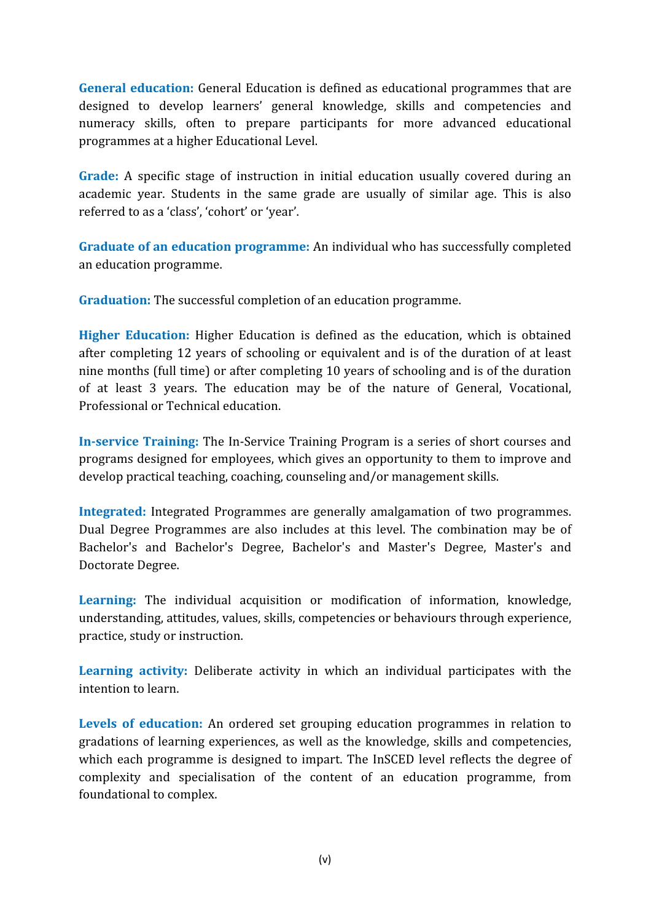**General education:** General Education is defined as educational programmes that are designed to develop learners' general knowledge, skills and competencies and numeracy skills, often to prepare participants for more advanced educational programmes at a higher Educational Level.

**Grade:** A specific stage of instruction in initial education usually covered during an academic year. Students in the same grade are usually of similar age. This is also referred to as a 'class', 'cohort' or 'year'.

**Graduate of an education programme:** An individual who has successfully completed an education programme.

**Graduation:** The successful completion of an education programme.

**Higher Education:** Higher Education is defined as the education, which is obtained after completing 12 years of schooling or equivalent and is of the duration of at least nine months (full time) or after completing 10 years of schooling and is of the duration of at least 3 years. The education may be of the nature of General, Vocational, Professional or Technical education.

**In-service Training:** The In-Service Training Program is a series of short courses and programs designed for employees, which gives an opportunity to them to improve and develop practical teaching, coaching, counseling and/or management skills.

**Integrated:** Integrated Programmes are generally amalgamation of two programmes. Dual Degree Programmes are also includes at this level. The combination may be of Bachelor's and Bachelor's Degree, Bachelor's and Master's Degree, Master's and Doctorate Degree.

**Learning:** The individual acquisition or modification of information, knowledge, understanding, attitudes, values, skills, competencies or behaviours through experience, practice, study or instruction.

**Learning activity:** Deliberate activity in which an individual participates with the intention to learn.

**Levels of education:** An ordered set grouping education programmes in relation to gradations of learning experiences, as well as the knowledge, skills and competencies, which each programme is designed to impart. The InSCED level reflects the degree of complexity and specialisation of the content of an education programme, from foundational to complex.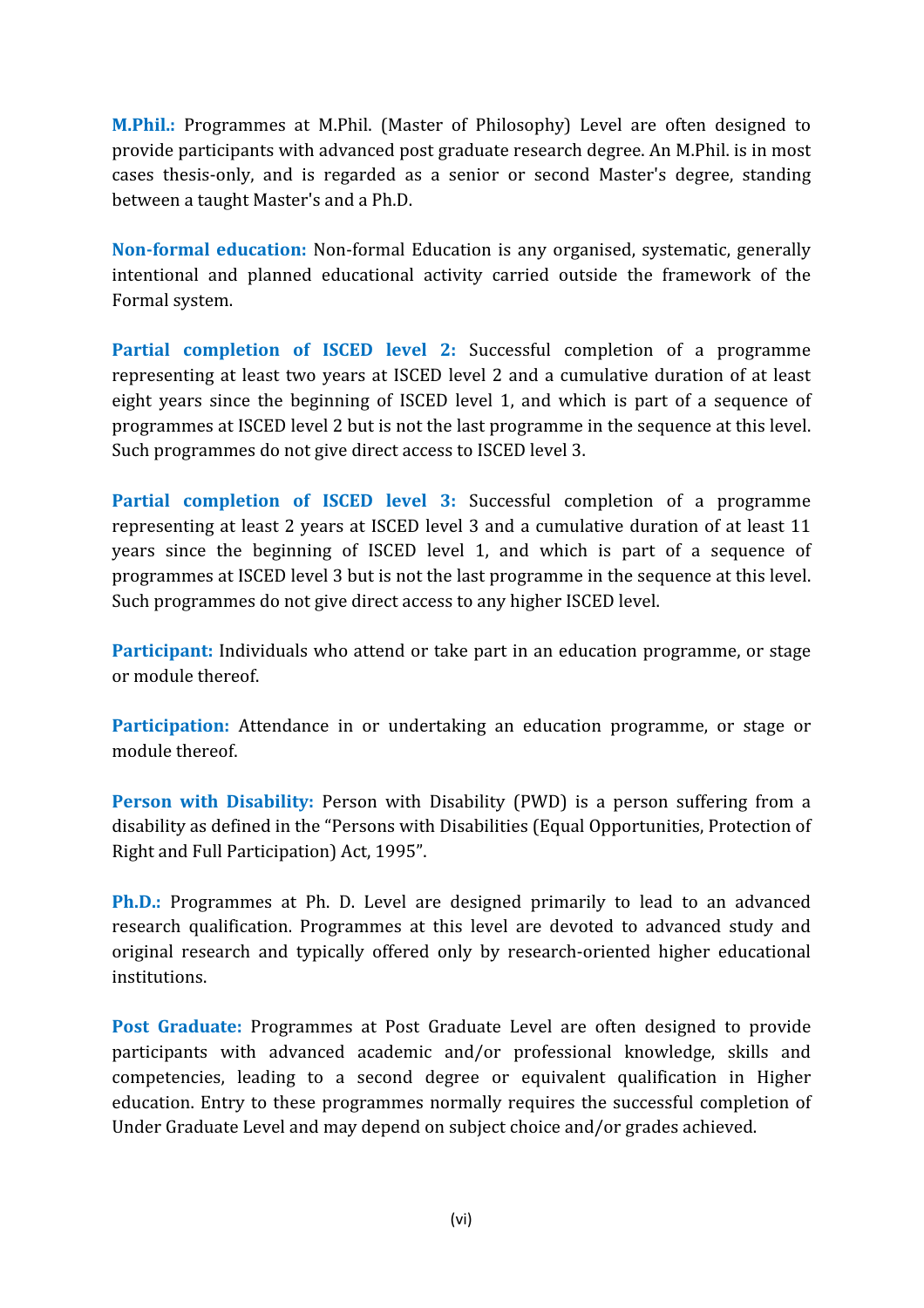**M.Phil.:** Programmes at M.Phil. (Master of Philosophy) Level are often designed to provide participants with advanced post graduate research degree. An M.Phil. is in most cases thesis-only, and is regarded as a senior or second Master's degree, standing between a taught Master's and a Ph.D.

**Non-formal education:** Non-formal Education is any organised, systematic, generally intentional and planned educational activity carried outside the framework of the Formal system.

**Partial completion of ISCED level 2:** Successful completion of a programme representing at least two years at ISCED level 2 and a cumulative duration of at least eight years since the beginning of ISCED level 1, and which is part of a sequence of programmes at ISCED level 2 but is not the last programme in the sequence at this level. Such programmes do not give direct access to ISCED level 3.

**Partial completion of ISCED level 3:** Successful completion of a programme representing at least 2 years at ISCED level 3 and a cumulative duration of at least 11 years since the beginning of ISCED level 1, and which is part of a sequence of programmes at ISCED level 3 but is not the last programme in the sequence at this level. Such programmes do not give direct access to any higher ISCED level.

**Participant:** Individuals who attend or take part in an education programme, or stage or module thereof.

**Participation:** Attendance in or undertaking an education programme, or stage or module thereof.

**Person with Disability:** Person with Disability (PWD) is a person suffering from a disability as defined in the "Persons with Disabilities (Equal Opportunities, Protection of Right and Full Participation) Act, 1995".

**Ph.D.:** Programmes at Ph. D. Level are designed primarily to lead to an advanced research qualification. Programmes at this level are devoted to advanced study and original research and typically offered only by research-oriented higher educational institutions.

**Post Graduate:** Programmes at Post Graduate Level are often designed to provide participants with advanced academic and/or professional knowledge, skills and competencies, leading to a second degree or equivalent qualification in Higher education. Entry to these programmes normally requires the successful completion of Under Graduate Level and may depend on subject choice and/or grades achieved.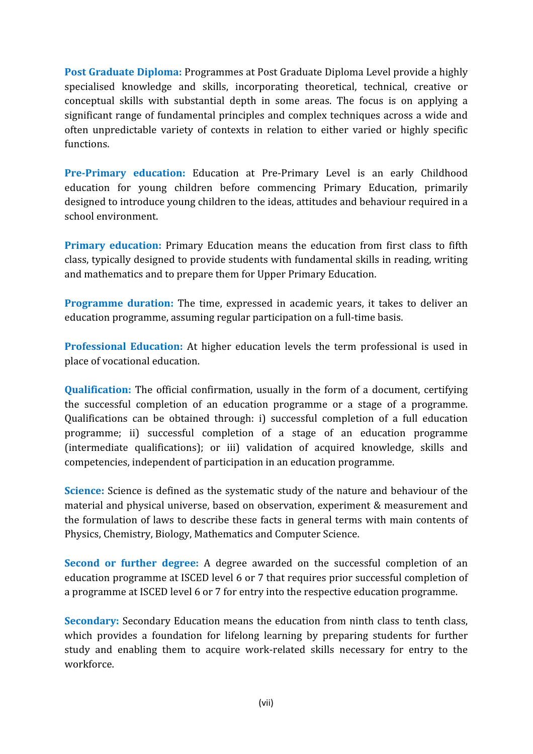**Post Graduate Diploma:** Programmes at Post Graduate Diploma Level provide a highly specialised knowledge and skills, incorporating theoretical, technical, creative or conceptual skills with substantial depth in some areas. The focus is on applying a significant range of fundamental principles and complex techniques across a wide and often unpredictable variety of contexts in relation to either varied or highly specific functions.

**Pre-Primary education:** Education at Pre-Primary Level is an early Childhood education for young children before commencing Primary Education, primarily designed to introduce young children to the ideas, attitudes and behaviour required in a school environment.

**Primary education:** Primary Education means the education from first class to fifth class, typically designed to provide students with fundamental skills in reading, writing and mathematics and to prepare them for Upper Primary Education.

**Programme duration:** The time, expressed in academic years, it takes to deliver an education programme, assuming regular participation on a full-time basis.

**Professional Education:** At higher education levels the term professional is used in place of vocational education.

**Qualification:** The official confirmation, usually in the form of a document, certifying the successful completion of an education programme or a stage of a programme. Qualifications can be obtained through: i) successful completion of a full education programme; ii) successful completion of a stage of an education programme (intermediate qualifications); or iii) validation of acquired knowledge, skills and competencies, independent of participation in an education programme.

**Science:** Science is defined as the systematic study of the nature and behaviour of the material and physical universe, based on observation, experiment & measurement and the formulation of laws to describe these facts in general terms with main contents of Physics, Chemistry, Biology, Mathematics and Computer Science.

**Second or further degree:** A degree awarded on the successful completion of an education programme at ISCED level 6 or 7 that requires prior successful completion of a programme at ISCED level 6 or 7 for entry into the respective education programme.

**Secondary:** Secondary Education means the education from ninth class to tenth class, which provides a foundation for lifelong learning by preparing students for further study and enabling them to acquire work-related skills necessary for entry to the workforce.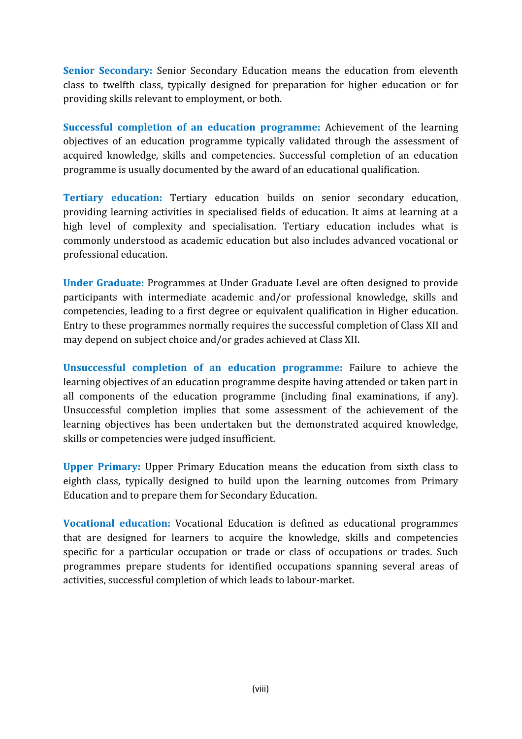**Senior Secondary:** Senior Secondary Education means the education from eleventh class to twelfth class, typically designed for preparation for higher education or for providing skills relevant to employment, or both.

**Successful completion of an education programme:** Achievement of the learning objectives of an education programme typically validated through the assessment of acquired knowledge, skills and competencies. Successful completion of an education programme is usually documented by the award of an educational qualification.

**Tertiary education:** Tertiary education builds on senior secondary education, providing learning activities in specialised fields of education. It aims at learning at a high level of complexity and specialisation. Tertiary education includes what is commonly understood as academic education but also includes advanced vocational or professional education.

**Under Graduate:** Programmes at Under Graduate Level are often designed to provide participants with intermediate academic and/or professional knowledge, skills and competencies, leading to a first degree or equivalent qualification in Higher education. Entry to these programmes normally requires the successful completion of Class XII and may depend on subject choice and/or grades achieved at Class XII.

**Unsuccessful completion of an education programme:** Failure to achieve the learning objectives of an education programme despite having attended or taken part in all components of the education programme (including final examinations, if any). Unsuccessful completion implies that some assessment of the achievement of the learning objectives has been undertaken but the demonstrated acquired knowledge, skills or competencies were judged insufficient.

**Upper Primary:** Upper Primary Education means the education from sixth class to eighth class, typically designed to build upon the learning outcomes from Primary Education and to prepare them for Secondary Education.

**Vocational education:** Vocational Education is defined as educational programmes that are designed for learners to acquire the knowledge, skills and competencies specific for a particular occupation or trade or class of occupations or trades. Such programmes prepare students for identified occupations spanning several areas of activities, successful completion of which leads to labour-market.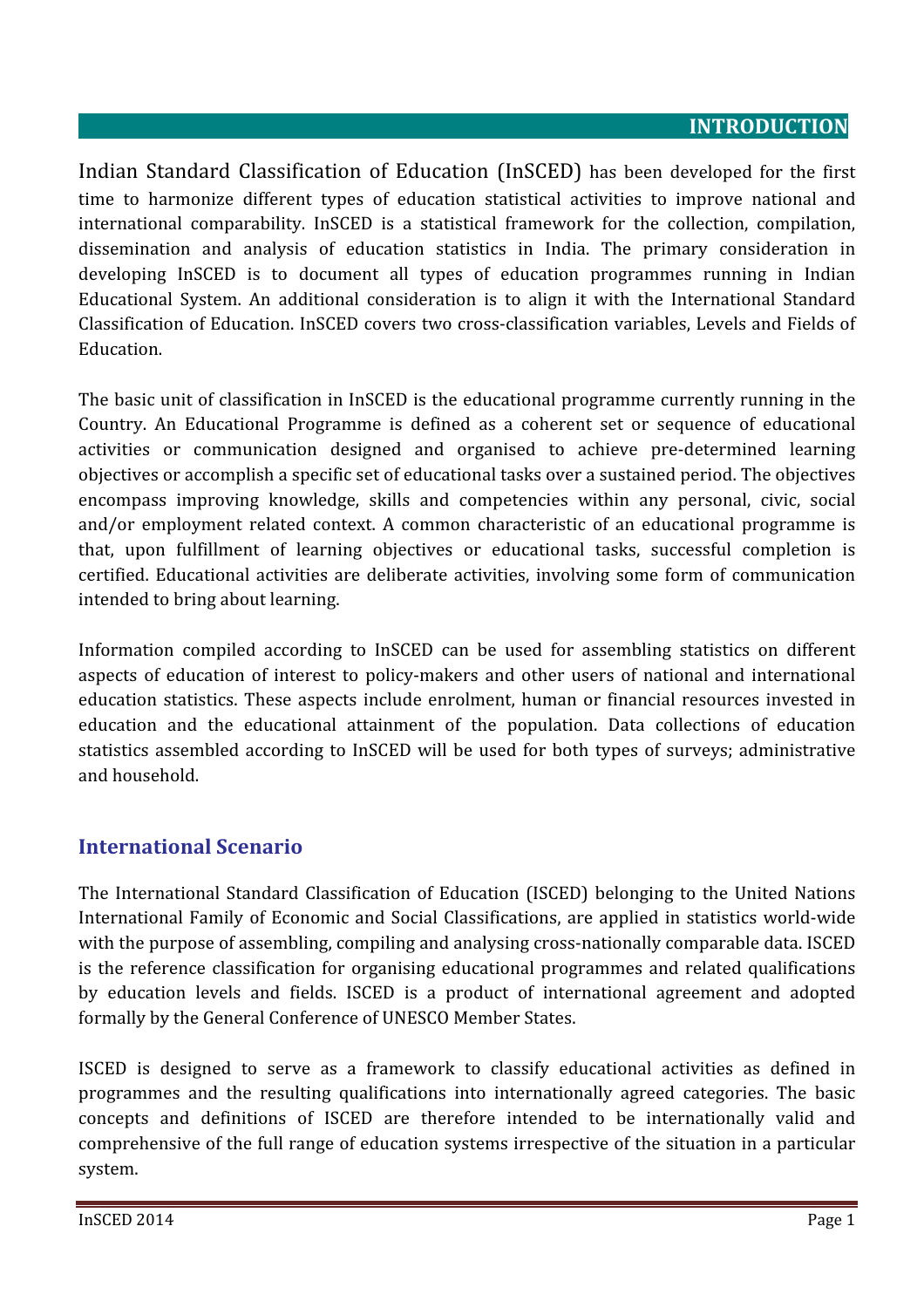# INTRODUCTION

Indian Standard Classification of Education (InSCED) has been developed for the first time to harmonize different types of education statistical activities to improve national and international comparability. InSCED is a statistical framework for the collection, compilation, dissemination and analysis of education statistics in India. The primary consideration in developing InSCED is to document all types of education programmes running in Indian Educational System. An additional consideration is to align it with the International Standard Classification of Education. InSCED covers two cross-classification variables, Levels and Fields of Education.

The basic unit of classification in InSCED is the educational programme currently running in the Country. An Educational Programme is defined as a coherent set or sequence of educational activities or communication designed and organised to achieve pre-determined learning objectives or accomplish a specific set of educational tasks over a sustained period. The objectives encompass improving knowledge, skills and competencies within any personal, civic, social and/or employment related context. A common characteristic of an educational programme is that, upon fulfillment of learning objectives or educational tasks, successful completion is certified. Educational activities are deliberate activities, involving some form of communication intended to bring about learning.

Information compiled according to InSCED can be used for assembling statistics on different aspects of education of interest to policy-makers and other users of national and international education statistics. These aspects include enrolment, human or financial resources invested in education and the educational attainment of the population. Data collections of education statistics assembled according to InSCED will be used for both types of surveys; administrative and household.

## International Scenario

The International Standard Classification of Education (ISCED) belonging to the United Nations International Family of Economic and Social Classifications, are applied in statistics world-wide with the purpose of assembling, compiling and analysing cross-nationally comparable data. ISCED is the reference classification for organising educational programmes and related qualifications by education levels and fields. ISCED is a product of international agreement and adopted formally by the General Conference of UNESCO Member States.

ISCED is designed to serve as a framework to classify educational activities as defined in programmes and the resulting qualifications into internationally agreed categories. The basic concepts and definitions of ISCED are therefore intended to be internationally valid and comprehensive of the full range of education systems irrespective of the situation in a particular system.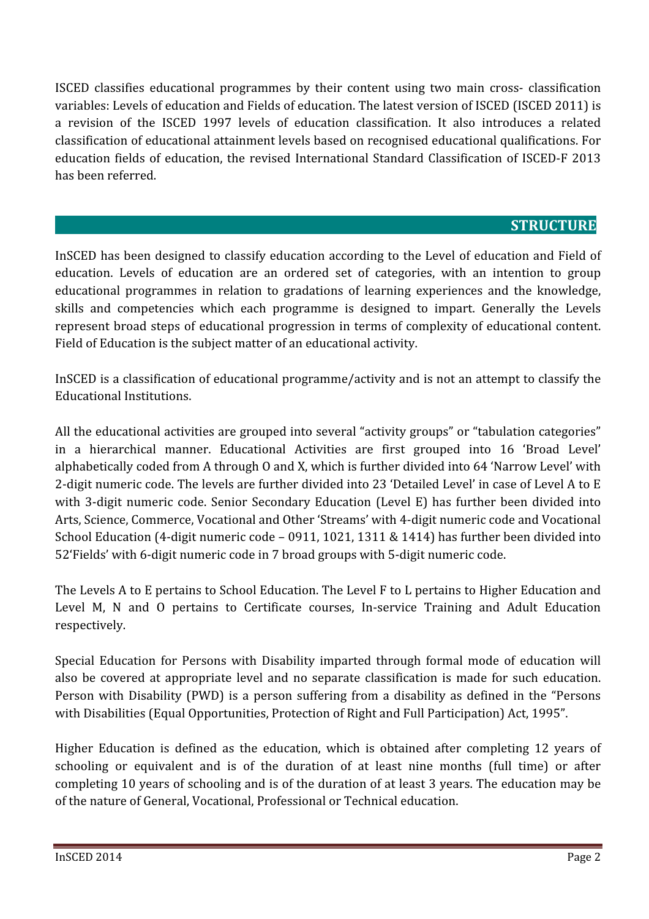ISCED classifies educational programmes by their content using two main cross- classification variables: Levels of education and Fields of education. The latest version of ISCED (ISCED 2011) is a revision of the ISCED 1997 levels of education classification. It also introduces a related classification of educational attainment levels based on recognised educational qualifications. For education fields of education, the revised International Standard Classification of ISCED-F 2013 has been referred.

## STRUCTURE

InSCED has been designed to classify education according to the Level of education and Field of education. Levels of education are an ordered set of categories, with an intention to group educational programmes in relation to gradations of learning experiences and the knowledge, skills and competencies which each programme is designed to impart. Generally the Levels represent broad steps of educational progression in terms of complexity of educational content. Field of Education is the subject matter of an educational activity.

InSCED is a classification of educational programme/activity and is not an attempt to classify the Educational Institutions.

All the educational activities are grouped into several "activity groups" or "tabulation categories" in a hierarchical manner. Educational Activities are first grouped into 16 'Broad Level' alphabetically coded from A through O and X, which is further divided into 64 'Narrow Level' with 2-digit numeric code. The levels are further divided into 23 'Detailed Level' in case of Level A to E with 3-digit numeric code. Senior Secondary Education (Level E) has further been divided into Arts, Science, Commerce, Vocational and Other 'Streams' with 4-digit numeric code and Vocational School Education (4-digit numeric code – 0911, 1021, 1311 & 1414) has further been divided into 52'Fields' with 6-digit numeric code in 7 broad groups with 5-digit numeric code.

The Levels A to E pertains to School Education. The Level F to L pertains to Higher Education and Level M, N and O pertains to Certificate courses, In-service Training and Adult Education respectively.

Special Education for Persons with Disability imparted through formal mode of education will also be covered at appropriate level and no separate classification is made for such education. Person with Disability (PWD) is a person suffering from a disability as defined in the "Persons with Disabilities (Equal Opportunities, Protection of Right and Full Participation) Act, 1995".

Higher Education is defined as the education, which is obtained after completing 12 years of schooling or equivalent and is of the duration of at least nine months (full time) or after completing 10 years of schooling and is of the duration of at least 3 years. The education may be of the nature of General, Vocational, Professional or Technical education.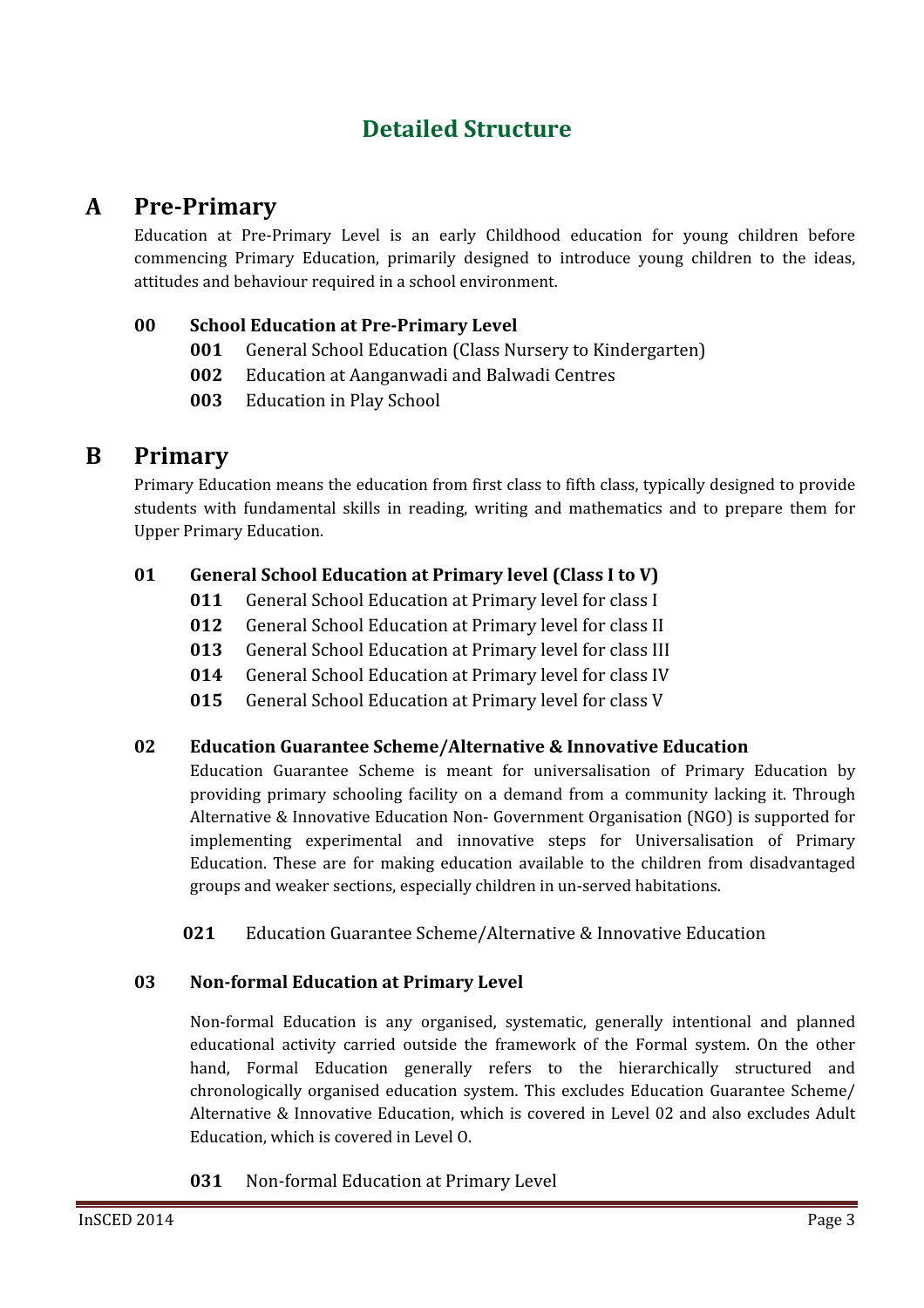# Detailed Structure

## A Pre-Primary

Education at Pre-Primary Level is an early Childhood education for young children before commencing Primary Education, primarily designed to introduce young children to the ideas, attitudes and behaviour required in a school environment.

### 00 School Education at Pre-Primary Level

- **001** General School Education (Class Nursery to Kindergarten)
- **002** Education at Aanganwadi and Balwadi Centres
- **003** Education in Play School

## B Primary

Primary Education means the education from first class to fifth class, typically designed to provide students with fundamental skills in reading, writing and mathematics and to prepare them for Upper Primary Education.

### 01 General School Education at Primary level (Class I to V)

- **011** General School Education at Primary level for class I
- **012** General School Education at Primary level for class II
- **013** General School Education at Primary level for class III
- **014** General School Education at Primary level for class IV
- **015** General School Education at Primary level for class V

### 02 Education Guarantee Scheme/Alternative & Innovative Education

Education Guarantee Scheme is meant for universalisation of Primary Education by providing primary schooling facility on a demand from a community lacking it. Through Alternative & Innovative Education Non- Government Organisation (NGO) is supported for implementing experimental and innovative steps for Universalisation of Primary Education. These are for making education available to the children from disadvantaged groups and weaker sections, especially children in un-served habitations.

- **021** Education Guarantee Scheme/Alternative & Innovative Education

### 03 Non-formal Education at Primary Level

Non-formal Education is any organised, systematic, generally intentional and planned educational activity carried outside the framework of the Formal system. On the other hand, Formal Education generally refers to the hierarchically structured and chronologically organised education system. This excludes Education Guarantee Scheme/ Alternative & Innovative Education, which is covered in Level 02 and also excludes Adult Education, which is covered in Level O.

- **031** Non-formal Education at Primary Level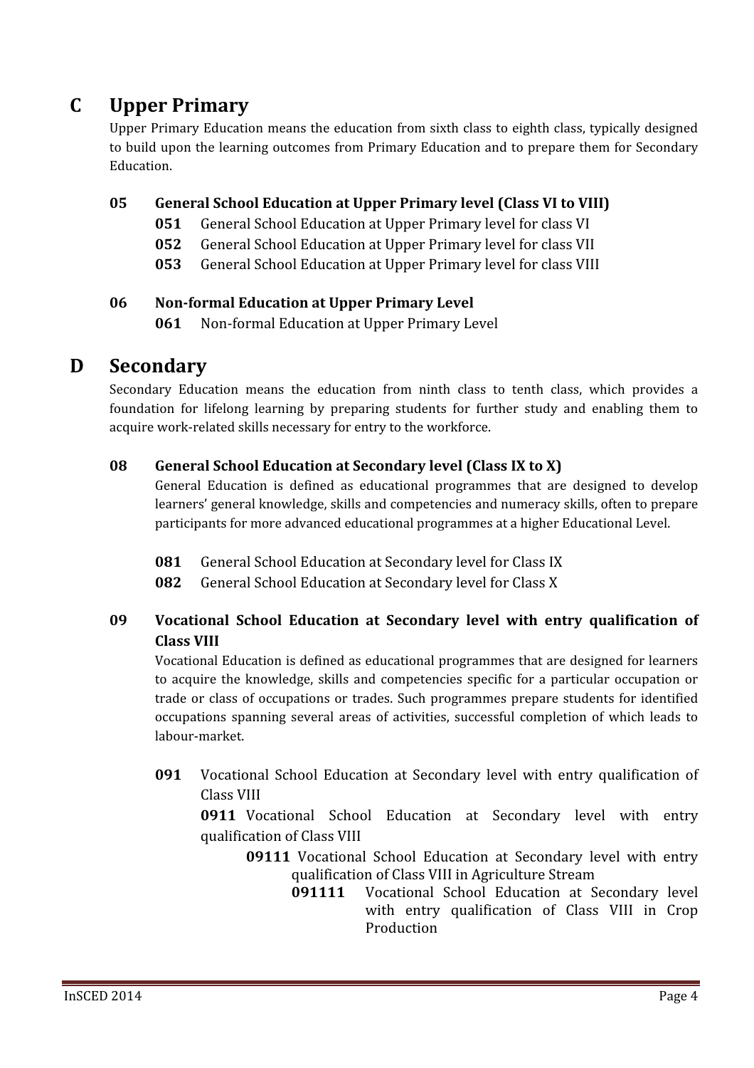## C Upper Primary

Upper Primary Education means the education from sixth class to eighth class, typically designed to build upon the learning outcomes from Primary Education and to prepare them for Secondary Education.

### 05 General School Education at Upper Primary level (Class VI to VIII)

- **051** General School Education at Upper Primary level for class VI
- **052** General School Education at Upper Primary level for class VII
- **053** General School Education at Upper Primary level for class VIII

### 06 Non-formal Education at Upper Primary Level

- **061** Non-formal Education at Upper Primary Level

## D Secondary

Secondary Education means the education from ninth class to tenth class, which provides a foundation for lifelong learning by preparing students for further study and enabling them to acquire work-related skills necessary for entry to the workforce.

### 08 General School Education at Secondary level (Class IX to X)

General Education is defined as educational programmes that are designed to develop learners' general knowledge, skills and competencies and numeracy skills, often to prepare participants for more advanced educational programmes at a higher Educational Level.

- **081** General School Education at Secondary level for Class IX
- **082** General School Education at Secondary level for Class X

### 09 Vocational School Education at Secondary level with entry qualification of Class VIII

Vocational Education is defined as educational programmes that are designed for learners to acquire the knowledge, skills and competencies specific for a particular occupation or trade or class of occupations or trades. Such programmes prepare students for identified occupations spanning several areas of activities, successful completion of which leads to labour-market.

- **091** Vocational School Education at Secondary level with entry qualification of Class VIII
  - **0911** Vocational School Education at Secondary level with entry qualification of Class VIII
    - **09111** Vocational School Education at Secondary level with entry qualification of Class VIII in Agriculture Stream
      - **091111** Vocational School Education at Secondary level with entry qualification of Class VIII in Crop Production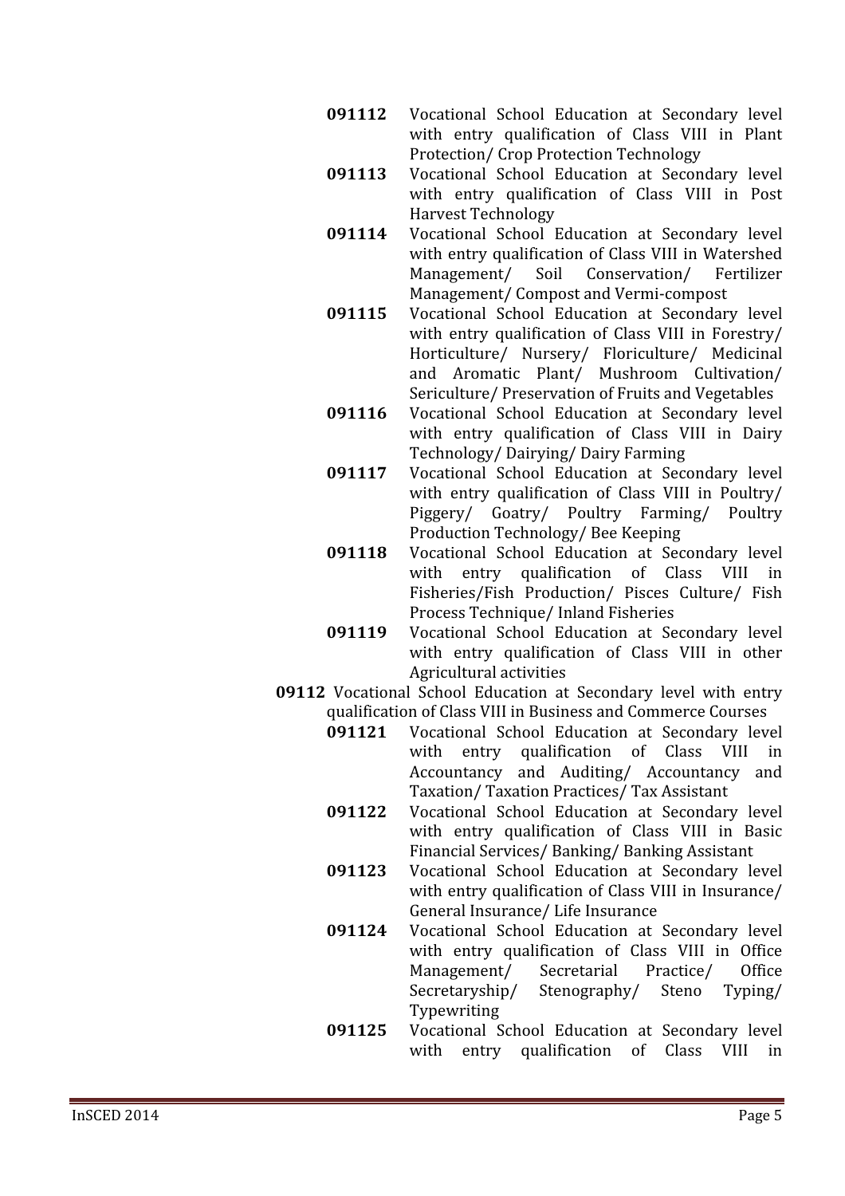- **091112** Vocational School Education at Secondary level with entry qualification of Class VIII in Plant Protection/ Crop Protection Technology
- **091113** Vocational School Education at Secondary level with entry qualification of Class VIII in Post Harvest Technology
- **091114** Vocational School Education at Secondary level with entry qualification of Class VIII in Watershed Management/ Soil Conservation/ Fertilizer Management/ Compost and Vermi-compost
- **091115** Vocational School Education at Secondary level with entry qualification of Class VIII in Forestry/ Horticulture/ Nursery/ Floriculture/ Medicinal and Aromatic Plant/ Mushroom Cultivation/ Sericulture/ Preservation of Fruits and Vegetables
- **091116** Vocational School Education at Secondary level with entry qualification of Class VIII in Dairy Technology/ Dairying/ Dairy Farming
- **091117** Vocational School Education at Secondary level with entry qualification of Class VIII in Poultry/ Piggery/ Goatry/ Poultry Farming/ Poultry Production Technology/ Bee Keeping
- **091118** Vocational School Education at Secondary level with entry qualification of Class VIII in Fisheries/Fish Production/ Pisces Culture/ Fish Process Technique/ Inland Fisheries
- **091119** Vocational School Education at Secondary level with entry qualification of Class VIII in other Agricultural activities

**09112** Vocational School Education at Secondary level with entry qualification of Class VIII in Business and Commerce Courses

- **091121** Vocational School Education at Secondary level with entry qualification of Class VIII in Accountancy and Auditing/ Accountancy and Taxation/ Taxation Practices/ Tax Assistant
- **091122** Vocational School Education at Secondary level with entry qualification of Class VIII in Basic Financial Services/ Banking/ Banking Assistant
- **091123** Vocational School Education at Secondary level with entry qualification of Class VIII in Insurance/ General Insurance/ Life Insurance
- **091124** Vocational School Education at Secondary level with entry qualification of Class VIII in Office Management/ Secretarial Practice/ Office Secretaryship/ Stenography/ Steno Typing/ Typewriting
- **091125** Vocational School Education at Secondary level with entry qualification of Class VIII in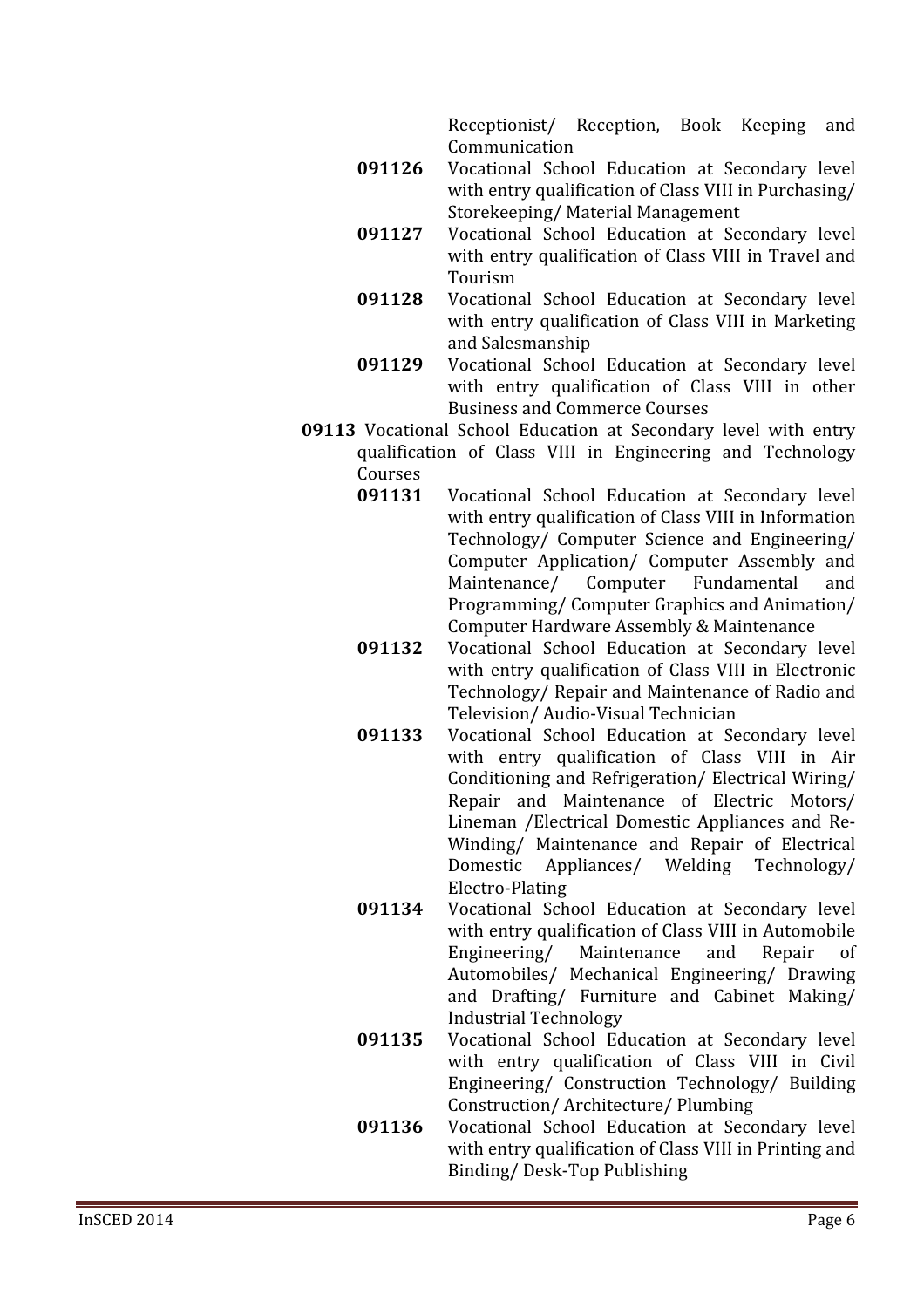Receptionist/ Reception, Book Keeping and Communication

- **091126** Vocational School Education at Secondary level with entry qualification of Class VIII in Purchasing/ Storekeeping/ Material Management
- **091127** Vocational School Education at Secondary level with entry qualification of Class VIII in Travel and Tourism
- **091128** Vocational School Education at Secondary level with entry qualification of Class VIII in Marketing and Salesmanship
- **091129** Vocational School Education at Secondary level with entry qualification of Class VIII in other Business and Commerce Courses

**09113** Vocational School Education at Secondary level with entry qualification of Class VIII in Engineering and Technology Courses

- **091131** Vocational School Education at Secondary level with entry qualification of Class VIII in Information Technology/ Computer Science and Engineering/ Computer Application/ Computer Assembly and Maintenance/ Computer Fundamental and Programming/ Computer Graphics and Animation/ Computer Hardware Assembly & Maintenance
- **091132** Vocational School Education at Secondary level with entry qualification of Class VIII in Electronic Technology/ Repair and Maintenance of Radio and Television/ Audio-Visual Technician
- **091133** Vocational School Education at Secondary level with entry qualification of Class VIII in Air Conditioning and Refrigeration/ Electrical Wiring/ Repair and Maintenance of Electric Motors/ Lineman /Electrical Domestic Appliances and Re-Winding/ Maintenance and Repair of Electrical Domestic Appliances/ Welding Technology/ Electro-Plating
- **091134** Vocational School Education at Secondary level with entry qualification of Class VIII in Automobile Engineering/ Maintenance and Repair of Automobiles/ Mechanical Engineering/ Drawing and Drafting/ Furniture and Cabinet Making/ Industrial Technology
- **091135** Vocational School Education at Secondary level with entry qualification of Class VIII in Civil Engineering/ Construction Technology/ Building Construction/ Architecture/ Plumbing
- **091136** Vocational School Education at Secondary level with entry qualification of Class VIII in Printing and Binding/ Desk-Top Publishing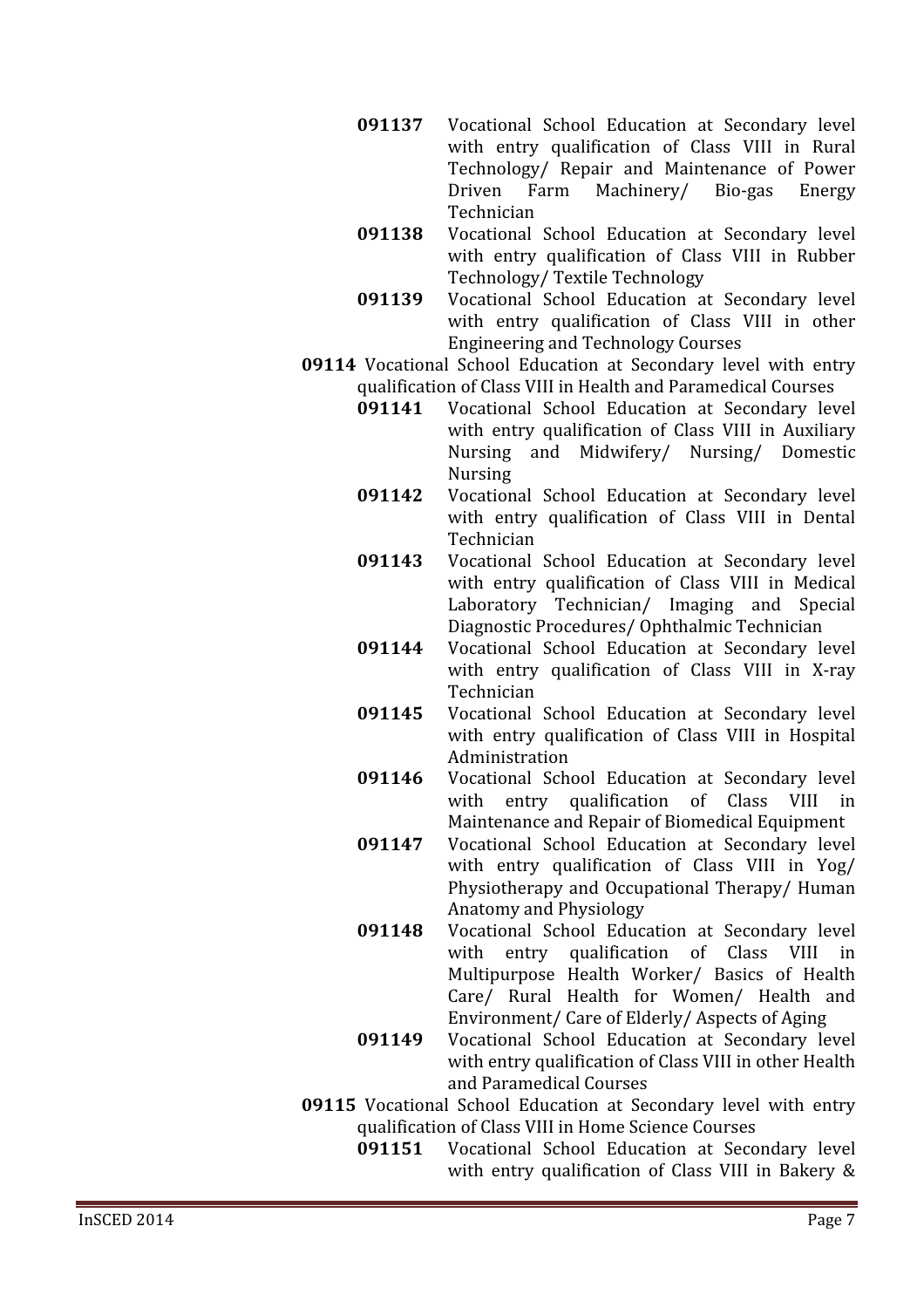**091137** Vocational School Education at Secondary level with entry qualification of Class VIII in Rural Technology/ Repair and Maintenance of Power Driven Farm Machinery/ Bio-gas Energy Technician

**091138** Vocational School Education at Secondary level with entry qualification of Class VIII in Rubber Technology/ Textile Technology

**091139** Vocational School Education at Secondary level with entry qualification of Class VIII in other Engineering and Technology Courses

**09114** Vocational School Education at Secondary level with entry qualification of Class VIII in Health and Paramedical Courses

**091141** Vocational School Education at Secondary level with entry qualification of Class VIII in Auxiliary Nursing and Midwifery/ Nursing/ Domestic Nursing

**091142** Vocational School Education at Secondary level with entry qualification of Class VIII in Dental Technician

**091143** Vocational School Education at Secondary level with entry qualification of Class VIII in Medical Laboratory Technician/ Imaging and Special Diagnostic Procedures/ Ophthalmic Technician

**091144** Vocational School Education at Secondary level with entry qualification of Class VIII in X-ray Technician

**091145** Vocational School Education at Secondary level with entry qualification of Class VIII in Hospital Administration

**091146** Vocational School Education at Secondary level with entry qualification of Class VIII in Maintenance and Repair of Biomedical Equipment

**091147** Vocational School Education at Secondary level with entry qualification of Class VIII in Yog/ Physiotherapy and Occupational Therapy/ Human Anatomy and Physiology

**091148** Vocational School Education at Secondary level with entry qualification of Class VIII in Multipurpose Health Worker/ Basics of Health Care/ Rural Health for Women/ Health and Environment/ Care of Elderly/ Aspects of Aging

**091149** Vocational School Education at Secondary level with entry qualification of Class VIII in other Health and Paramedical Courses

**09115** Vocational School Education at Secondary level with entry qualification of Class VIII in Home Science Courses

**091151** Vocational School Education at Secondary level with entry qualification of Class VIII in Bakery &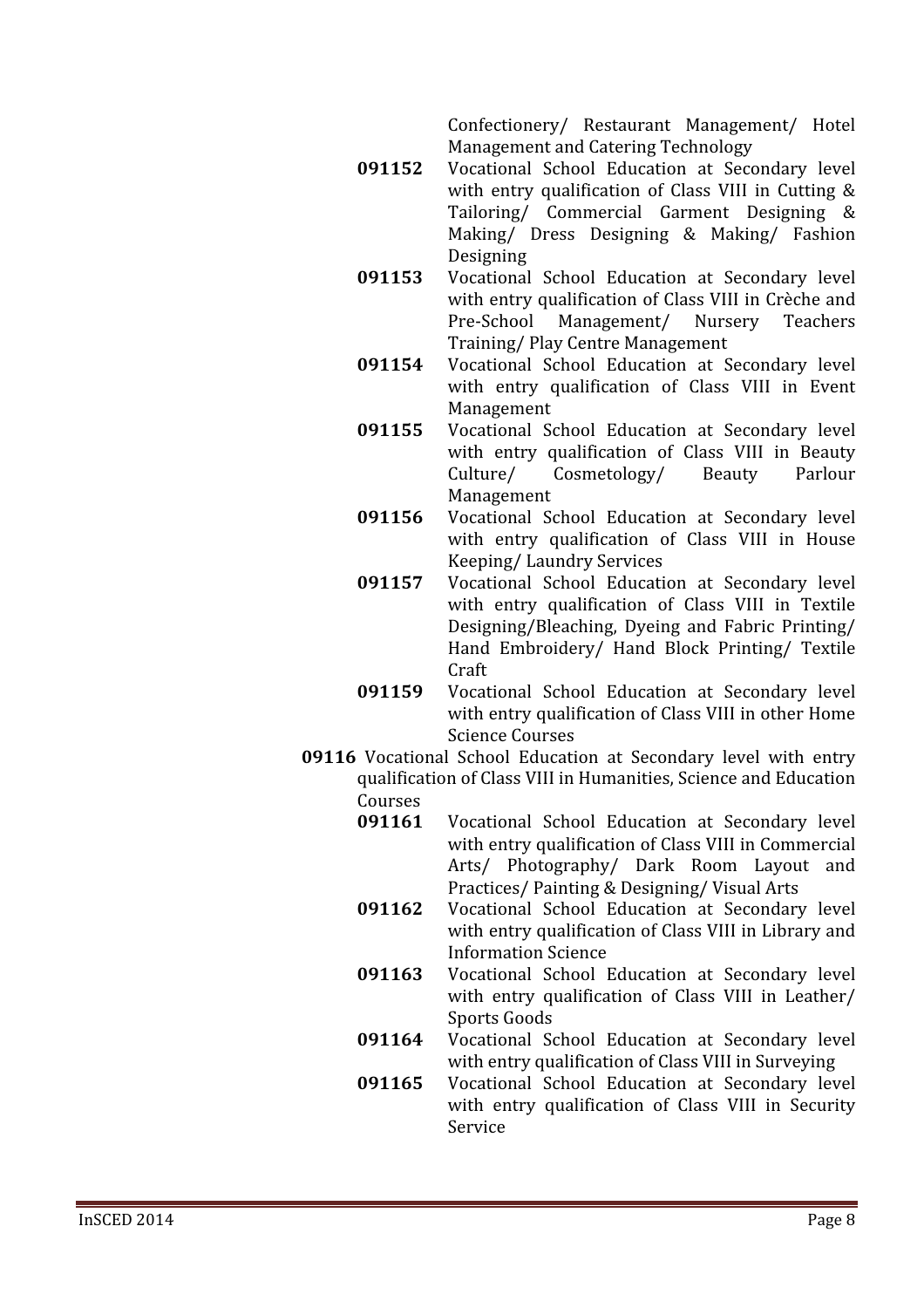Confectionery/ Restaurant Management/ Hotel Management and Catering Technology

- **091152** Vocational School Education at Secondary level with entry qualification of Class VIII in Cutting & Tailoring/ Commercial Garment Designing & Making/ Dress Designing & Making/ Fashion Designing
- **091153** Vocational School Education at Secondary level with entry qualification of Class VIII in Crèche and Pre-School Management/ Nursery Teachers Training/ Play Centre Management
- **091154** Vocational School Education at Secondary level with entry qualification of Class VIII in Event Management
- **091155** Vocational School Education at Secondary level with entry qualification of Class VIII in Beauty Culture/ Cosmetology/ Beauty Parlour Management
- **091156** Vocational School Education at Secondary level with entry qualification of Class VIII in House Keeping/ Laundry Services
- **091157** Vocational School Education at Secondary level with entry qualification of Class VIII in Textile Designing/Bleaching, Dyeing and Fabric Printing/ Hand Embroidery/ Hand Block Printing/ Textile Craft
- **091159** Vocational School Education at Secondary level with entry qualification of Class VIII in other Home Science Courses

**09116** Vocational School Education at Secondary level with entry qualification of Class VIII in Humanities, Science and Education Courses

- **091161** Vocational School Education at Secondary level with entry qualification of Class VIII in Commercial Arts/ Photography/ Dark Room Layout and Practices/ Painting & Designing/ Visual Arts
- **091162** Vocational School Education at Secondary level with entry qualification of Class VIII in Library and Information Science
- **091163** Vocational School Education at Secondary level with entry qualification of Class VIII in Leather/ Sports Goods
- **091164** Vocational School Education at Secondary level with entry qualification of Class VIII in Surveying
- **091165** Vocational School Education at Secondary level with entry qualification of Class VIII in Security Service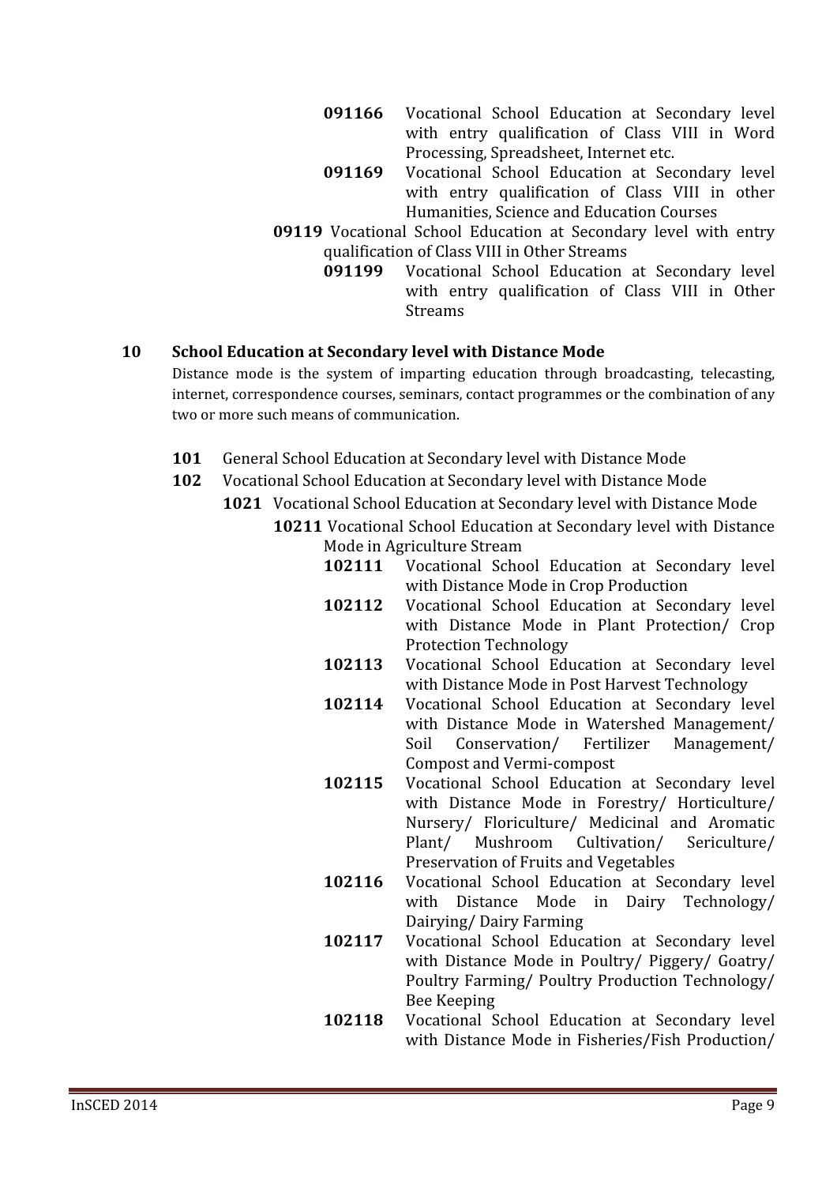**091166** Vocational School Education at Secondary level with entry qualification of Class VIII in Word Processing, Spreadsheet, Internet etc.

**091169** Vocational School Education at Secondary level with entry qualification of Class VIII in other Humanities, Science and Education Courses

**09119** Vocational School Education at Secondary level with entry qualification of Class VIII in Other Streams

**091199** Vocational School Education at Secondary level with entry qualification of Class VIII in Other Streams

## 10 School Education at Secondary level with Distance Mode

Distance mode is the system of imparting education through broadcasting, telecasting, internet, correspondence courses, seminars, contact programmes or the combination of any two or more such means of communication.

**101** General School Education at Secondary level with Distance Mode

**102** Vocational School Education at Secondary level with Distance Mode

**1021** Vocational School Education at Secondary level with Distance Mode

**10211** Vocational School Education at Secondary level with Distance Mode in Agriculture Stream

**102111** Vocational School Education at Secondary level with Distance Mode in Crop Production

**102112** Vocational School Education at Secondary level with Distance Mode in Plant Protection/ Crop Protection Technology

**102113** Vocational School Education at Secondary level with Distance Mode in Post Harvest Technology

**102114** Vocational School Education at Secondary level with Distance Mode in Watershed Management/ Soil Conservation/ Fertilizer Management/ Compost and Vermi-compost

**102115** Vocational School Education at Secondary level with Distance Mode in Forestry/ Horticulture/ Nursery/ Floriculture/ Medicinal and Aromatic Plant/ Mushroom Cultivation/ Sericulture/ Preservation of Fruits and Vegetables

**102116** Vocational School Education at Secondary level with Distance Mode in Dairy Technology/ Dairying/ Dairy Farming

**102117** Vocational School Education at Secondary level with Distance Mode in Poultry/ Piggery/ Goatry/ Poultry Farming/ Poultry Production Technology/ Bee Keeping

**102118** Vocational School Education at Secondary level with Distance Mode in Fisheries/Fish Production/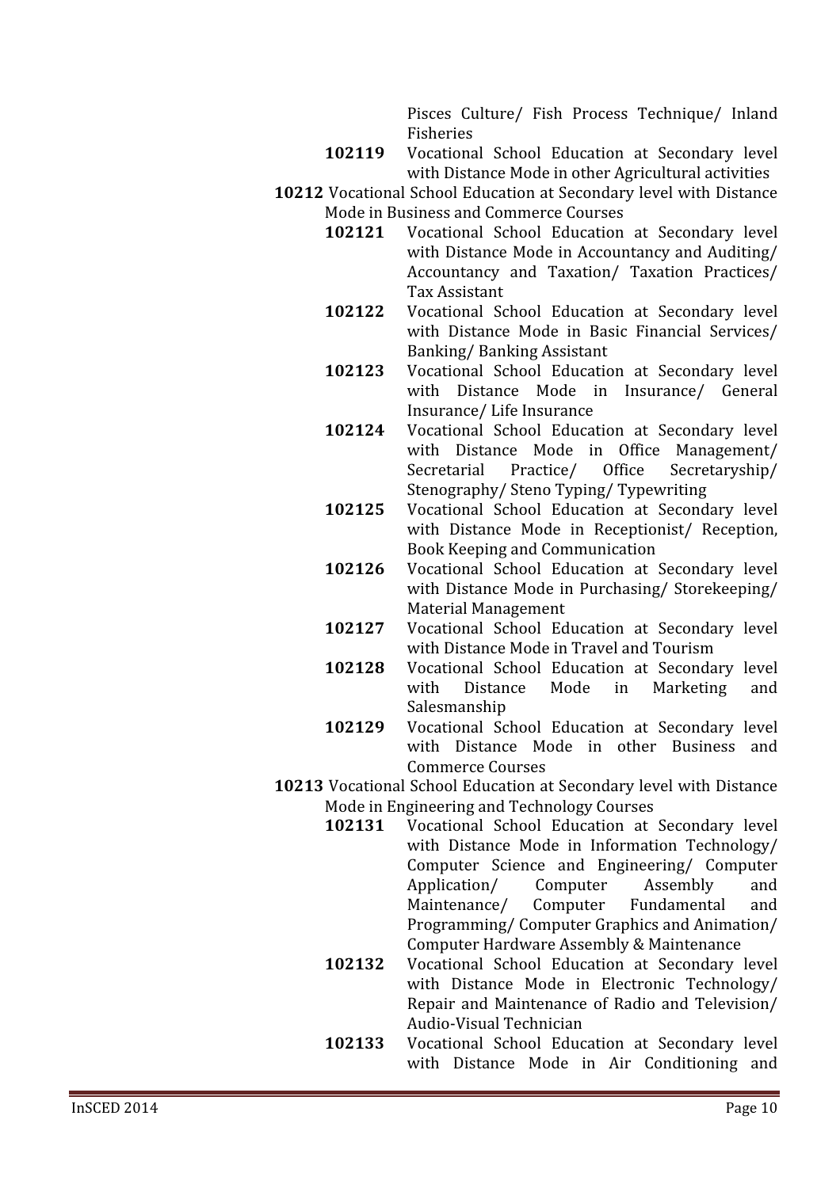Pisces Culture/ Fish Process Technique/ Inland Fisheries

- **102119** Vocational School Education at Secondary level with Distance Mode in other Agricultural activities

**10212** Vocational School Education at Secondary level with Distance Mode in Business and Commerce Courses

- **102121** Vocational School Education at Secondary level with Distance Mode in Accountancy and Auditing/ Accountancy and Taxation/ Taxation Practices/ Tax Assistant
- **102122** Vocational School Education at Secondary level with Distance Mode in Basic Financial Services/ Banking/ Banking Assistant
- **102123** Vocational School Education at Secondary level with Distance Mode in Insurance/ General Insurance/ Life Insurance
- **102124** Vocational School Education at Secondary level with Distance Mode in Office Management/ Secretarial Practice/ Office Secretaryship/ Stenography/ Steno Typing/ Typewriting
- **102125** Vocational School Education at Secondary level with Distance Mode in Receptionist/ Reception, Book Keeping and Communication
- **102126** Vocational School Education at Secondary level with Distance Mode in Purchasing/ Storekeeping/ Material Management
- **102127** Vocational School Education at Secondary level with Distance Mode in Travel and Tourism
- **102128** Vocational School Education at Secondary level with Distance Mode in Marketing and Salesmanship
- **102129** Vocational School Education at Secondary level with Distance Mode in other Business and Commerce Courses

**10213** Vocational School Education at Secondary level with Distance Mode in Engineering and Technology Courses

- **102131** Vocational School Education at Secondary level with Distance Mode in Information Technology/ Computer Science and Engineering/ Computer Application/ Computer Assembly and Maintenance/ Computer Fundamental and Programming/ Computer Graphics and Animation/ Computer Hardware Assembly & Maintenance
- **102132** Vocational School Education at Secondary level with Distance Mode in Electronic Technology/ Repair and Maintenance of Radio and Television/ Audio-Visual Technician
- **102133** Vocational School Education at Secondary level with Distance Mode in Air Conditioning and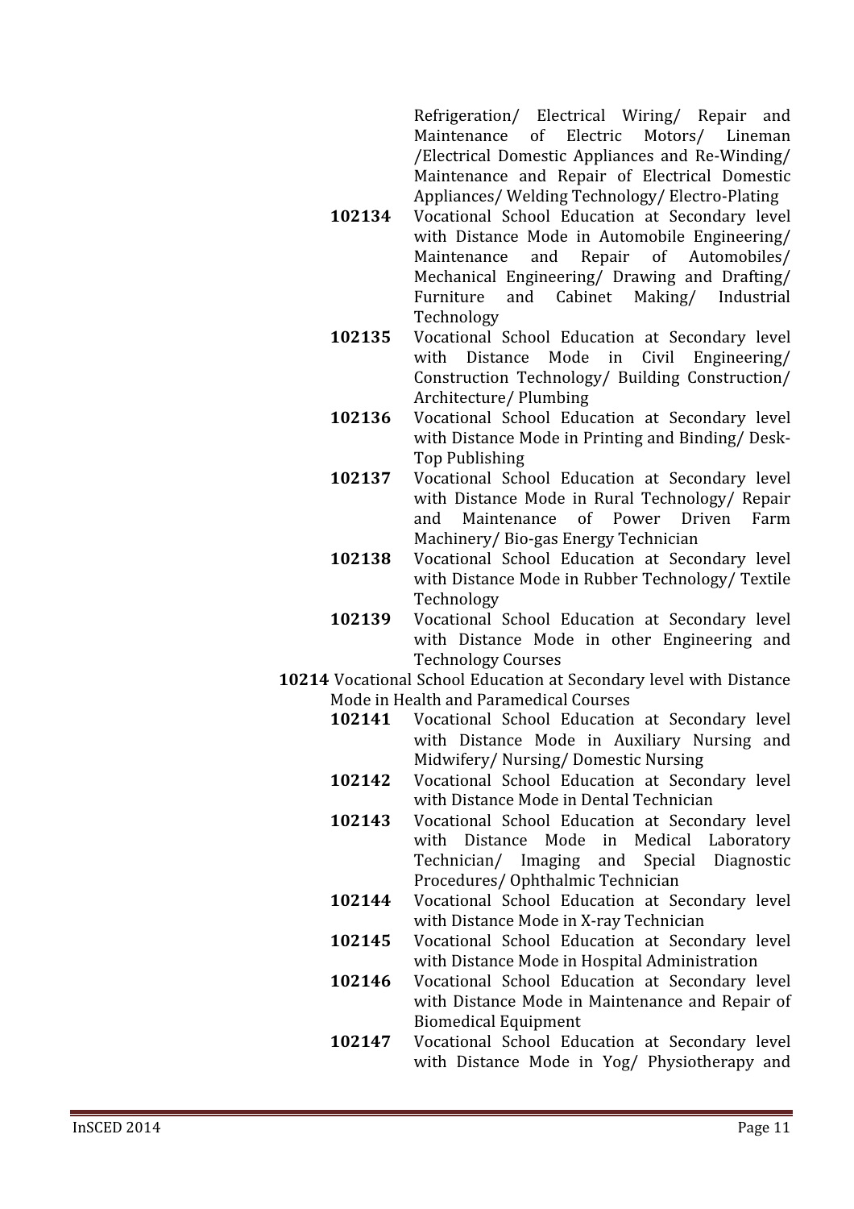Refrigeration/ Electrical Wiring/ Repair and Maintenance of Electric Motors/ Lineman /Electrical Domestic Appliances and Re-Winding/ Maintenance and Repair of Electrical Domestic Appliances/ Welding Technology/ Electro-Plating

**102134** Vocational School Education at Secondary level with Distance Mode in Automobile Engineering/ Maintenance and Repair of Automobiles/ Mechanical Engineering/ Drawing and Drafting/ Furniture and Cabinet Making/ Industrial Technology

**102135** Vocational School Education at Secondary level with Distance Mode in Civil Engineering/ Construction Technology/ Building Construction/ Architecture/ Plumbing

**102136** Vocational School Education at Secondary level with Distance Mode in Printing and Binding/ Desk-Top Publishing

**102137** Vocational School Education at Secondary level with Distance Mode in Rural Technology/ Repair and Maintenance of Power Driven Farm Machinery/ Bio-gas Energy Technician

**102138** Vocational School Education at Secondary level with Distance Mode in Rubber Technology/ Textile Technology

**102139** Vocational School Education at Secondary level with Distance Mode in other Engineering and Technology Courses

**10214** Vocational School Education at Secondary level with Distance Mode in Health and Paramedical Courses

**102141** Vocational School Education at Secondary level with Distance Mode in Auxiliary Nursing and Midwifery/ Nursing/ Domestic Nursing

**102142** Vocational School Education at Secondary level with Distance Mode in Dental Technician

**102143** Vocational School Education at Secondary level with Distance Mode in Medical Laboratory Technician/ Imaging and Special Diagnostic Procedures/ Ophthalmic Technician

**102144** Vocational School Education at Secondary level with Distance Mode in X-ray Technician

**102145** Vocational School Education at Secondary level with Distance Mode in Hospital Administration

**102146** Vocational School Education at Secondary level with Distance Mode in Maintenance and Repair of Biomedical Equipment

**102147** Vocational School Education at Secondary level with Distance Mode in Yog/ Physiotherapy and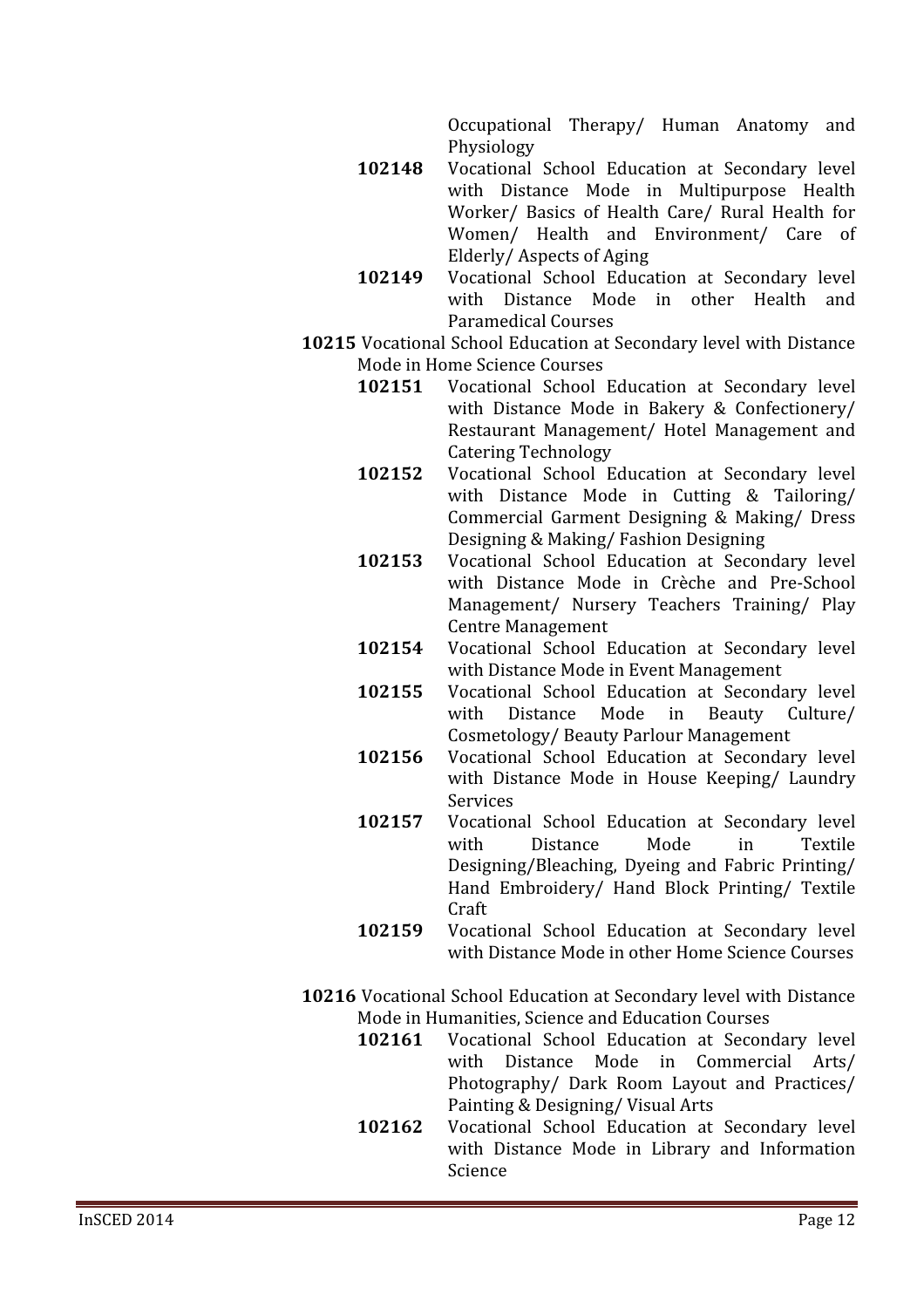Occupational Therapy/ Human Anatomy and Physiology

- **102148** Vocational School Education at Secondary level with Distance Mode in Multipurpose Health Worker/ Basics of Health Care/ Rural Health for Women/ Health and Environment/ Care of Elderly/ Aspects of Aging
- **102149** Vocational School Education at Secondary level with Distance Mode in other Health and Paramedical Courses

**10215** Vocational School Education at Secondary level with Distance Mode in Home Science Courses

- **102151** Vocational School Education at Secondary level with Distance Mode in Bakery & Confectionery/ Restaurant Management/ Hotel Management and Catering Technology
- **102152** Vocational School Education at Secondary level with Distance Mode in Cutting & Tailoring/ Commercial Garment Designing & Making/ Dress Designing & Making/ Fashion Designing
- **102153** Vocational School Education at Secondary level with Distance Mode in Crèche and Pre-School Management/ Nursery Teachers Training/ Play Centre Management
- **102154** Vocational School Education at Secondary level with Distance Mode in Event Management
- **102155** Vocational School Education at Secondary level with Distance Mode in Beauty Culture/ Cosmetology/ Beauty Parlour Management
- **102156** Vocational School Education at Secondary level with Distance Mode in House Keeping/ Laundry Services
- **102157** Vocational School Education at Secondary level with Distance Mode in Textile Designing/Bleaching, Dyeing and Fabric Printing/ Hand Embroidery/ Hand Block Printing/ Textile Craft
- **102159** Vocational School Education at Secondary level with Distance Mode in other Home Science Courses

**10216** Vocational School Education at Secondary level with Distance Mode in Humanities, Science and Education Courses

- **102161** Vocational School Education at Secondary level with Distance Mode in Commercial Arts/ Photography/ Dark Room Layout and Practices/ Painting & Designing/ Visual Arts
- **102162** Vocational School Education at Secondary level with Distance Mode in Library and Information Science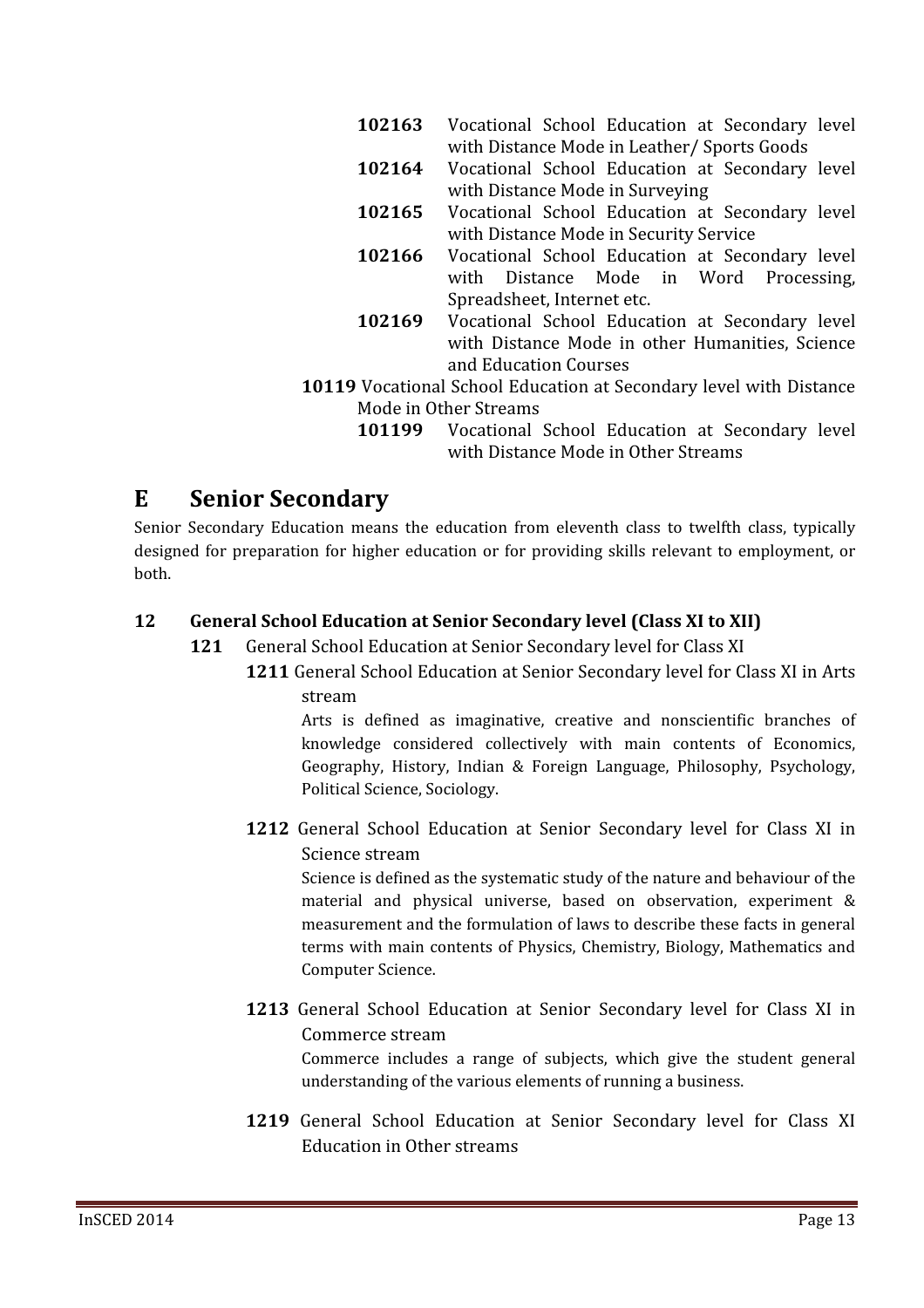- **102163** Vocational School Education at Secondary level with Distance Mode in Leather/ Sports Goods
- **102164** Vocational School Education at Secondary level with Distance Mode in Surveying
- **102165** Vocational School Education at Secondary level with Distance Mode in Security Service
- **102166** Vocational School Education at Secondary level with Distance Mode in Word Processing, Spreadsheet, Internet etc.
- **102169** Vocational School Education at Secondary level with Distance Mode in other Humanities, Science and Education Courses

**10119** Vocational School Education at Secondary level with Distance Mode in Other Streams

- **101199** Vocational School Education at Secondary level with Distance Mode in Other Streams

# E Senior Secondary

Senior Secondary Education means the education from eleventh class to twelfth class, typically designed for preparation for higher education or for providing skills relevant to employment, or both.

## 12 General School Education at Senior Secondary level (Class XI to XII)

**121** General School Education at Senior Secondary level for Class XI

**1211** General School Education at Senior Secondary level for Class XI in Arts stream

Arts is defined as imaginative, creative and nonscientific branches of knowledge considered collectively with main contents of Economics, Geography, History, Indian & Foreign Language, Philosophy, Psychology, Political Science, Sociology.

**1212** General School Education at Senior Secondary level for Class XI in Science stream

Science is defined as the systematic study of the nature and behaviour of the material and physical universe, based on observation, experiment & measurement and the formulation of laws to describe these facts in general terms with main contents of Physics, Chemistry, Biology, Mathematics and Computer Science.

**1213** General School Education at Senior Secondary level for Class XI in Commerce stream

Commerce includes a range of subjects, which give the student general understanding of the various elements of running a business.

**1219** General School Education at Senior Secondary level for Class XI Education in Other streams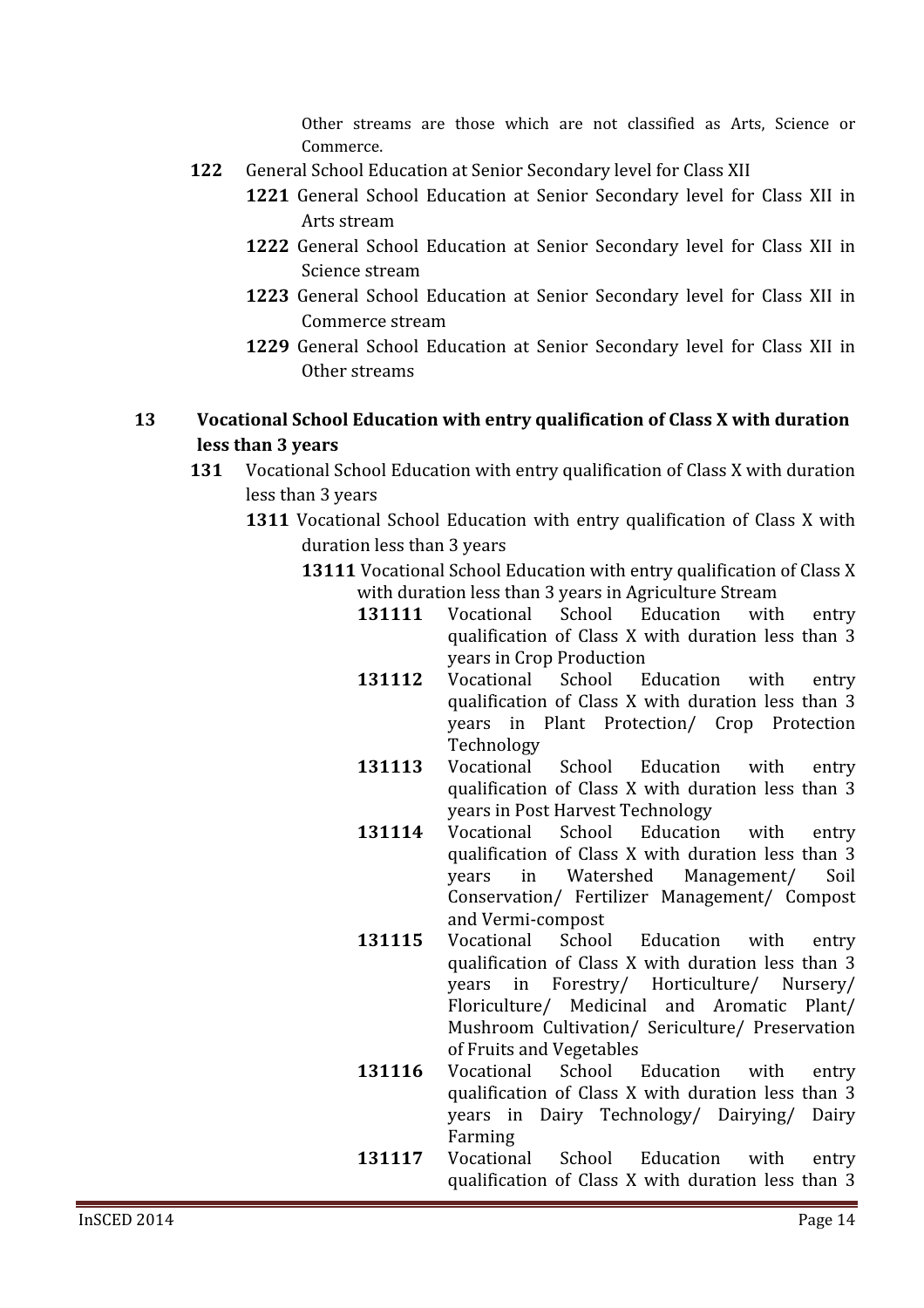Other streams are those which are not classified as Arts, Science or Commerce.

- **122** General School Education at Senior Secondary level for Class XII
  - **1221** General School Education at Senior Secondary level for Class XII in Arts stream
  - **1222** General School Education at Senior Secondary level for Class XII in Science stream
  - **1223** General School Education at Senior Secondary level for Class XII in Commerce stream
  - **1229** General School Education at Senior Secondary level for Class XII in Other streams

**13 Vocational School Education with entry qualification of Class X with duration less than 3 years**

- **131** Vocational School Education with entry qualification of Class X with duration less than 3 years
  - **1311** Vocational School Education with entry qualification of Class X with duration less than 3 years
    - **13111** Vocational School Education with entry qualification of Class X with duration less than 3 years in Agriculture Stream
      - **131111** Vocational School Education with entry qualification of Class X with duration less than 3 years in Crop Production
      - **131112** Vocational School Education with entry qualification of Class X with duration less than 3 years in Plant Protection/ Crop Protection Technology
      - **131113** Vocational School Education with entry qualification of Class X with duration less than 3 years in Post Harvest Technology
      - **131114** Vocational School Education with entry qualification of Class X with duration less than 3 years in Watershed Management/ Soil Conservation/ Fertilizer Management/ Compost and Vermi-compost
      - **131115** Vocational School Education with entry qualification of Class X with duration less than 3 years in Forestry/ Horticulture/ Nursery/ Floriculture/ Medicinal and Aromatic Plant/ Mushroom Cultivation/ Sericulture/ Preservation of Fruits and Vegetables
      - **131116** Vocational School Education with entry qualification of Class X with duration less than 3 years in Dairy Technology/ Dairying/ Dairy Farming
      - **131117** Vocational School Education with entry qualification of Class X with duration less than 3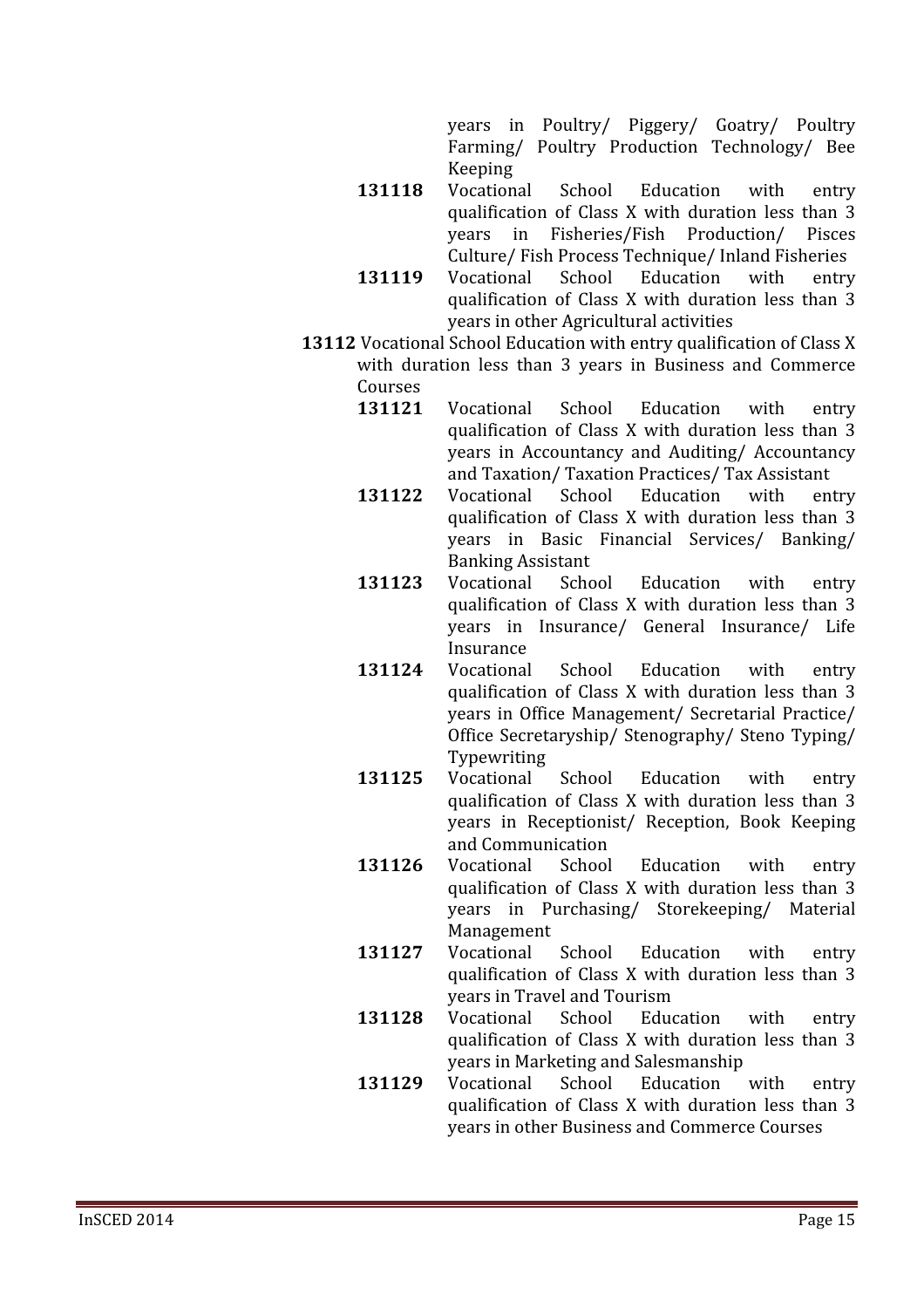years in Poultry/ Piggery/ Goatry/ Poultry Farming/ Poultry Production Technology/ Bee Keeping

- **131118** Vocational School Education with entry qualification of Class X with duration less than 3 years in Fisheries/Fish Production/ Pisces Culture/ Fish Process Technique/ Inland Fisheries
- **131119** Vocational School Education with entry qualification of Class X with duration less than 3 years in other Agricultural activities

**13112** Vocational School Education with entry qualification of Class X with duration less than 3 years in Business and Commerce Courses

- **131121** Vocational School Education with entry qualification of Class X with duration less than 3 years in Accountancy and Auditing/ Accountancy and Taxation/ Taxation Practices/ Tax Assistant
- **131122** Vocational School Education with entry qualification of Class X with duration less than 3 years in Basic Financial Services/ Banking/ Banking Assistant
- **131123** Vocational School Education with entry qualification of Class X with duration less than 3 years in Insurance/ General Insurance/ Life Insurance
- **131124** Vocational School Education with entry qualification of Class X with duration less than 3 years in Office Management/ Secretarial Practice/ Office Secretaryship/ Stenography/ Steno Typing/ Typewriting
- **131125** Vocational School Education with entry qualification of Class X with duration less than 3 years in Receptionist/ Reception, Book Keeping and Communication
- **131126** Vocational School Education with entry qualification of Class X with duration less than 3 years in Purchasing/ Storekeeping/ Material Management
- **131127** Vocational School Education with entry qualification of Class X with duration less than 3 years in Travel and Tourism
- **131128** Vocational School Education with entry qualification of Class X with duration less than 3 years in Marketing and Salesmanship
- **131129** Vocational School Education with entry qualification of Class X with duration less than 3 years in other Business and Commerce Courses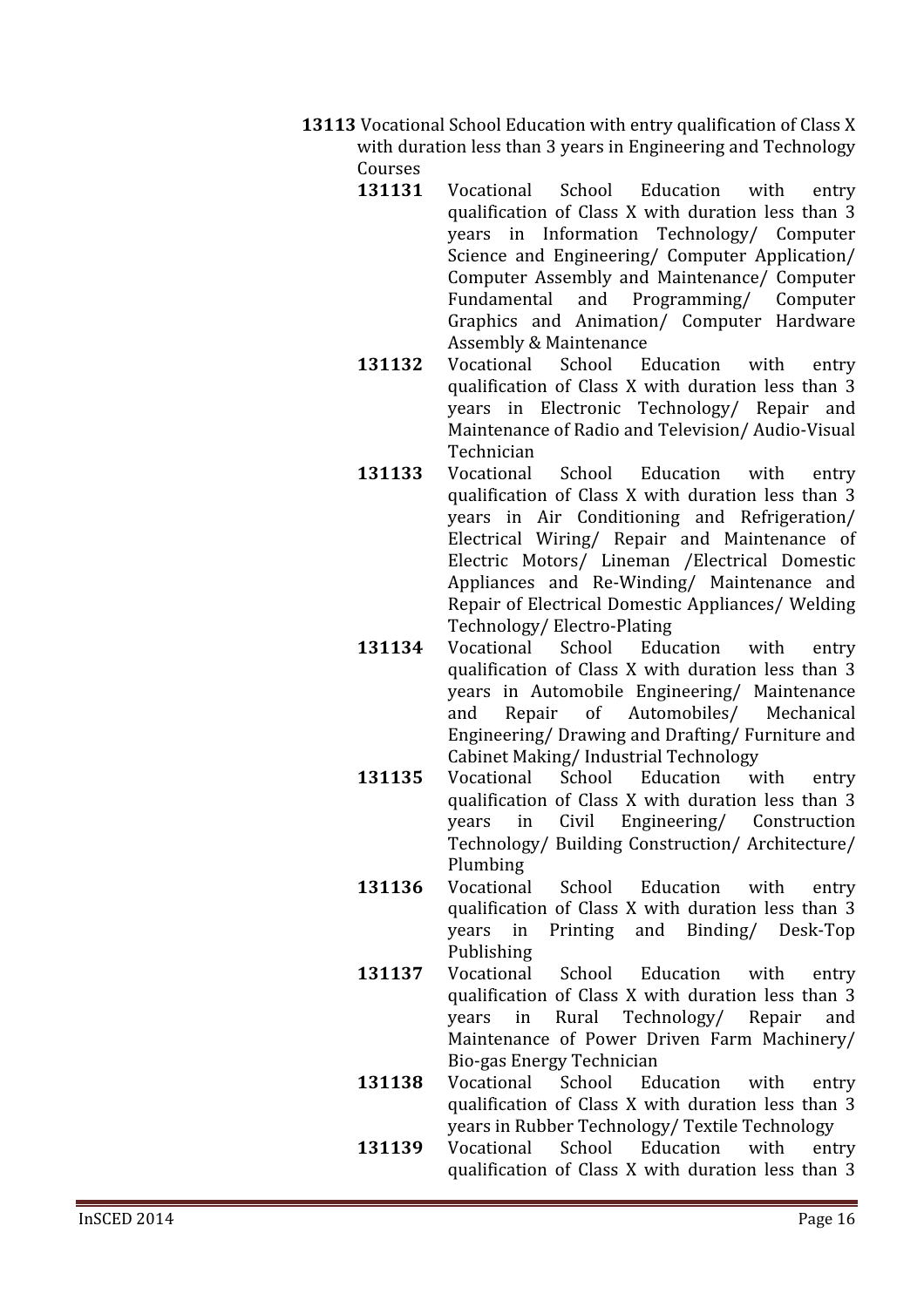**13113** Vocational School Education with entry qualification of Class X with duration less than 3 years in Engineering and Technology Courses

- **131131** Vocational School Education with entry qualification of Class X with duration less than 3 years in Information Technology/ Computer Science and Engineering/ Computer Application/ Computer Assembly and Maintenance/ Computer Fundamental and Programming/ Computer Graphics and Animation/ Computer Hardware Assembly & Maintenance
- **131132** Vocational School Education with entry qualification of Class X with duration less than 3 years in Electronic Technology/ Repair and Maintenance of Radio and Television/ Audio-Visual Technician
- **131133** Vocational School Education with entry qualification of Class X with duration less than 3 years in Air Conditioning and Refrigeration/ Electrical Wiring/ Repair and Maintenance of Electric Motors/ Lineman /Electrical Domestic Appliances and Re-Winding/ Maintenance and Repair of Electrical Domestic Appliances/ Welding Technology/ Electro-Plating
- **131134** Vocational School Education with entry qualification of Class X with duration less than 3 years in Automobile Engineering/ Maintenance and Repair of Automobiles/ Mechanical Engineering/ Drawing and Drafting/ Furniture and Cabinet Making/ Industrial Technology
- **131135** Vocational School Education with entry qualification of Class X with duration less than 3 years in Civil Engineering/ Construction Technology/ Building Construction/ Architecture/ Plumbing
- **131136** Vocational School Education with entry qualification of Class X with duration less than 3 years in Printing and Binding/ Desk-Top Publishing
- **131137** Vocational School Education with entry qualification of Class X with duration less than 3 years in Rural Technology/ Repair and Maintenance of Power Driven Farm Machinery/ Bio-gas Energy Technician
- **131138** Vocational School Education with entry qualification of Class X with duration less than 3 years in Rubber Technology/ Textile Technology
- **131139** Vocational School Education with entry qualification of Class X with duration less than 3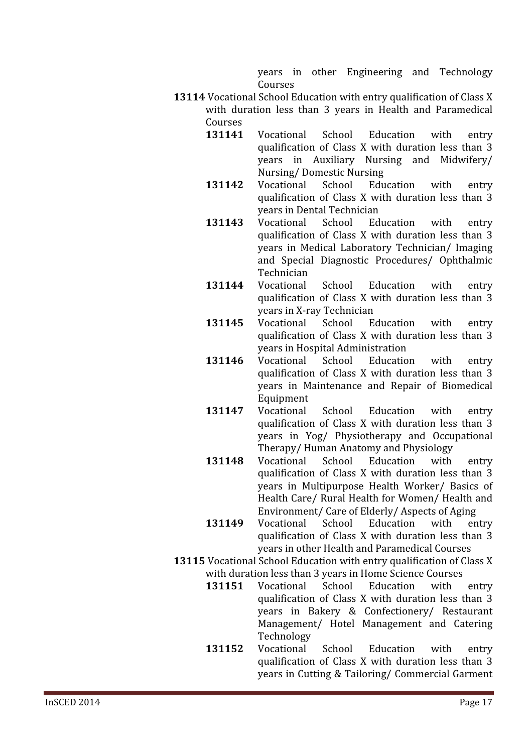years in other Engineering and Technology Courses

**13114** Vocational School Education with entry qualification of Class X with duration less than 3 years in Health and Paramedical Courses

- **131141** Vocational School Education with entry qualification of Class X with duration less than 3 years in Auxiliary Nursing and Midwifery/ Nursing/ Domestic Nursing
- **131142** Vocational School Education with entry qualification of Class X with duration less than 3 years in Dental Technician
- **131143** Vocational School Education with entry qualification of Class X with duration less than 3 years in Medical Laboratory Technician/ Imaging and Special Diagnostic Procedures/ Ophthalmic Technician
- **131144** Vocational School Education with entry qualification of Class X with duration less than 3 years in X-ray Technician
- **131145** Vocational School Education with entry qualification of Class X with duration less than 3 years in Hospital Administration
- **131146** Vocational School Education with entry qualification of Class X with duration less than 3 years in Maintenance and Repair of Biomedical Equipment
- **131147** Vocational School Education with entry qualification of Class X with duration less than 3 years in Yog/ Physiotherapy and Occupational Therapy/ Human Anatomy and Physiology
- **131148** Vocational School Education with entry qualification of Class X with duration less than 3 years in Multipurpose Health Worker/ Basics of Health Care/ Rural Health for Women/ Health and Environment/ Care of Elderly/ Aspects of Aging
- **131149** Vocational School Education with entry qualification of Class X with duration less than 3 years in other Health and Paramedical Courses

**13115** Vocational School Education with entry qualification of Class X with duration less than 3 years in Home Science Courses

- **131151** Vocational School Education with entry qualification of Class X with duration less than 3 years in Bakery & Confectionery/ Restaurant Management/ Hotel Management and Catering Technology
- **131152** Vocational School Education with entry qualification of Class X with duration less than 3 years in Cutting & Tailoring/ Commercial Garment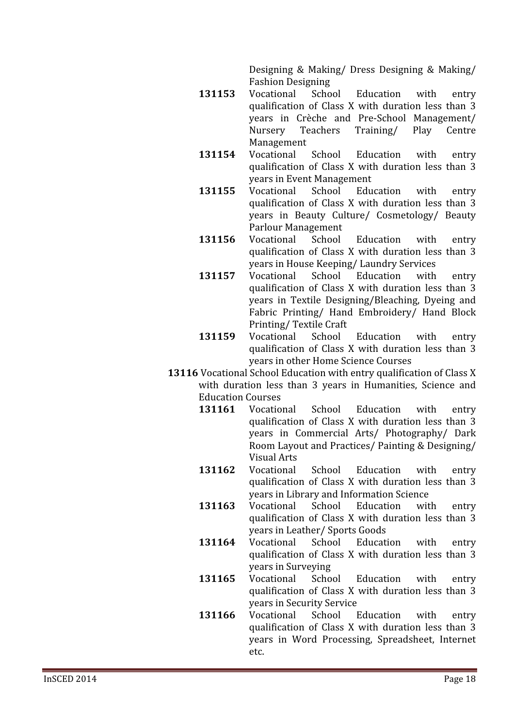Designing & Making/ Dress Designing & Making/ Fashion Designing

- **131153** Vocational School Education with entry qualification of Class X with duration less than 3 years in Crèche and Pre-School Management/ Nursery Teachers Training/ Play Centre Management
- **131154** Vocational School Education with entry qualification of Class X with duration less than 3 years in Event Management
- **131155** Vocational School Education with entry qualification of Class X with duration less than 3 years in Beauty Culture/ Cosmetology/ Beauty Parlour Management
- **131156** Vocational School Education with entry qualification of Class X with duration less than 3 years in House Keeping/ Laundry Services
- **131157** Vocational School Education with entry qualification of Class X with duration less than 3 years in Textile Designing/Bleaching, Dyeing and Fabric Printing/ Hand Embroidery/ Hand Block Printing/ Textile Craft
- **131159** Vocational School Education with entry qualification of Class X with duration less than 3 years in other Home Science Courses

**13116** Vocational School Education with entry qualification of Class X with duration less than 3 years in Humanities, Science and Education Courses

- **131161** Vocational School Education with entry qualification of Class X with duration less than 3 years in Commercial Arts/ Photography/ Dark Room Layout and Practices/ Painting & Designing/ Visual Arts
- **131162** Vocational School Education with entry qualification of Class X with duration less than 3 years in Library and Information Science
- **131163** Vocational School Education with entry qualification of Class X with duration less than 3 years in Leather/ Sports Goods
- **131164** Vocational School Education with entry qualification of Class X with duration less than 3 years in Surveying
- **131165** Vocational School Education with entry qualification of Class X with duration less than 3 years in Security Service
- **131166** Vocational School Education with entry qualification of Class X with duration less than 3 years in Word Processing, Spreadsheet, Internet etc.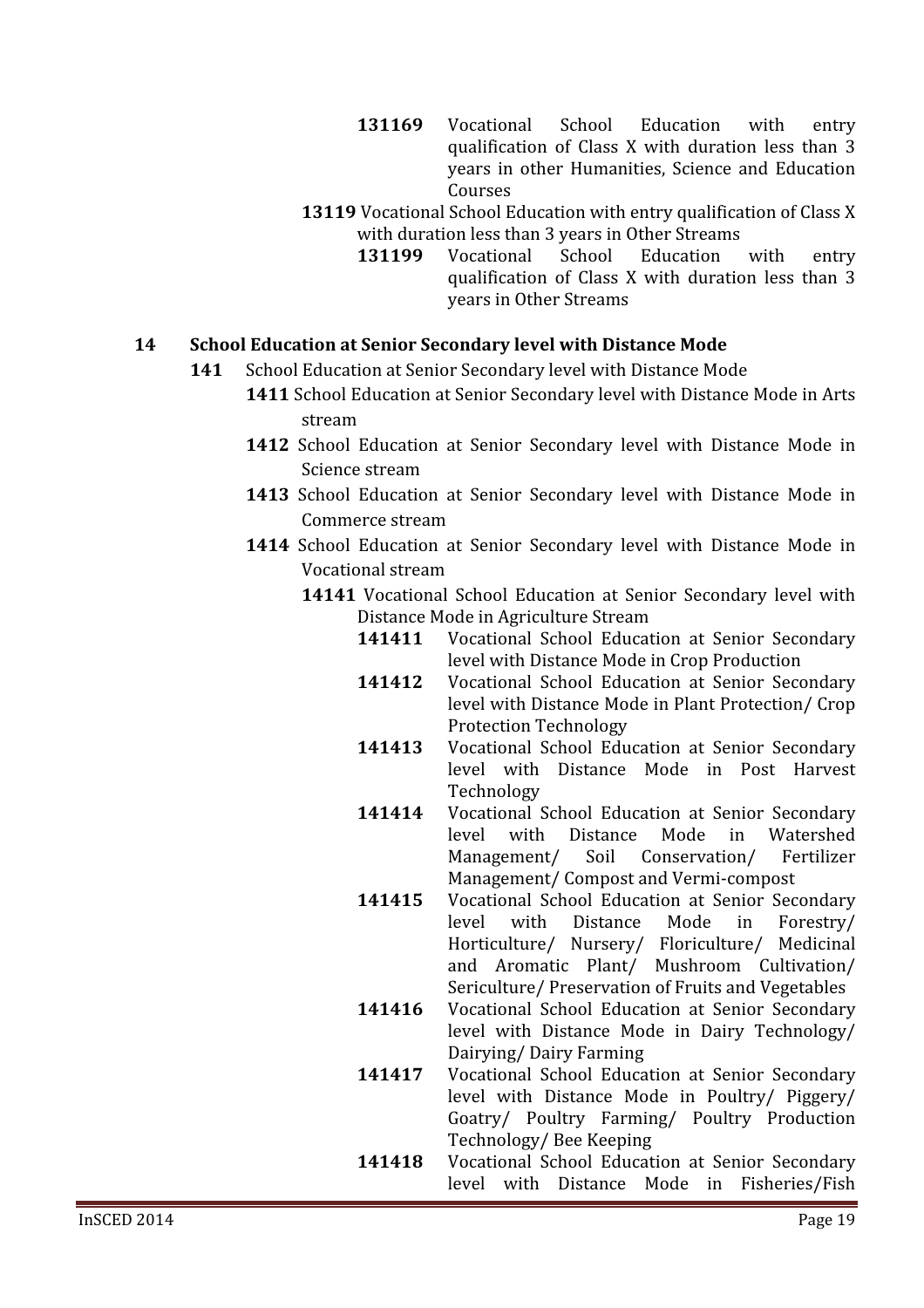**131169** Vocational School Education with entry qualification of Class X with duration less than 3 years in other Humanities, Science and Education Courses

**13119** Vocational School Education with entry qualification of Class X with duration less than 3 years in Other Streams

**131199** Vocational School Education with entry qualification of Class X with duration less than 3 years in Other Streams

## 14 School Education at Senior Secondary level with Distance Mode

**141** School Education at Senior Secondary level with Distance Mode

**1411** School Education at Senior Secondary level with Distance Mode in Arts stream

**1412** School Education at Senior Secondary level with Distance Mode in Science stream

**1413** School Education at Senior Secondary level with Distance Mode in Commerce stream

**1414** School Education at Senior Secondary level with Distance Mode in Vocational stream

**14141** Vocational School Education at Senior Secondary level with Distance Mode in Agriculture Stream

**141411** Vocational School Education at Senior Secondary level with Distance Mode in Crop Production

**141412** Vocational School Education at Senior Secondary level with Distance Mode in Plant Protection/ Crop Protection Technology

**141413** Vocational School Education at Senior Secondary level with Distance Mode in Post Harvest Technology

**141414** Vocational School Education at Senior Secondary level with Distance Mode in Watershed Management/ Soil Conservation/ Fertilizer Management/ Compost and Vermi-compost

**141415** Vocational School Education at Senior Secondary level with Distance Mode in Forestry/ Horticulture/ Nursery/ Floriculture/ Medicinal and Aromatic Plant/ Mushroom Cultivation/ Sericulture/ Preservation of Fruits and Vegetables

**141416** Vocational School Education at Senior Secondary level with Distance Mode in Dairy Technology/ Dairying/ Dairy Farming

**141417** Vocational School Education at Senior Secondary level with Distance Mode in Poultry/ Piggery/ Goatry/ Poultry Farming/ Poultry Production Technology/ Bee Keeping

**141418** Vocational School Education at Senior Secondary level with Distance Mode in Fisheries/Fish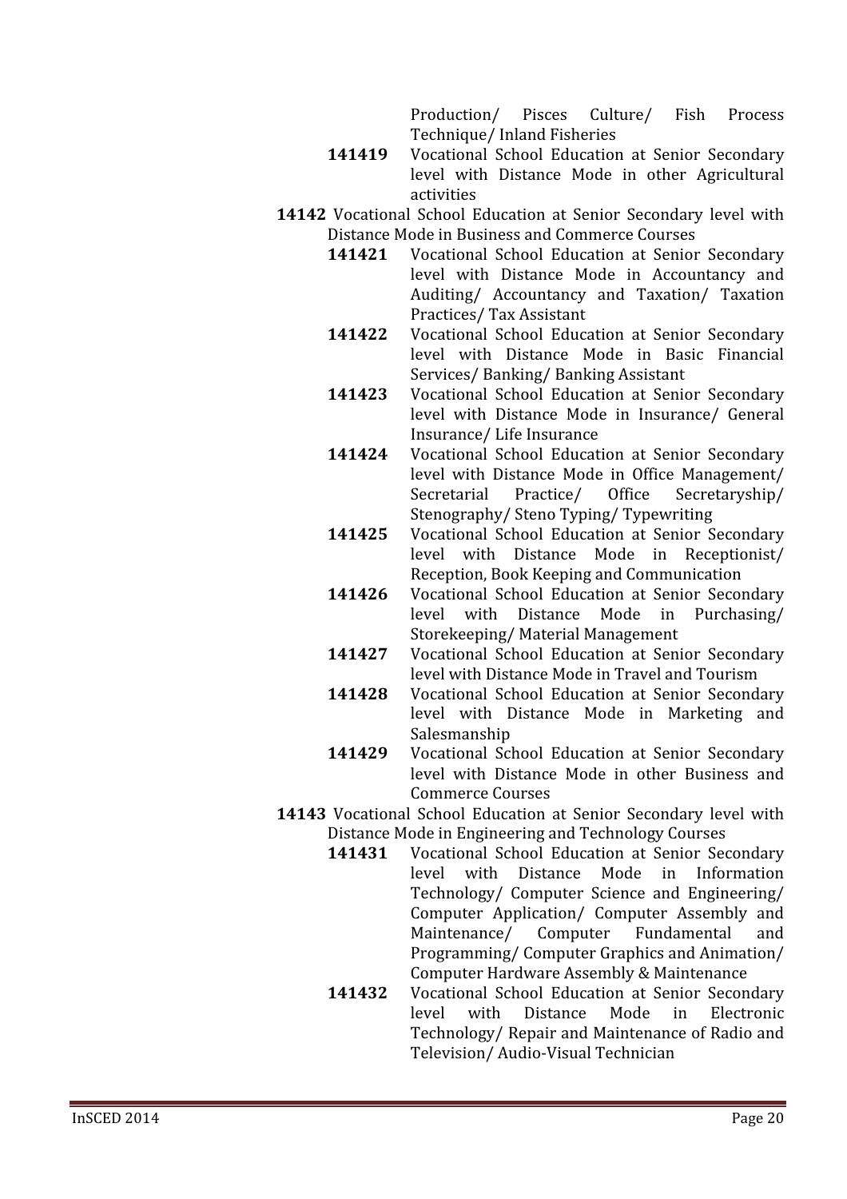Production/ Pisces Culture/ Fish Process Technique/ Inland Fisheries

- **141419** Vocational School Education at Senior Secondary level with Distance Mode in other Agricultural activities

**14142** Vocational School Education at Senior Secondary level with Distance Mode in Business and Commerce Courses

- **141421** Vocational School Education at Senior Secondary level with Distance Mode in Accountancy and Auditing/ Accountancy and Taxation/ Taxation Practices/ Tax Assistant
- **141422** Vocational School Education at Senior Secondary level with Distance Mode in Basic Financial Services/ Banking/ Banking Assistant
- **141423** Vocational School Education at Senior Secondary level with Distance Mode in Insurance/ General Insurance/ Life Insurance
- **141424** Vocational School Education at Senior Secondary level with Distance Mode in Office Management/ Secretarial Practice/ Office Secretaryship/ Stenography/ Steno Typing/ Typewriting
- **141425** Vocational School Education at Senior Secondary level with Distance Mode in Receptionist/ Reception, Book Keeping and Communication
- **141426** Vocational School Education at Senior Secondary level with Distance Mode in Purchasing/ Storekeeping/ Material Management
- **141427** Vocational School Education at Senior Secondary level with Distance Mode in Travel and Tourism
- **141428** Vocational School Education at Senior Secondary level with Distance Mode in Marketing and Salesmanship
- **141429** Vocational School Education at Senior Secondary level with Distance Mode in other Business and Commerce Courses

**14143** Vocational School Education at Senior Secondary level with Distance Mode in Engineering and Technology Courses

- **141431** Vocational School Education at Senior Secondary level with Distance Mode in Information Technology/ Computer Science and Engineering/ Computer Application/ Computer Assembly and Maintenance/ Computer Fundamental and Programming/ Computer Graphics and Animation/ Computer Hardware Assembly & Maintenance
- **141432** Vocational School Education at Senior Secondary level with Distance Mode in Electronic Technology/ Repair and Maintenance of Radio and Television/ Audio-Visual Technician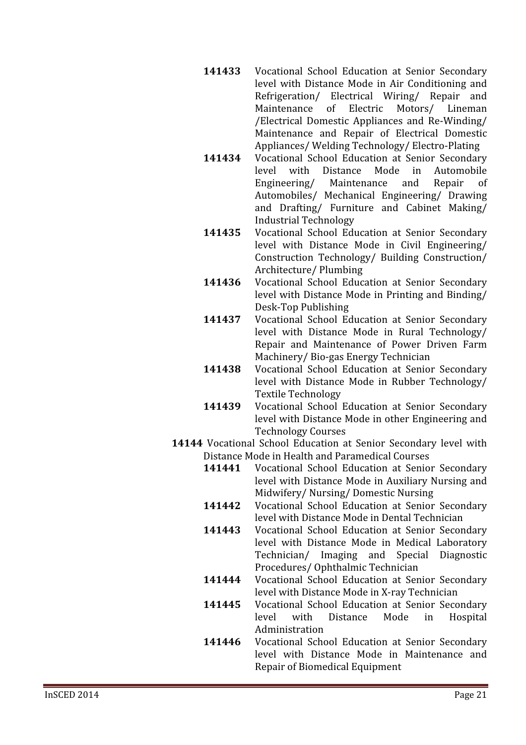**141433** Vocational School Education at Senior Secondary level with Distance Mode in Air Conditioning and Refrigeration/ Electrical Wiring/ Repair and Maintenance of Electric Motors/ Lineman /Electrical Domestic Appliances and Re-Winding/ Maintenance and Repair of Electrical Domestic Appliances/ Welding Technology/ Electro-Plating

**141434** Vocational School Education at Senior Secondary level with Distance Mode in Automobile Engineering/ Maintenance and Repair of Automobiles/ Mechanical Engineering/ Drawing and Drafting/ Furniture and Cabinet Making/ Industrial Technology

**141435** Vocational School Education at Senior Secondary level with Distance Mode in Civil Engineering/ Construction Technology/ Building Construction/ Architecture/ Plumbing

**141436** Vocational School Education at Senior Secondary level with Distance Mode in Printing and Binding/ Desk-Top Publishing

**141437** Vocational School Education at Senior Secondary level with Distance Mode in Rural Technology/ Repair and Maintenance of Power Driven Farm Machinery/ Bio-gas Energy Technician

**141438** Vocational School Education at Senior Secondary level with Distance Mode in Rubber Technology/ Textile Technology

**141439** Vocational School Education at Senior Secondary level with Distance Mode in other Engineering and Technology Courses

**14144** Vocational School Education at Senior Secondary level with Distance Mode in Health and Paramedical Courses

**141441** Vocational School Education at Senior Secondary level with Distance Mode in Auxiliary Nursing and Midwifery/ Nursing/ Domestic Nursing

**141442** Vocational School Education at Senior Secondary level with Distance Mode in Dental Technician

**141443** Vocational School Education at Senior Secondary level with Distance Mode in Medical Laboratory Technician/ Imaging and Special Diagnostic Procedures/ Ophthalmic Technician

**141444** Vocational School Education at Senior Secondary level with Distance Mode in X-ray Technician

**141445** Vocational School Education at Senior Secondary level with Distance Mode in Hospital Administration

**141446** Vocational School Education at Senior Secondary level with Distance Mode in Maintenance and Repair of Biomedical Equipment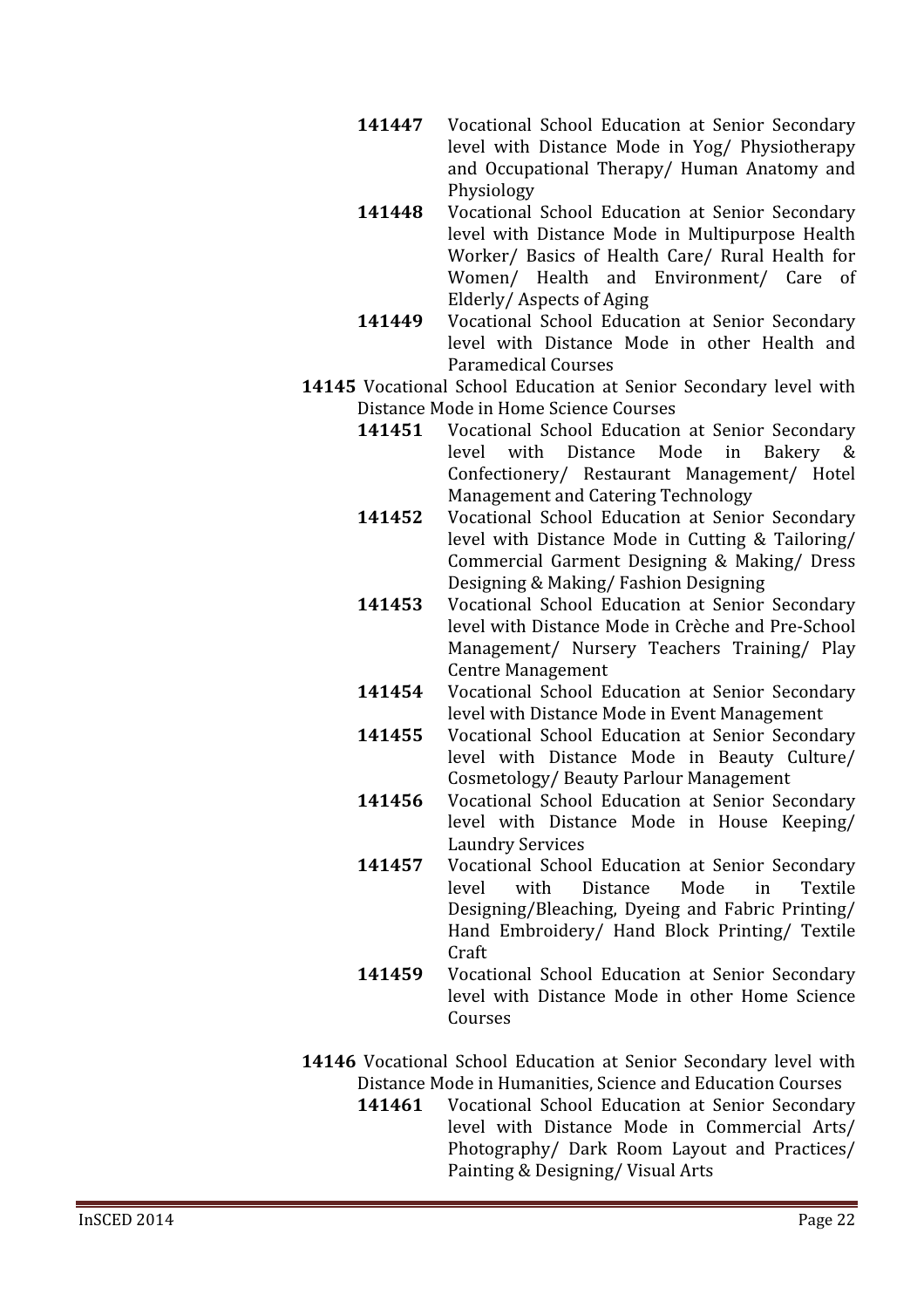- **141447** Vocational School Education at Senior Secondary level with Distance Mode in Yog/ Physiotherapy and Occupational Therapy/ Human Anatomy and Physiology
- **141448** Vocational School Education at Senior Secondary level with Distance Mode in Multipurpose Health Worker/ Basics of Health Care/ Rural Health for Women/ Health and Environment/ Care of Elderly/ Aspects of Aging
- **141449** Vocational School Education at Senior Secondary level with Distance Mode in other Health and Paramedical Courses

**14145** Vocational School Education at Senior Secondary level with Distance Mode in Home Science Courses

- **141451** Vocational School Education at Senior Secondary level with Distance Mode in Bakery & Confectionery/ Restaurant Management/ Hotel Management and Catering Technology
- **141452** Vocational School Education at Senior Secondary level with Distance Mode in Cutting & Tailoring/ Commercial Garment Designing & Making/ Dress Designing & Making/ Fashion Designing
- **141453** Vocational School Education at Senior Secondary level with Distance Mode in Crèche and Pre-School Management/ Nursery Teachers Training/ Play Centre Management
- **141454** Vocational School Education at Senior Secondary level with Distance Mode in Event Management
- **141455** Vocational School Education at Senior Secondary level with Distance Mode in Beauty Culture/ Cosmetology/ Beauty Parlour Management
- **141456** Vocational School Education at Senior Secondary level with Distance Mode in House Keeping/ Laundry Services
- **141457** Vocational School Education at Senior Secondary level with Distance Mode in Textile Designing/Bleaching, Dyeing and Fabric Printing/ Hand Embroidery/ Hand Block Printing/ Textile Craft
- **141459** Vocational School Education at Senior Secondary level with Distance Mode in other Home Science Courses

**14146** Vocational School Education at Senior Secondary level with Distance Mode in Humanities, Science and Education Courses

- **141461** Vocational School Education at Senior Secondary level with Distance Mode in Commercial Arts/ Photography/ Dark Room Layout and Practices/ Painting & Designing/ Visual Arts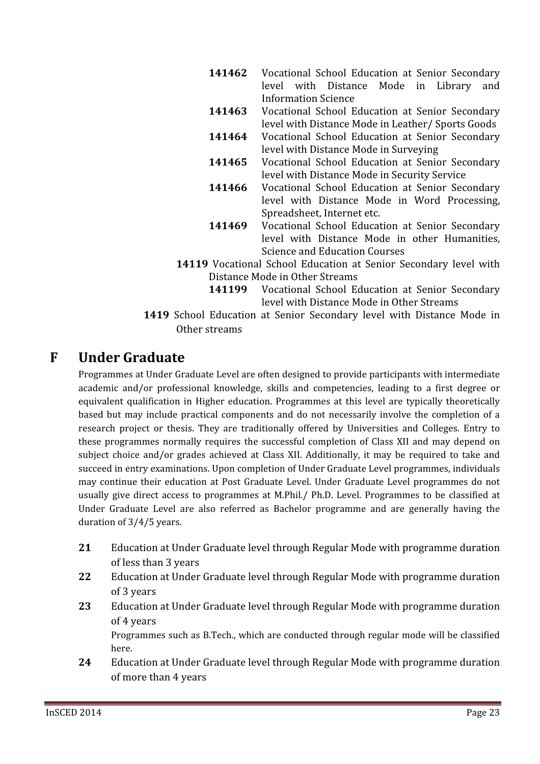- **141462** Vocational School Education at Senior Secondary level with Distance Mode in Library and Information Science
- **141463** Vocational School Education at Senior Secondary level with Distance Mode in Leather/ Sports Goods
- **141464** Vocational School Education at Senior Secondary level with Distance Mode in Surveying
- **141465** Vocational School Education at Senior Secondary level with Distance Mode in Security Service
- **141466** Vocational School Education at Senior Secondary level with Distance Mode in Word Processing, Spreadsheet, Internet etc.
- **141469** Vocational School Education at Senior Secondary level with Distance Mode in other Humanities, Science and Education Courses

**14119** Vocational School Education at Senior Secondary level with Distance Mode in Other Streams

- **141199** Vocational School Education at Senior Secondary level with Distance Mode in Other Streams

**1419** School Education at Senior Secondary level with Distance Mode in Other streams

## F Under Graduate

Programmes at Under Graduate Level are often designed to provide participants with intermediate academic and/or professional knowledge, skills and competencies, leading to a first degree or equivalent qualification in Higher education. Programmes at this level are typically theoretically based but may include practical components and do not necessarily involve the completion of a research project or thesis. They are traditionally offered by Universities and Colleges. Entry to these programmes normally requires the successful completion of Class XII and may depend on subject choice and/or grades achieved at Class XII. Additionally, it may be required to take and succeed in entry examinations. Upon completion of Under Graduate Level programmes, individuals may continue their education at Post Graduate Level. Under Graduate Level programmes do not usually give direct access to programmes at M.Phil./ Ph.D. Level. Programmes to be classified at Under Graduate Level are also referred as Bachelor programme and are generally having the duration of 3/4/5 years.

**21** Education at Under Graduate level through Regular Mode with programme duration of less than 3 years

**22** Education at Under Graduate level through Regular Mode with programme duration of 3 years

**23** Education at Under Graduate level through Regular Mode with programme duration of 4 years

Programmes such as B.Tech., which are conducted through regular mode will be classified here.

**24** Education at Under Graduate level through Regular Mode with programme duration of more than 4 years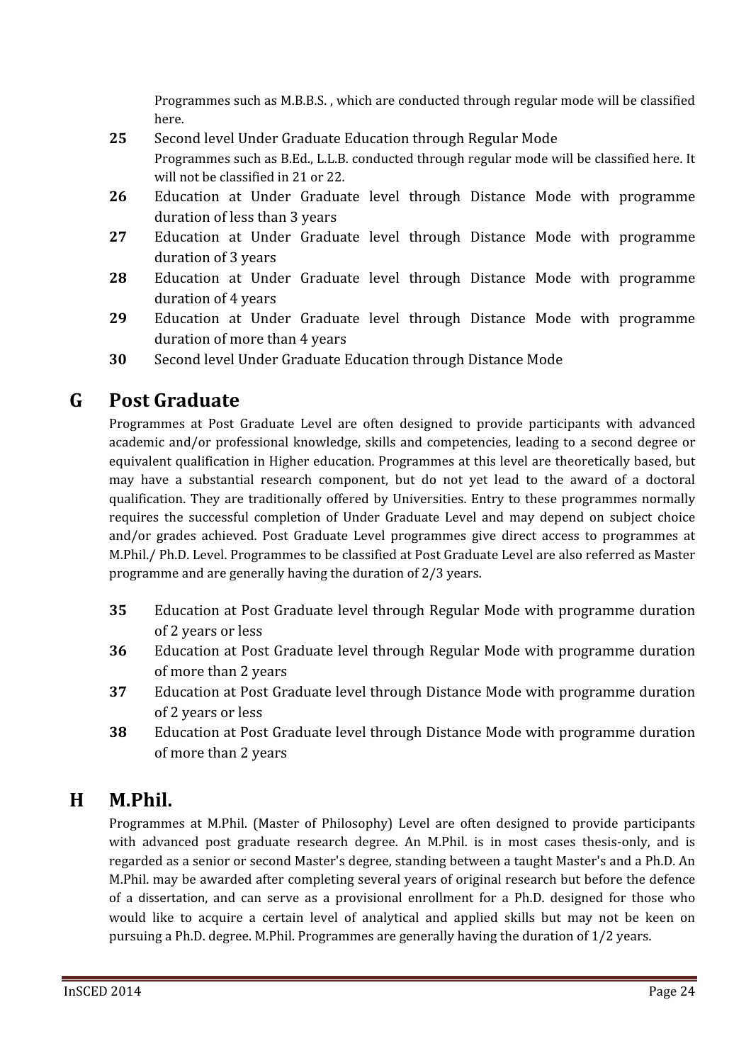Programmes such as M.B.B.S. , which are conducted through regular mode will be classified here.

**25** Second level Under Graduate Education through Regular Mode

Programmes such as B.Ed., L.L.B. conducted through regular mode will be classified here. It will not be classified in 21 or 22.

**26** Education at Under Graduate level through Distance Mode with programme duration of less than 3 years

**27** Education at Under Graduate level through Distance Mode with programme duration of 3 years

**28** Education at Under Graduate level through Distance Mode with programme duration of 4 years

**29** Education at Under Graduate level through Distance Mode with programme duration of more than 4 years

**30** Second level Under Graduate Education through Distance Mode

## G Post Graduate

Programmes at Post Graduate Level are often designed to provide participants with advanced academic and/or professional knowledge, skills and competencies, leading to a second degree or equivalent qualification in Higher education. Programmes at this level are theoretically based, but may have a substantial research component, but do not yet lead to the award of a doctoral qualification. They are traditionally offered by Universities. Entry to these programmes normally requires the successful completion of Under Graduate Level and may depend on subject choice and/or grades achieved. Post Graduate Level programmes give direct access to programmes at M.Phil./ Ph.D. Level. Programmes to be classified at Post Graduate Level are also referred as Master programme and are generally having the duration of 2/3 years.

**35** Education at Post Graduate level through Regular Mode with programme duration of 2 years or less

**36** Education at Post Graduate level through Regular Mode with programme duration of more than 2 years

**37** Education at Post Graduate level through Distance Mode with programme duration of 2 years or less

**38** Education at Post Graduate level through Distance Mode with programme duration of more than 2 years

## H M.Phil.

Programmes at M.Phil. (Master of Philosophy) Level are often designed to provide participants with advanced post graduate research degree. An M.Phil. is in most cases thesis-only, and is regarded as a senior or second Master's degree, standing between a taught Master's and a Ph.D. An M.Phil. may be awarded after completing several years of original research but before the defence of a dissertation, and can serve as a provisional enrollment for a Ph.D. designed for those who would like to acquire a certain level of analytical and applied skills but may not be keen on pursuing a Ph.D. degree. M.Phil. Programmes are generally having the duration of 1/2 years.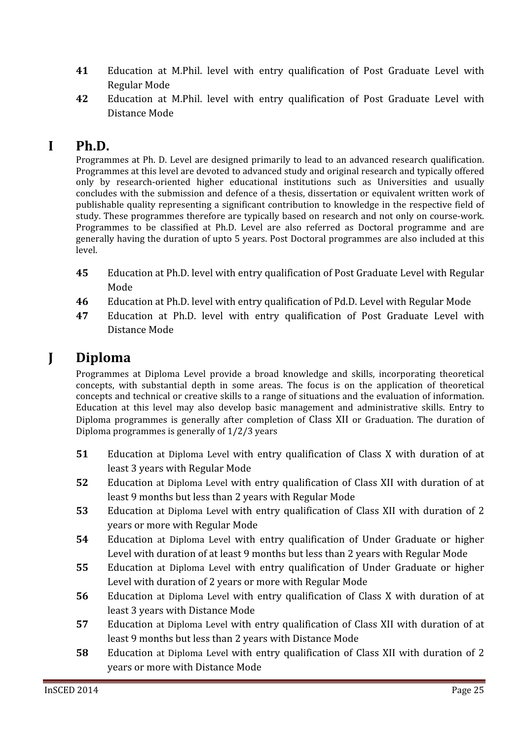**41** Education at M.Phil. level with entry qualification of Post Graduate Level with Regular Mode

**42** Education at M.Phil. level with entry qualification of Post Graduate Level with Distance Mode

## I Ph.D.

Programmes at Ph. D. Level are designed primarily to lead to an advanced research qualification. Programmes at this level are devoted to advanced study and original research and typically offered only by research-oriented higher educational institutions such as Universities and usually concludes with the submission and defence of a thesis, dissertation or equivalent written work of publishable quality representing a significant contribution to knowledge in the respective field of study. These programmes therefore are typically based on research and not only on course-work. Programmes to be classified at Ph.D. Level are also referred as Doctoral programme and are generally having the duration of upto 5 years. Post Doctoral programmes are also included at this level.

**45** Education at Ph.D. level with entry qualification of Post Graduate Level with Regular Mode

**46** Education at Ph.D. level with entry qualification of Pd.D. Level with Regular Mode

**47** Education at Ph.D. level with entry qualification of Post Graduate Level with Distance Mode

## J Diploma

Programmes at Diploma Level provide a broad knowledge and skills, incorporating theoretical concepts, with substantial depth in some areas. The focus is on the application of theoretical concepts and technical or creative skills to a range of situations and the evaluation of information. Education at this level may also develop basic management and administrative skills. Entry to Diploma programmes is generally after completion of Class XII or Graduation. The duration of Diploma programmes is generally of 1/2/3 years

**51** Education at Diploma Level with entry qualification of Class X with duration of at least 3 years with Regular Mode

**52** Education at Diploma Level with entry qualification of Class XII with duration of at least 9 months but less than 2 years with Regular Mode

**53** Education at Diploma Level with entry qualification of Class XII with duration of 2 years or more with Regular Mode

**54** Education at Diploma Level with entry qualification of Under Graduate or higher Level with duration of at least 9 months but less than 2 years with Regular Mode

**55** Education at Diploma Level with entry qualification of Under Graduate or higher Level with duration of 2 years or more with Regular Mode

**56** Education at Diploma Level with entry qualification of Class X with duration of at least 3 years with Distance Mode

**57** Education at Diploma Level with entry qualification of Class XII with duration of at least 9 months but less than 2 years with Distance Mode

**58** Education at Diploma Level with entry qualification of Class XII with duration of 2 years or more with Distance Mode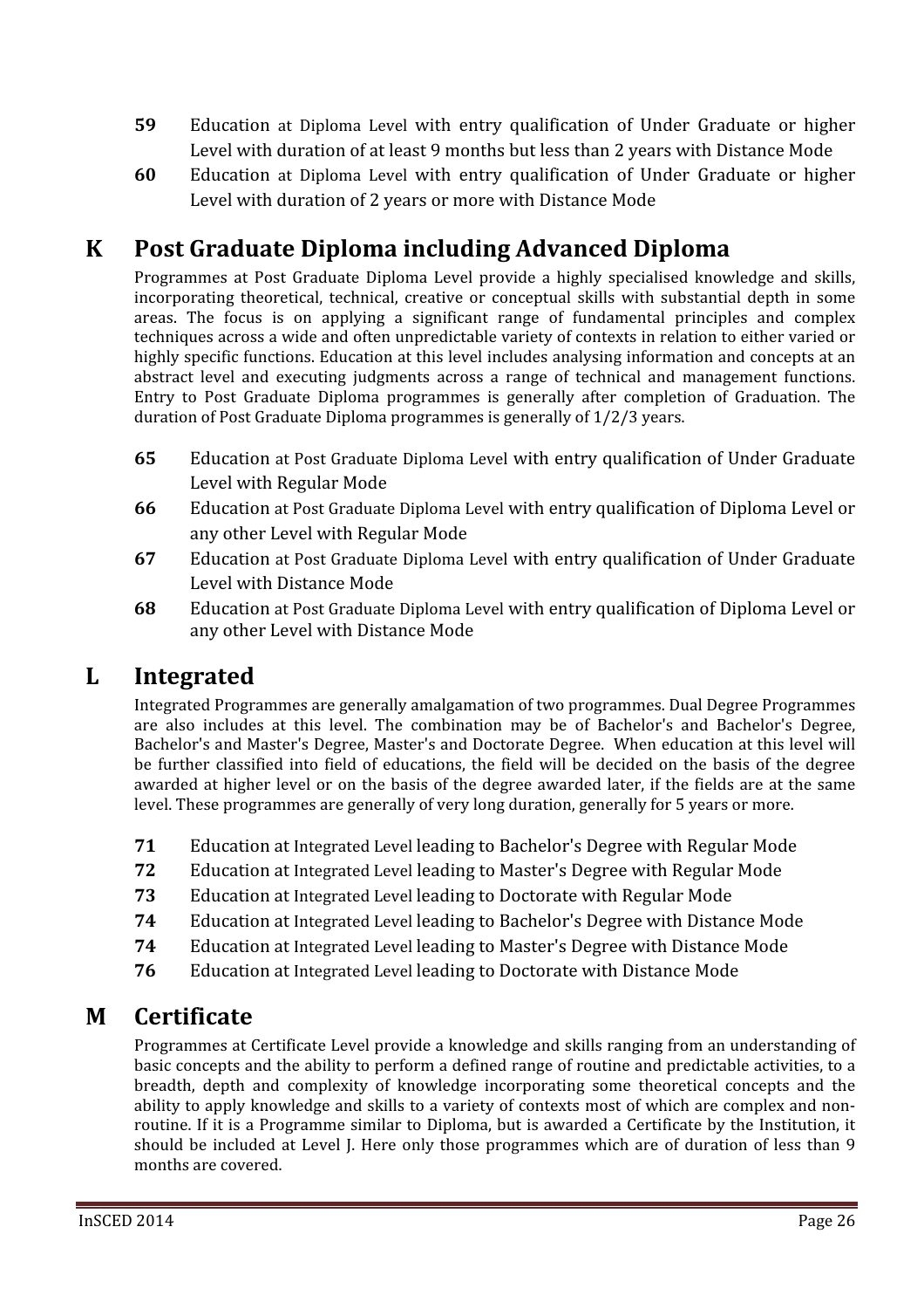**59** Education at Diploma Level with entry qualification of Under Graduate or higher Level with duration of at least 9 months but less than 2 years with Distance Mode

**60** Education at Diploma Level with entry qualification of Under Graduate or higher Level with duration of 2 years or more with Distance Mode

## K Post Graduate Diploma including Advanced Diploma

Programmes at Post Graduate Diploma Level provide a highly specialised knowledge and skills, incorporating theoretical, technical, creative or conceptual skills with substantial depth in some areas. The focus is on applying a significant range of fundamental principles and complex techniques across a wide and often unpredictable variety of contexts in relation to either varied or highly specific functions. Education at this level includes analysing information and concepts at an abstract level and executing judgments across a range of technical and management functions. Entry to Post Graduate Diploma programmes is generally after completion of Graduation. The duration of Post Graduate Diploma programmes is generally of 1/2/3 years.

**65** Education at Post Graduate Diploma Level with entry qualification of Under Graduate Level with Regular Mode

**66** Education at Post Graduate Diploma Level with entry qualification of Diploma Level or any other Level with Regular Mode

**67** Education at Post Graduate Diploma Level with entry qualification of Under Graduate Level with Distance Mode

**68** Education at Post Graduate Diploma Level with entry qualification of Diploma Level or any other Level with Distance Mode

## L Integrated

Integrated Programmes are generally amalgamation of two programmes. Dual Degree Programmes are also includes at this level. The combination may be of Bachelor's and Bachelor's Degree, Bachelor's and Master's Degree, Master's and Doctorate Degree. When education at this level will be further classified into field of educations, the field will be decided on the basis of the degree awarded at higher level or on the basis of the degree awarded later, if the fields are at the same level. These programmes are generally of very long duration, generally for 5 years or more.

**71** Education at Integrated Level leading to Bachelor's Degree with Regular Mode

**72** Education at Integrated Level leading to Master's Degree with Regular Mode

**73** Education at Integrated Level leading to Doctorate with Regular Mode

**74** Education at Integrated Level leading to Bachelor's Degree with Distance Mode

**74** Education at Integrated Level leading to Master's Degree with Distance Mode

**76** Education at Integrated Level leading to Doctorate with Distance Mode

## M Certificate

Programmes at Certificate Level provide a knowledge and skills ranging from an understanding of basic concepts and the ability to perform a defined range of routine and predictable activities, to a breadth, depth and complexity of knowledge incorporating some theoretical concepts and the ability to apply knowledge and skills to a variety of contexts most of which are complex and non-routine. If it is a Programme similar to Diploma, but is awarded a Certificate by the Institution, it should be included at Level J. Here only those programmes which are of duration of less than 9 months are covered.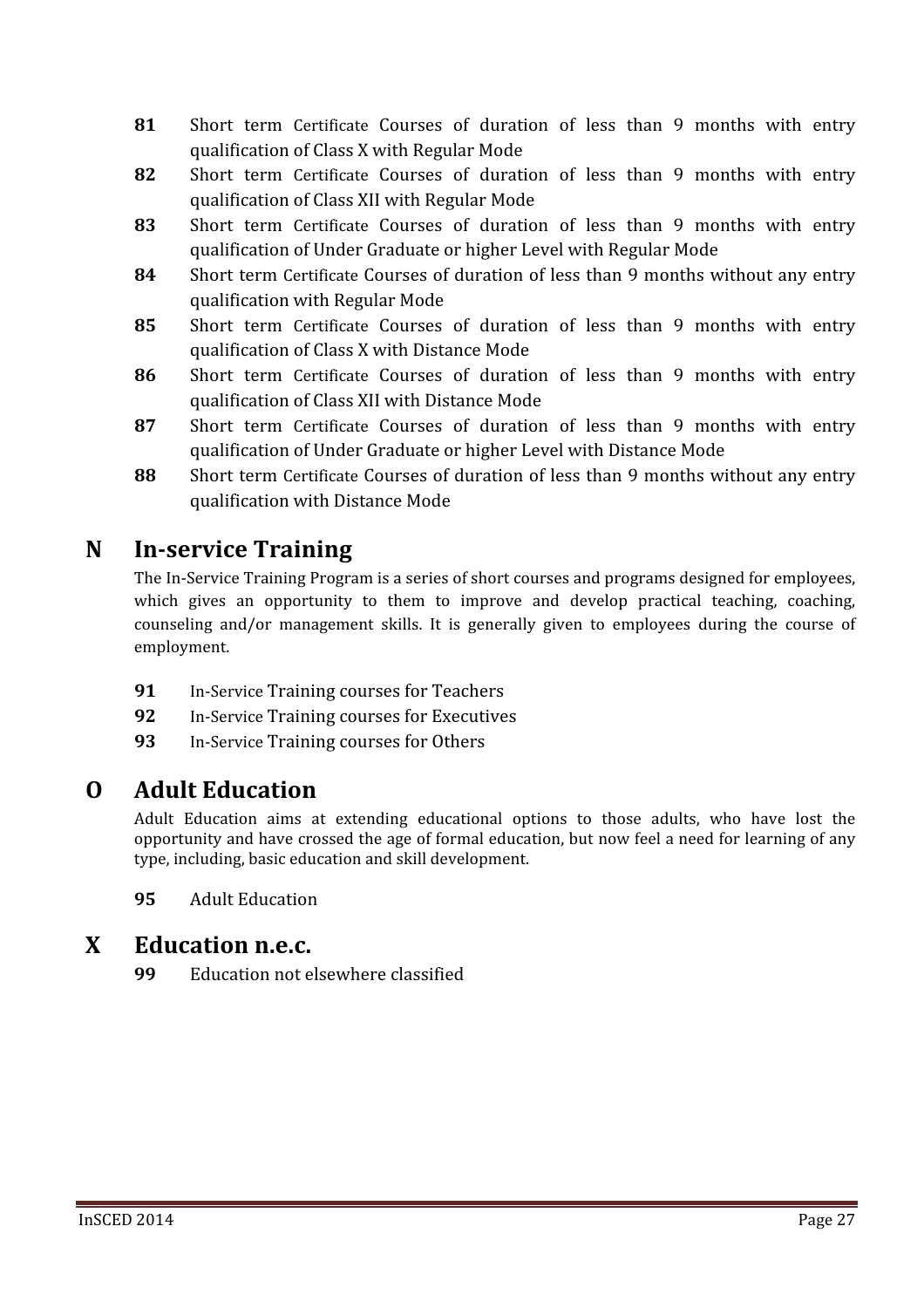**81** Short term Certificate Courses of duration of less than 9 months with entry qualification of Class X with Regular Mode

**82** Short term Certificate Courses of duration of less than 9 months with entry qualification of Class XII with Regular Mode

**83** Short term Certificate Courses of duration of less than 9 months with entry qualification of Under Graduate or higher Level with Regular Mode

**84** Short term Certificate Courses of duration of less than 9 months without any entry qualification with Regular Mode

**85** Short term Certificate Courses of duration of less than 9 months with entry qualification of Class X with Distance Mode

**86** Short term Certificate Courses of duration of less than 9 months with entry qualification of Class XII with Distance Mode

**87** Short term Certificate Courses of duration of less than 9 months with entry qualification of Under Graduate or higher Level with Distance Mode

**88** Short term Certificate Courses of duration of less than 9 months without any entry qualification with Distance Mode

## N In-service Training

The In-Service Training Program is a series of short courses and programs designed for employees, which gives an opportunity to them to improve and develop practical teaching, coaching, counseling and/or management skills. It is generally given to employees during the course of employment.

**91** In-Service Training courses for Teachers

**92** In-Service Training courses for Executives

**93** In-Service Training courses for Others

## O Adult Education

Adult Education aims at extending educational options to those adults, who have lost the opportunity and have crossed the age of formal education, but now feel a need for learning of any type, including, basic education and skill development.

**95** Adult Education

## X Education n.e.c.

**99** Education not elsewhere classified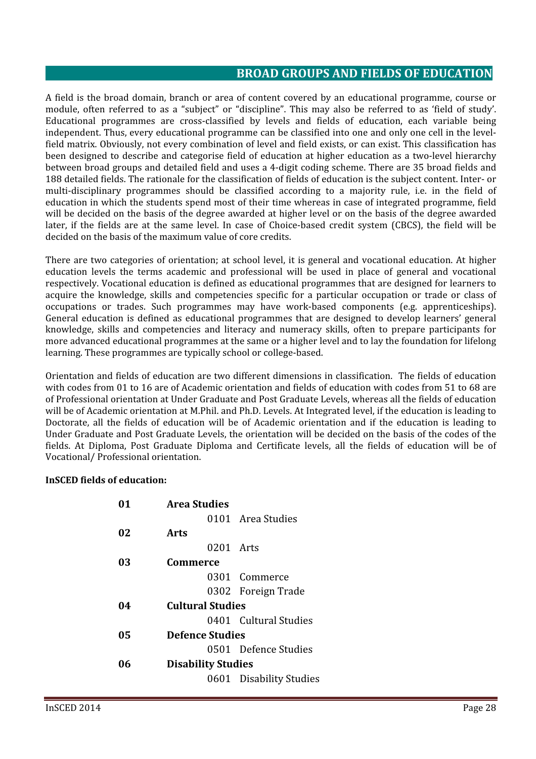## BROAD GROUPS AND FIELDS OF EDUCATION

A field is the broad domain, branch or area of content covered by an educational programme, course or module, often referred to as a "subject" or "discipline". This may also be referred to as 'field of study'. Educational programmes are cross-classified by levels and fields of education, each variable being independent. Thus, every educational programme can be classified into one and only one cell in the level-field matrix. Obviously, not every combination of level and field exists, or can exist. This classification has been designed to describe and categorise field of education at higher education as a two-level hierarchy between broad groups and detailed field and uses a 4-digit coding scheme. There are 35 broad fields and 188 detailed fields. The rationale for the classification of fields of education is the subject content. Inter- or multi-disciplinary programmes should be classified according to a majority rule, i.e. in the field of education in which the students spend most of their time whereas in case of integrated programme, field will be decided on the basis of the degree awarded at higher level or on the basis of the degree awarded later, if the fields are at the same level. In case of Choice-based credit system (CBCS), the field will be decided on the basis of the maximum value of core credits.

There are two categories of orientation; at school level, it is general and vocational education. At higher education levels the terms academic and professional will be used in place of general and vocational respectively. Vocational education is defined as educational programmes that are designed for learners to acquire the knowledge, skills and competencies specific for a particular occupation or trade or class of occupations or trades. Such programmes may have work-based components (e.g. apprenticeships). General education is defined as educational programmes that are designed to develop learners' general knowledge, skills and competencies and literacy and numeracy skills, often to prepare participants for more advanced educational programmes at the same or a higher level and to lay the foundation for lifelong learning. These programmes are typically school or college-based.

Orientation and fields of education are two different dimensions in classification. The fields of education with codes from 01 to 16 are of Academic orientation and fields of education with codes from 51 to 68 are of Professional orientation at Under Graduate and Post Graduate Levels, whereas all the fields of education will be of Academic orientation at M.Phil. and Ph.D. Levels. At Integrated level, if the education is leading to Doctorate, all the fields of education will be of Academic orientation and if the education is leading to Under Graduate and Post Graduate Levels, the orientation will be decided on the basis of the codes of the fields. At Diploma, Post Graduate Diploma and Certificate levels, all the fields of education will be of Vocational/ Professional orientation.

**InSCED fields of education:**

**01 Area Studies**
- 0101 Area Studies

**02 Arts**
- 0201 Arts

**03 Commerce**
- 0301 Commerce
- 0302 Foreign Trade

**04 Cultural Studies**
- 0401 Cultural Studies

**05 Defence Studies**
- 0501 Defence Studies

**06 Disability Studies**
- 0601 Disability Studies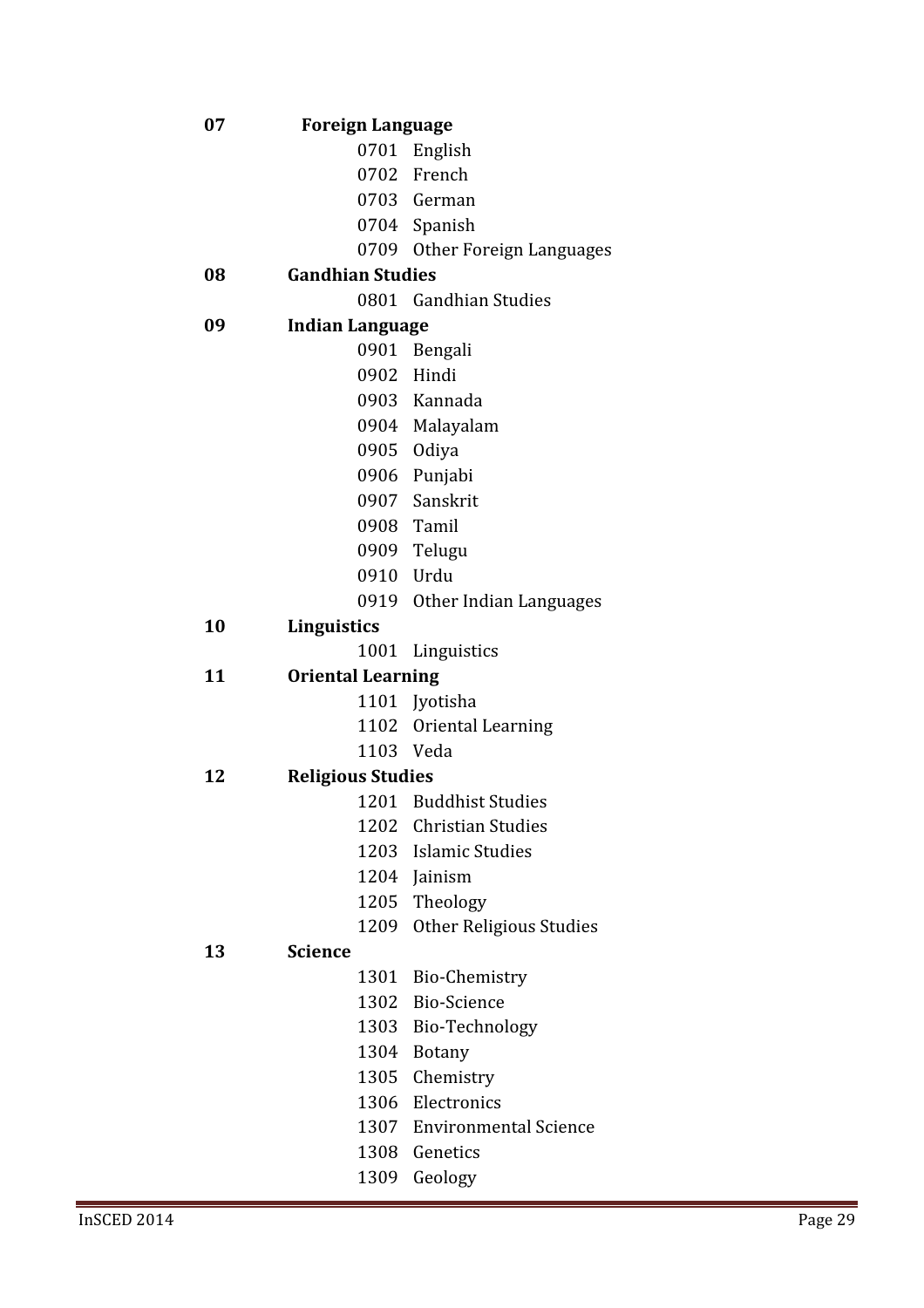**07** **Foreign Language**

- 0701 English
- 0702 French
- 0703 German
- 0704 Spanish
- 0709 Other Foreign Languages

**08** **Gandhian Studies**

- 0801 Gandhian Studies

**09** **Indian Language**

- 0901 Bengali
- 0902 Hindi
- 0903 Kannada
- 0904 Malayalam
- 0905 Odiya
- 0906 Punjabi
- 0907 Sanskrit
- 0908 Tamil
- 0909 Telugu
- 0910 Urdu
- 0919 Other Indian Languages

**10** **Linguistics**

- 1001 Linguistics

**11** **Oriental Learning**

- 1101 Jyotisha
- 1102 Oriental Learning
- 1103 Veda

**12** **Religious Studies**

- 1201 Buddhist Studies
- 1202 Christian Studies
- 1203 Islamic Studies
- 1204 Jainism
- 1205 Theology
- 1209 Other Religious Studies

**13** **Science**

- 1301 Bio-Chemistry
- 1302 Bio-Science
- 1303 Bio-Technology
- 1304 Botany
- 1305 Chemistry
- 1306 Electronics
- 1307 Environmental Science
- 1308 Genetics
- 1309 Geology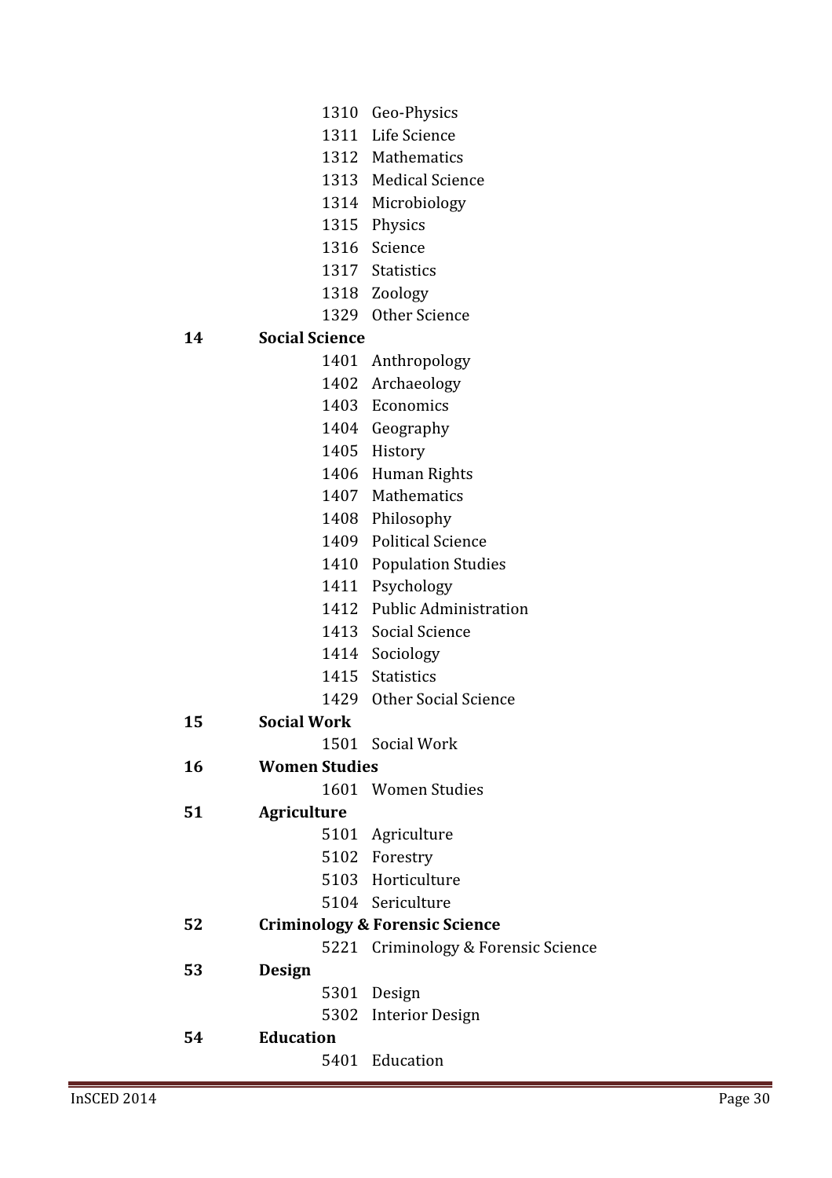| | | | |
|---|---|---|---|
| | | 1310 | Geo-Physics |
| | | 1311 | Life Science |
| | | 1312 | Mathematics |
| | | 1313 | Medical Science |
| | | 1314 | Microbiology |
| | | 1315 | Physics |
| | | 1316 | Science |
| | | 1317 | Statistics |
| | | 1318 | Zoology |
| | | 1329 | Other Science |
| **14** | **Social Science** | | |
| | | 1401 | Anthropology |
| | | 1402 | Archaeology |
| | | 1403 | Economics |
| | | 1404 | Geography |
| | | 1405 | History |
| | | 1406 | Human Rights |
| | | 1407 | Mathematics |
| | | 1408 | Philosophy |
| | | 1409 | Political Science |
| | | 1410 | Population Studies |
| | | 1411 | Psychology |
| | | 1412 | Public Administration |
| | | 1413 | Social Science |
| | | 1414 | Sociology |
| | | 1415 | Statistics |
| | | 1429 | Other Social Science |
| **15** | **Social Work** | | |
| | | 1501 | Social Work |
| **16** | **Women Studies** | | |
| | | 1601 | Women Studies |
| **51** | **Agriculture** | | |
| | | 5101 | Agriculture |
| | | 5102 | Forestry |
| | | 5103 | Horticulture |
| | | 5104 | Sericulture |
| **52** | **Criminology & Forensic Science** | | |
| | | 5221 | Criminology & Forensic Science |
| **53** | **Design** | | |
| | | 5301 | Design |
| | | 5302 | Interior Design |
| **54** | **Education** | | |
| | | 5401 | Education |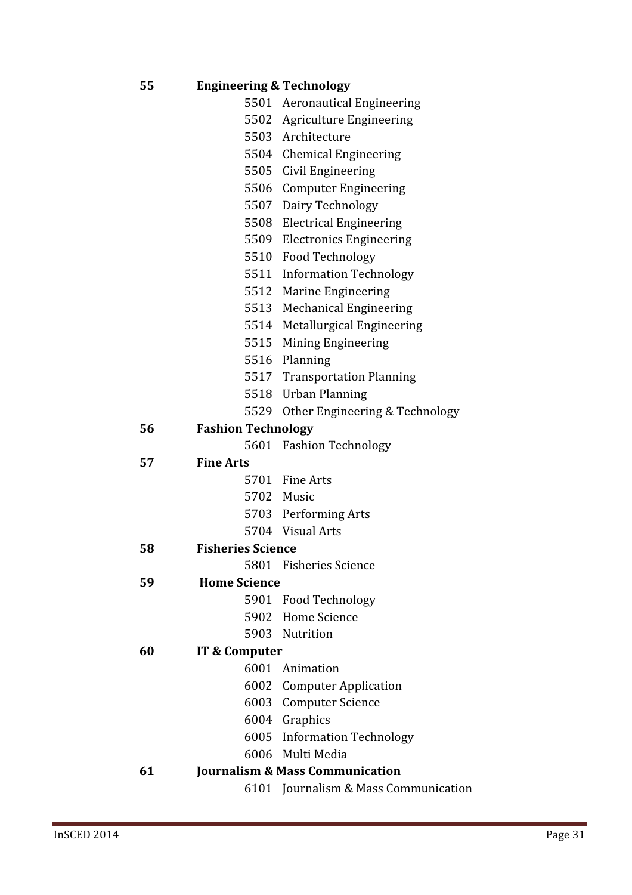**55 Engineering & Technology**

- 5501 Aeronautical Engineering
- 5502 Agriculture Engineering
- 5503 Architecture
- 5504 Chemical Engineering
- 5505 Civil Engineering
- 5506 Computer Engineering
- 5507 Dairy Technology
- 5508 Electrical Engineering
- 5509 Electronics Engineering
- 5510 Food Technology
- 5511 Information Technology
- 5512 Marine Engineering
- 5513 Mechanical Engineering
- 5514 Metallurgical Engineering
- 5515 Mining Engineering
- 5516 Planning
- 5517 Transportation Planning
- 5518 Urban Planning
- 5529 Other Engineering & Technology

**56 Fashion Technology**

- 5601 Fashion Technology

**57 Fine Arts**

- 5701 Fine Arts
- 5702 Music
- 5703 Performing Arts
- 5704 Visual Arts

**58 Fisheries Science**

- 5801 Fisheries Science

**59 Home Science**

- 5901 Food Technology
- 5902 Home Science
- 5903 Nutrition

**60 IT & Computer**

- 6001 Animation
- 6002 Computer Application
- 6003 Computer Science
- 6004 Graphics
- 6005 Information Technology
- 6006 Multi Media

**61 Journalism & Mass Communication**

- 6101 Journalism & Mass Communication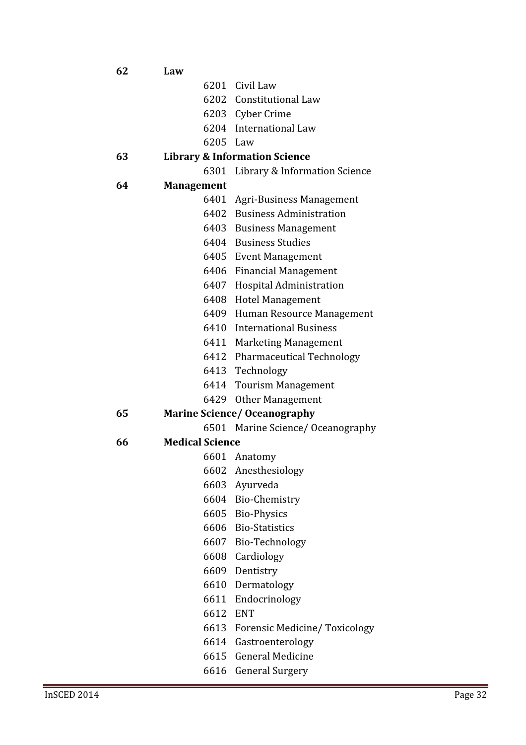**62** **Law**

- 6201 Civil Law
- 6202 Constitutional Law
- 6203 Cyber Crime
- 6204 International Law
- 6205 Law

**63** **Library & Information Science**

- 6301 Library & Information Science

**64** **Management**

- 6401 Agri-Business Management
- 6402 Business Administration
- 6403 Business Management
- 6404 Business Studies
- 6405 Event Management
- 6406 Financial Management
- 6407 Hospital Administration
- 6408 Hotel Management
- 6409 Human Resource Management
- 6410 International Business
- 6411 Marketing Management
- 6412 Pharmaceutical Technology
- 6413 Technology
- 6414 Tourism Management
- 6429 Other Management

**65** **Marine Science/ Oceanography**

- 6501 Marine Science/ Oceanography

**66** **Medical Science**

- 6601 Anatomy
- 6602 Anesthesiology
- 6603 Ayurveda
- 6604 Bio-Chemistry
- 6605 Bio-Physics
- 6606 Bio-Statistics
- 6607 Bio-Technology
- 6608 Cardiology
- 6609 Dentistry
- 6610 Dermatology
- 6611 Endocrinology
- 6612 ENT
- 6613 Forensic Medicine/ Toxicology
- 6614 Gastroenterology
- 6615 General Medicine
- 6616 General Surgery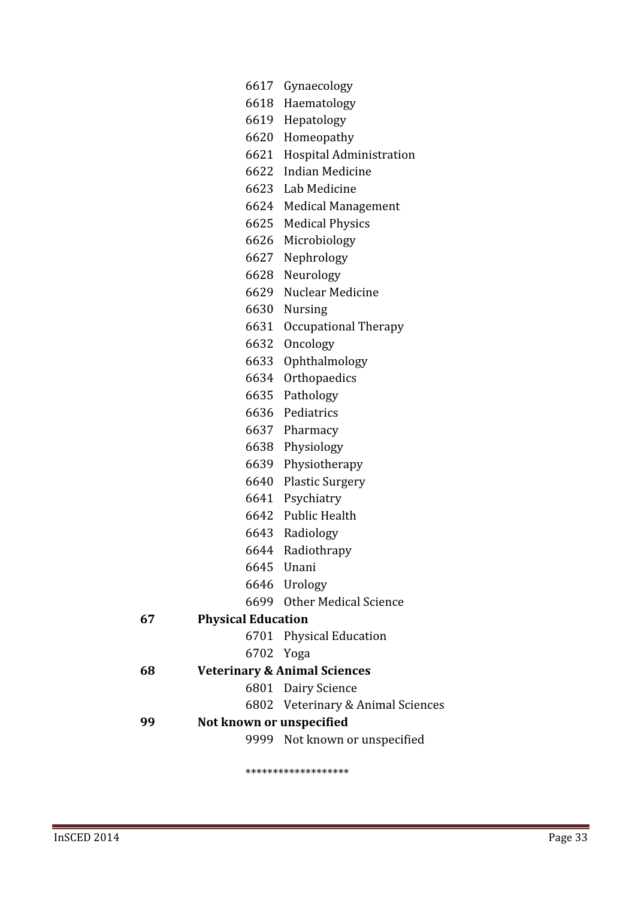6617 Gynaecology
6618 Haematology
6619 Hepatology
6620 Homeopathy
6621 Hospital Administration
6622 Indian Medicine
6623 Lab Medicine
6624 Medical Management
6625 Medical Physics
6626 Microbiology
6627 Nephrology
6628 Neurology
6629 Nuclear Medicine
6630 Nursing
6631 Occupational Therapy
6632 Oncology
6633 Ophthalmology
6634 Orthopaedics
6635 Pathology
6636 Pediatrics
6637 Pharmacy
6638 Physiology
6639 Physiotherapy
6640 Plastic Surgery
6641 Psychiatry
6642 Public Health
6643 Radiology
6644 Radiothrapy
6645 Unani
6646 Urology
6699 Other Medical Science

**67 Physical Education**

6701 Physical Education
6702 Yoga

**68 Veterinary & Animal Sciences**

6801 Dairy Science
6802 Veterinary & Animal Sciences

**99 Not known or unspecified**

9999 Not known or unspecified

******************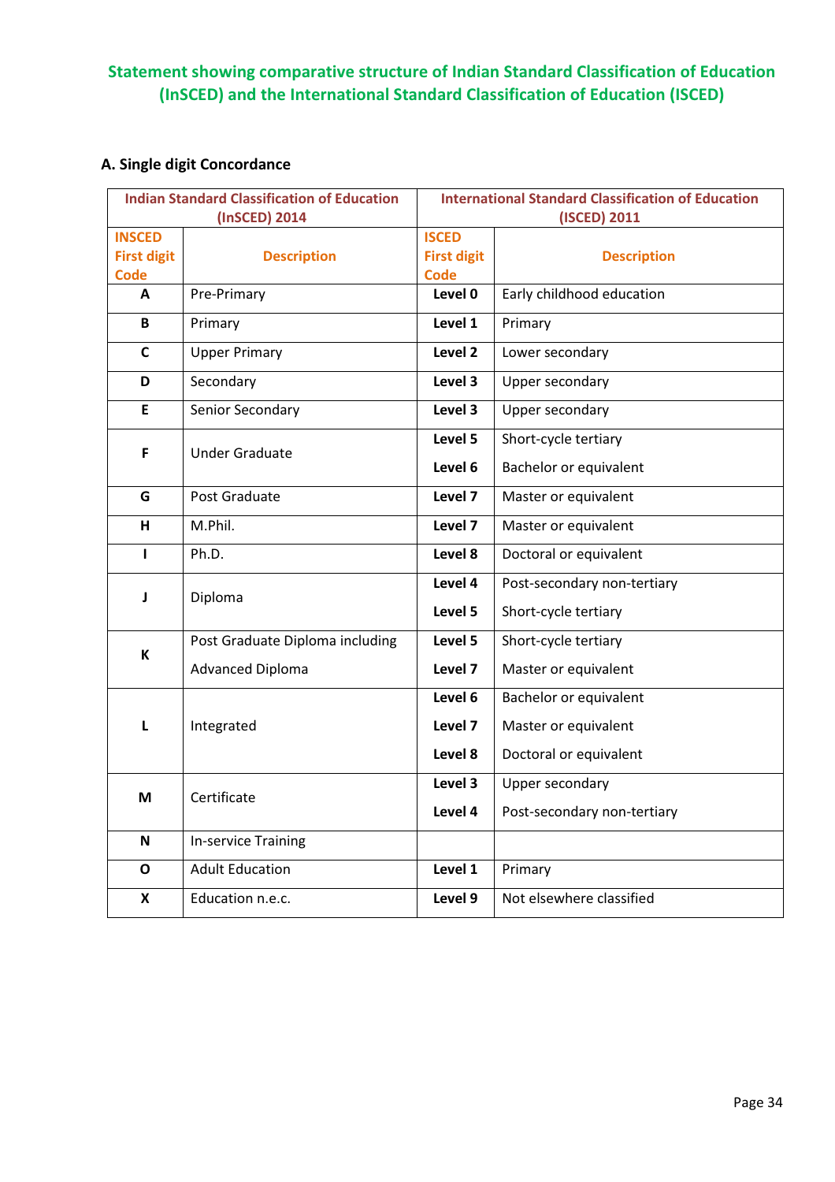## Statement showing comparative structure of Indian Standard Classification of Education (InSCED) and the International Standard Classification of Education (ISCED)

### A. Single digit Concordance

| Indian Standard Classification of Education (InSCED) 2014 | | International Standard Classification of Education (ISCED) 2011 | |
|---|---|---|---|
| **INSCED First digit Code** | **Description** | **ISCED First digit Code** | **Description** |
| **A** | Pre-Primary | **Level 0** | Early childhood education |
| **B** | Primary | **Level 1** | Primary |
| **C** | Upper Primary | **Level 2** | Lower secondary |
| **D** | Secondary | **Level 3** | Upper secondary |
| **E** | Senior Secondary | **Level 3** | Upper secondary |
| **F** | Under Graduate | **Level 5**<br>**Level 6** | Short-cycle tertiary<br>Bachelor or equivalent |
| **G** | Post Graduate | **Level 7** | Master or equivalent |
| **H** | M.Phil. | **Level 7** | Master or equivalent |
| **I** | Ph.D. | **Level 8** | Doctoral or equivalent |
| **J** | Diploma | **Level 4**<br>**Level 5** | Post-secondary non-tertiary<br>Short-cycle tertiary |
| **K** | Post Graduate Diploma including Advanced Diploma | **Level 5**<br>**Level 7** | Short-cycle tertiary<br>Master or equivalent |
| **L** | Integrated | **Level 6**<br>**Level 7**<br>**Level 8** | Bachelor or equivalent<br>Master or equivalent<br>Doctoral or equivalent |
| **M** | Certificate | **Level 3**<br>**Level 4** | Upper secondary<br>Post-secondary non-tertiary |
| **N** | In-service Training | | |
| **O** | Adult Education | **Level 1** | Primary |
| **X** | Education n.e.c. | **Level 9** | Not elsewhere classified |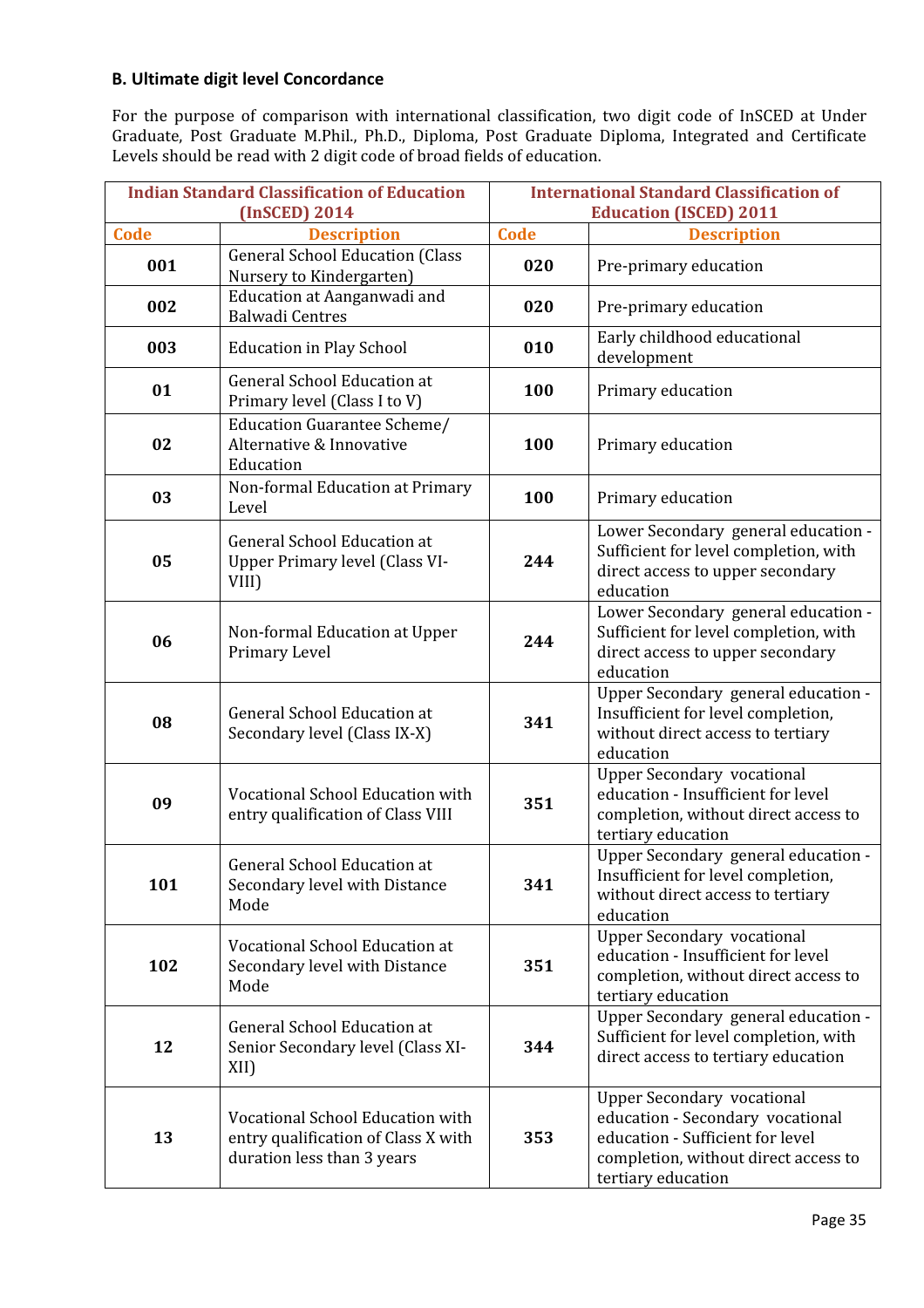### B. Ultimate digit level Concordance

For the purpose of comparison with international classification, two digit code of InSCED at Under Graduate, Post Graduate M.Phil., Ph.D., Diploma, Post Graduate Diploma, Integrated and Certificate Levels should be read with 2 digit code of broad fields of education.

| Indian Standard Classification of Education (InSCED) 2014 | | International Standard Classification of Education (ISCED) 2011 | |
|---|---|---|---|
| **Code** | **Description** | **Code** | **Description** |
| **001** | General School Education (Class Nursery to Kindergarten) | **020** | Pre-primary education |
| **002** | Education at Aanganwadi and Balwadi Centres | **020** | Pre-primary education |
| **003** | Education in Play School | **010** | Early childhood educational development |
| **01** | General School Education at Primary level (Class I to V) | **100** | Primary education |
| **02** | Education Guarantee Scheme/ Alternative & Innovative Education | **100** | Primary education |
| **03** | Non-formal Education at Primary Level | **100** | Primary education |
| **05** | General School Education at Upper Primary level (Class VI-VIII) | **244** | Lower Secondary general education - Sufficient for level completion, with direct access to upper secondary education |
| **06** | Non-formal Education at Upper Primary Level | **244** | Lower Secondary general education - Sufficient for level completion, with direct access to upper secondary education |
| **08** | General School Education at Secondary level (Class IX-X) | **341** | Upper Secondary general education - Insufficient for level completion, without direct access to tertiary education |
| **09** | Vocational School Education with entry qualification of Class VIII | **351** | Upper Secondary vocational education - Insufficient for level completion, without direct access to tertiary education |
| **101** | General School Education at Secondary level with Distance Mode | **341** | Upper Secondary general education - Insufficient for level completion, without direct access to tertiary education |
| **102** | Vocational School Education at Secondary level with Distance Mode | **351** | Upper Secondary vocational education - Insufficient for level completion, without direct access to tertiary education |
| **12** | General School Education at Senior Secondary level (Class XI-XII) | **344** | Upper Secondary general education - Sufficient for level completion, with direct access to tertiary education |
| **13** | Vocational School Education with entry qualification of Class X with duration less than 3 years | **353** | Upper Secondary vocational education - Secondary vocational education - Sufficient for level completion, without direct access to tertiary education |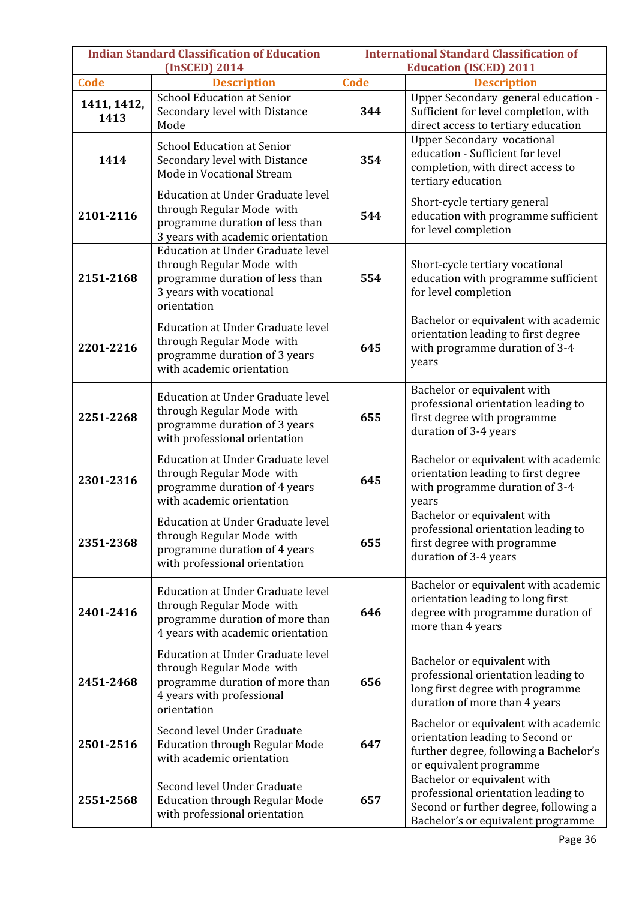| Indian Standard Classification of Education (InSCED) 2014 | | International Standard Classification of Education (ISCED) 2011 | |
|---|---|---|---|
| **Code** | **Description** | **Code** | **Description** |
| **1411, 1412, 1413** | School Education at Senior Secondary level with Distance Mode | **344** | Upper Secondary general education - Sufficient for level completion, with direct access to tertiary education |
| **1414** | School Education at Senior Secondary level with Distance Mode in Vocational Stream | **354** | Upper Secondary vocational education - Sufficient for level completion, with direct access to tertiary education |
| **2101-2116** | Education at Under Graduate level through Regular Mode with programme duration of less than 3 years with academic orientation | **544** | Short-cycle tertiary general education with programme sufficient for level completion |
| **2151-2168** | Education at Under Graduate level through Regular Mode with programme duration of less than 3 years with vocational orientation | **554** | Short-cycle tertiary vocational education with programme sufficient for level completion |
| **2201-2216** | Education at Under Graduate level through Regular Mode with programme duration of 3 years with academic orientation | **645** | Bachelor or equivalent with academic orientation leading to first degree with programme duration of 3-4 years |
| **2251-2268** | Education at Under Graduate level through Regular Mode with programme duration of 3 years with professional orientation | **655** | Bachelor or equivalent with professional orientation leading to first degree with programme duration of 3-4 years |
| **2301-2316** | Education at Under Graduate level through Regular Mode with programme duration of 4 years with academic orientation | **645** | Bachelor or equivalent with academic orientation leading to first degree with programme duration of 3-4 years |
| **2351-2368** | Education at Under Graduate level through Regular Mode with programme duration of 4 years with professional orientation | **655** | Bachelor or equivalent with professional orientation leading to first degree with programme duration of 3-4 years |
| **2401-2416** | Education at Under Graduate level through Regular Mode with programme duration of more than 4 years with academic orientation | **646** | Bachelor or equivalent with academic orientation leading to long first degree with programme duration of more than 4 years |
| **2451-2468** | Education at Under Graduate level through Regular Mode with programme duration of more than 4 years with professional orientation | **656** | Bachelor or equivalent with professional orientation leading to long first degree with programme duration of more than 4 years |
| **2501-2516** | Second level Under Graduate Education through Regular Mode with academic orientation | **647** | Bachelor or equivalent with academic orientation leading to Second or further degree, following a Bachelor's or equivalent programme |
| **2551-2568** | Second level Under Graduate Education through Regular Mode with professional orientation | **657** | Bachelor or equivalent with professional orientation leading to Second or further degree, following a Bachelor's or equivalent programme |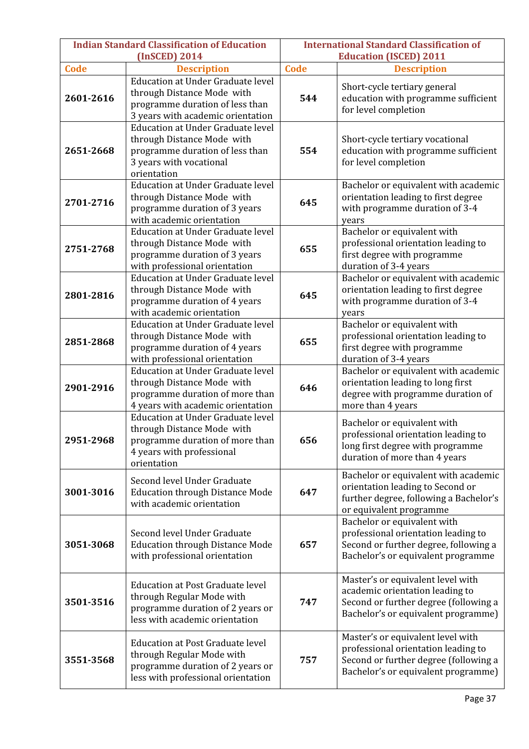| Indian Standard Classification of Education (InSCED) 2014 | | International Standard Classification of Education (ISCED) 2011 | |
|---|---|---|---|
| **Code** | **Description** | **Code** | **Description** |
| **2601-2616** | Education at Under Graduate level through Distance Mode with programme duration of less than 3 years with academic orientation | **544** | Short-cycle tertiary general education with programme sufficient for level completion |
| **2651-2668** | Education at Under Graduate level through Distance Mode with programme duration of less than 3 years with vocational orientation | **554** | Short-cycle tertiary vocational education with programme sufficient for level completion |
| **2701-2716** | Education at Under Graduate level through Distance Mode with programme duration of 3 years with academic orientation | **645** | Bachelor or equivalent with academic orientation leading to first degree with programme duration of 3-4 years |
| **2751-2768** | Education at Under Graduate level through Distance Mode with programme duration of 3 years with professional orientation | **655** | Bachelor or equivalent with professional orientation leading to first degree with programme duration of 3-4 years |
| **2801-2816** | Education at Under Graduate level through Distance Mode with programme duration of 4 years with academic orientation | **645** | Bachelor or equivalent with academic orientation leading to first degree with programme duration of 3-4 years |
| **2851-2868** | Education at Under Graduate level through Distance Mode with programme duration of 4 years with professional orientation | **655** | Bachelor or equivalent with professional orientation leading to first degree with programme duration of 3-4 years |
| **2901-2916** | Education at Under Graduate level through Distance Mode with programme duration of more than 4 years with academic orientation | **646** | Bachelor or equivalent with academic orientation leading to long first degree with programme duration of more than 4 years |
| **2951-2968** | Education at Under Graduate level through Distance Mode with programme duration of more than 4 years with professional orientation | **656** | Bachelor or equivalent with professional orientation leading to long first degree with programme duration of more than 4 years |
| **3001-3016** | Second level Under Graduate Education through Distance Mode with academic orientation | **647** | Bachelor or equivalent with academic orientation leading to Second or further degree, following a Bachelor's or equivalent programme |
| **3051-3068** | Second level Under Graduate Education through Distance Mode with professional orientation | **657** | Bachelor or equivalent with professional orientation leading to Second or further degree, following a Bachelor's or equivalent programme |
| **3501-3516** | Education at Post Graduate level through Regular Mode with programme duration of 2 years or less with academic orientation | **747** | Master's or equivalent level with academic orientation leading to Second or further degree (following a Bachelor's or equivalent programme) |
| **3551-3568** | Education at Post Graduate level through Regular Mode with programme duration of 2 years or less with professional orientation | **757** | Master's or equivalent level with professional orientation leading to Second or further degree (following a Bachelor's or equivalent programme) |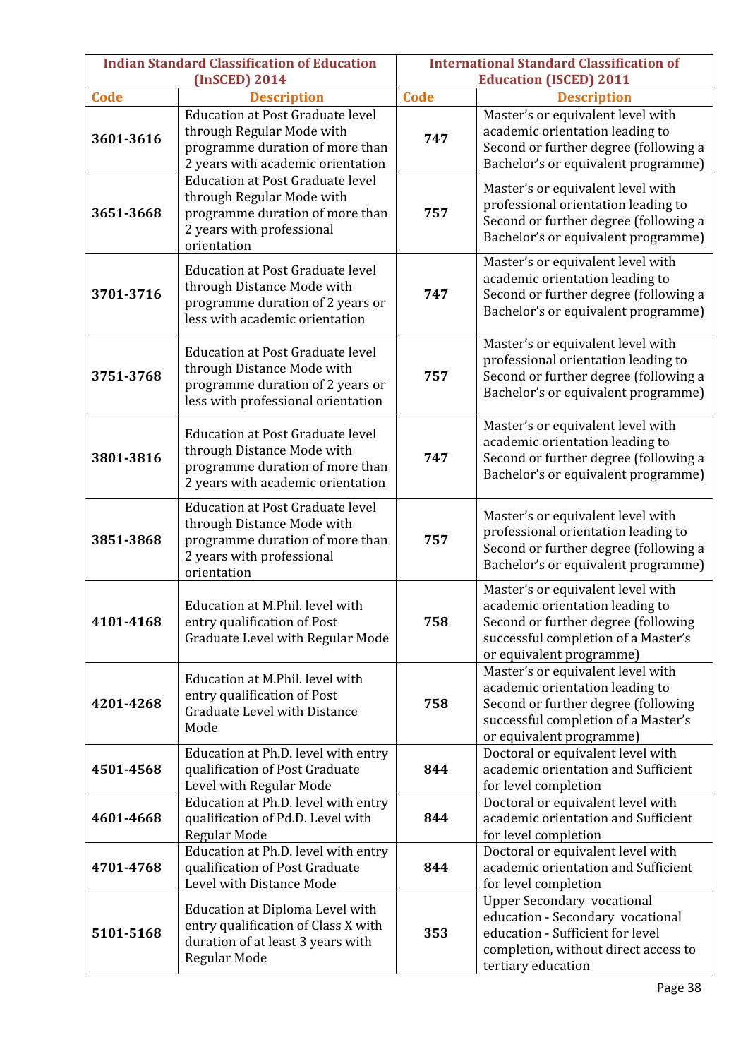| Indian Standard Classification of Education (InSCED) 2014 | | International Standard Classification of Education (ISCED) 2011 | |
|---|---|---|---|
| **Code** | **Description** | **Code** | **Description** |
| **3601-3616** | Education at Post Graduate level through Regular Mode with programme duration of more than 2 years with academic orientation | **747** | Master's or equivalent level with academic orientation leading to Second or further degree (following a Bachelor's or equivalent programme) |
| **3651-3668** | Education at Post Graduate level through Regular Mode with programme duration of more than 2 years with professional orientation | **757** | Master's or equivalent level with professional orientation leading to Second or further degree (following a Bachelor's or equivalent programme) |
| **3701-3716** | Education at Post Graduate level through Distance Mode with programme duration of 2 years or less with academic orientation | **747** | Master's or equivalent level with academic orientation leading to Second or further degree (following a Bachelor's or equivalent programme) |
| **3751-3768** | Education at Post Graduate level through Distance Mode with programme duration of 2 years or less with professional orientation | **757** | Master's or equivalent level with professional orientation leading to Second or further degree (following a Bachelor's or equivalent programme) |
| **3801-3816** | Education at Post Graduate level through Distance Mode with programme duration of more than 2 years with academic orientation | **747** | Master's or equivalent level with academic orientation leading to Second or further degree (following a Bachelor's or equivalent programme) |
| **3851-3868** | Education at Post Graduate level through Distance Mode with programme duration of more than 2 years with professional orientation | **757** | Master's or equivalent level with professional orientation leading to Second or further degree (following a Bachelor's or equivalent programme) |
| **4101-4168** | Education at M.Phil. level with entry qualification of Post Graduate Level with Regular Mode | **758** | Master's or equivalent level with academic orientation leading to Second or further degree (following successful completion of a Master's or equivalent programme) |
| **4201-4268** | Education at M.Phil. level with entry qualification of Post Graduate Level with Distance Mode | **758** | Master's or equivalent level with academic orientation leading to Second or further degree (following successful completion of a Master's or equivalent programme) |
| **4501-4568** | Education at Ph.D. level with entry qualification of Post Graduate Level with Regular Mode | **844** | Doctoral or equivalent level with academic orientation and Sufficient for level completion |
| **4601-4668** | Education at Ph.D. level with entry qualification of Pd.D. Level with Regular Mode | **844** | Doctoral or equivalent level with academic orientation and Sufficient for level completion |
| **4701-4768** | Education at Ph.D. level with entry qualification of Post Graduate Level with Distance Mode | **844** | Doctoral or equivalent level with academic orientation and Sufficient for level completion |
| **5101-5168** | Education at Diploma Level with entry qualification of Class X with duration of at least 3 years with Regular Mode | **353** | Upper Secondary vocational education - Secondary vocational education - Sufficient for level completion, without direct access to tertiary education |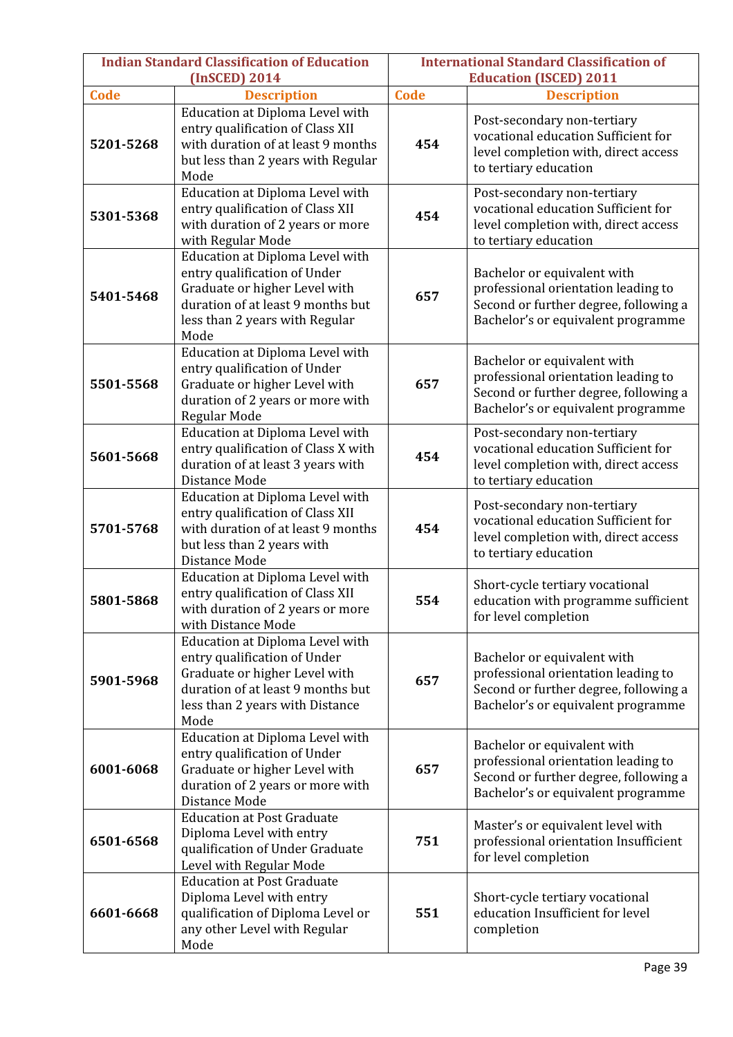| Indian Standard Classification of Education (InSCED) 2014 | | International Standard Classification of Education (ISCED) 2011 | |
|---|---|---|---|
| **Code** | **Description** | **Code** | **Description** |
| **5201-5268** | Education at Diploma Level with entry qualification of Class XII with duration of at least 9 months but less than 2 years with Regular Mode | **454** | Post-secondary non-tertiary vocational education Sufficient for level completion with, direct access to tertiary education |
| **5301-5368** | Education at Diploma Level with entry qualification of Class XII with duration of 2 years or more with Regular Mode | **454** | Post-secondary non-tertiary vocational education Sufficient for level completion with, direct access to tertiary education |
| **5401-5468** | Education at Diploma Level with entry qualification of Under Graduate or higher Level with duration of at least 9 months but less than 2 years with Regular Mode | **657** | Bachelor or equivalent with professional orientation leading to Second or further degree, following a Bachelor's or equivalent programme |
| **5501-5568** | Education at Diploma Level with entry qualification of Under Graduate or higher Level with duration of 2 years or more with Regular Mode | **657** | Bachelor or equivalent with professional orientation leading to Second or further degree, following a Bachelor's or equivalent programme |
| **5601-5668** | Education at Diploma Level with entry qualification of Class X with duration of at least 3 years with Distance Mode | **454** | Post-secondary non-tertiary vocational education Sufficient for level completion with, direct access to tertiary education |
| **5701-5768** | Education at Diploma Level with entry qualification of Class XII with duration of at least 9 months but less than 2 years with Distance Mode | **454** | Post-secondary non-tertiary vocational education Sufficient for level completion with, direct access to tertiary education |
| **5801-5868** | Education at Diploma Level with entry qualification of Class XII with duration of 2 years or more with Distance Mode | **554** | Short-cycle tertiary vocational education with programme sufficient for level completion |
| **5901-5968** | Education at Diploma Level with entry qualification of Under Graduate or higher Level with duration of at least 9 months but less than 2 years with Distance Mode | **657** | Bachelor or equivalent with professional orientation leading to Second or further degree, following a Bachelor's or equivalent programme |
| **6001-6068** | Education at Diploma Level with entry qualification of Under Graduate or higher Level with duration of 2 years or more with Distance Mode | **657** | Bachelor or equivalent with professional orientation leading to Second or further degree, following a Bachelor's or equivalent programme |
| **6501-6568** | Education at Post Graduate Diploma Level with entry qualification of Under Graduate Level with Regular Mode | **751** | Master's or equivalent level with professional orientation Insufficient for level completion |
| **6601-6668** | Education at Post Graduate Diploma Level with entry qualification of Diploma Level or any other Level with Regular Mode | **551** | Short-cycle tertiary vocational education Insufficient for level completion |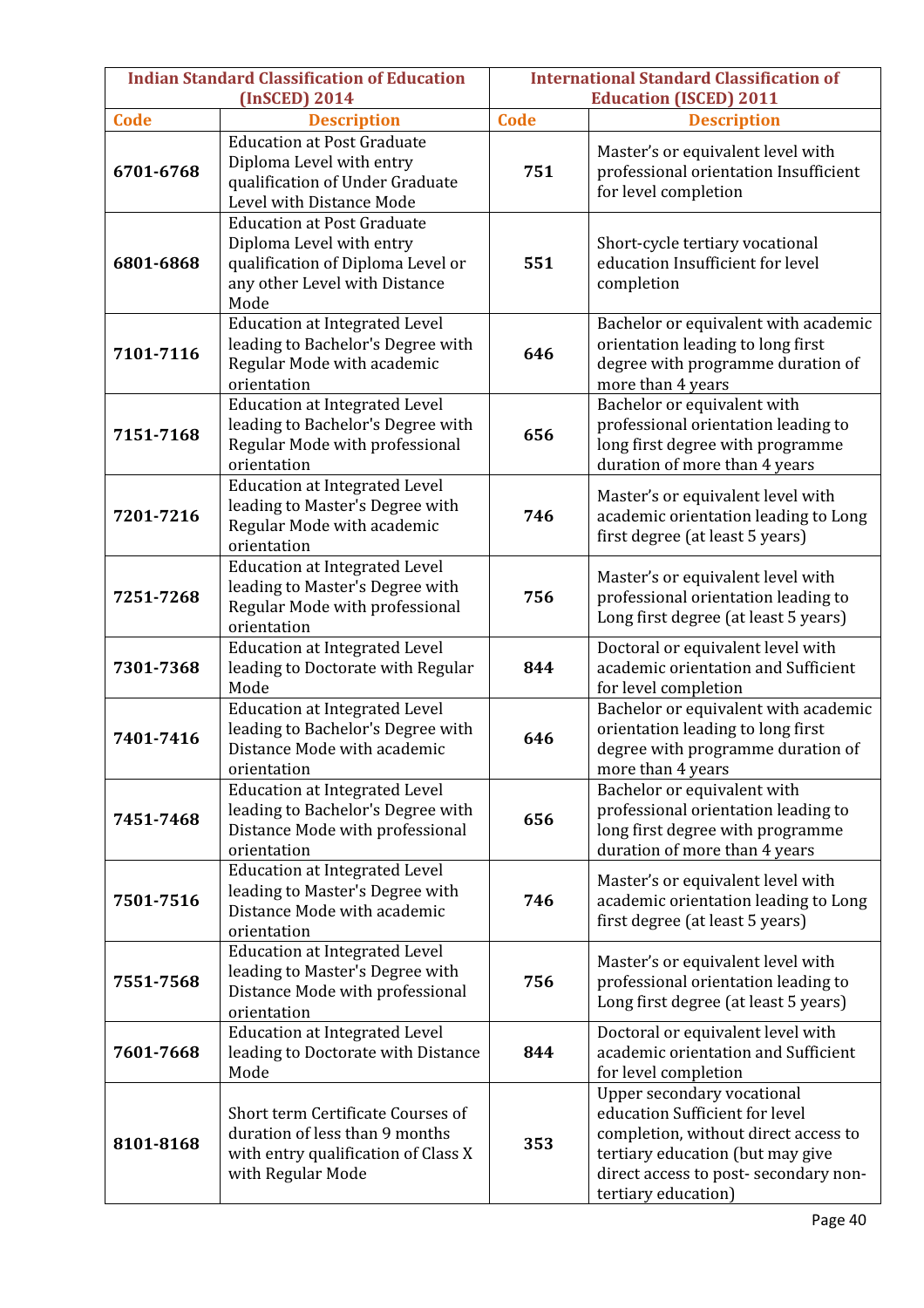| Indian Standard Classification of Education (InSCED) 2014 | | International Standard Classification of Education (ISCED) 2011 | |
|---|---|---|---|
| **Code** | **Description** | **Code** | **Description** |
| **6701-6768** | Education at Post Graduate Diploma Level with entry qualification of Under Graduate Level with Distance Mode | **751** | Master's or equivalent level with professional orientation Insufficient for level completion |
| **6801-6868** | Education at Post Graduate Diploma Level with entry qualification of Diploma Level or any other Level with Distance Mode | **551** | Short-cycle tertiary vocational education Insufficient for level completion |
| **7101-7116** | Education at Integrated Level leading to Bachelor's Degree with Regular Mode with academic orientation | **646** | Bachelor or equivalent with academic orientation leading to long first degree with programme duration of more than 4 years |
| **7151-7168** | Education at Integrated Level leading to Bachelor's Degree with Regular Mode with professional orientation | **656** | Bachelor or equivalent with professional orientation leading to long first degree with programme duration of more than 4 years |
| **7201-7216** | Education at Integrated Level leading to Master's Degree with Regular Mode with academic orientation | **746** | Master's or equivalent level with academic orientation leading to Long first degree (at least 5 years) |
| **7251-7268** | Education at Integrated Level leading to Master's Degree with Regular Mode with professional orientation | **756** | Master's or equivalent level with professional orientation leading to Long first degree (at least 5 years) |
| **7301-7368** | Education at Integrated Level leading to Doctorate with Regular Mode | **844** | Doctoral or equivalent level with academic orientation and Sufficient for level completion |
| **7401-7416** | Education at Integrated Level leading to Bachelor's Degree with Distance Mode with academic orientation | **646** | Bachelor or equivalent with academic orientation leading to long first degree with programme duration of more than 4 years |
| **7451-7468** | Education at Integrated Level leading to Bachelor's Degree with Distance Mode with professional orientation | **656** | Bachelor or equivalent with professional orientation leading to long first degree with programme duration of more than 4 years |
| **7501-7516** | Education at Integrated Level leading to Master's Degree with Distance Mode with academic orientation | **746** | Master's or equivalent level with academic orientation leading to Long first degree (at least 5 years) |
| **7551-7568** | Education at Integrated Level leading to Master's Degree with Distance Mode with professional orientation | **756** | Master's or equivalent level with professional orientation leading to Long first degree (at least 5 years) |
| **7601-7668** | Education at Integrated Level leading to Doctorate with Distance Mode | **844** | Doctoral or equivalent level with academic orientation and Sufficient for level completion |
| **8101-8168** | Short term Certificate Courses of duration of less than 9 months with entry qualification of Class X with Regular Mode | **353** | Upper secondary vocational education Sufficient for level completion, without direct access to tertiary education (but may give direct access to post- secondary non-tertiary education) |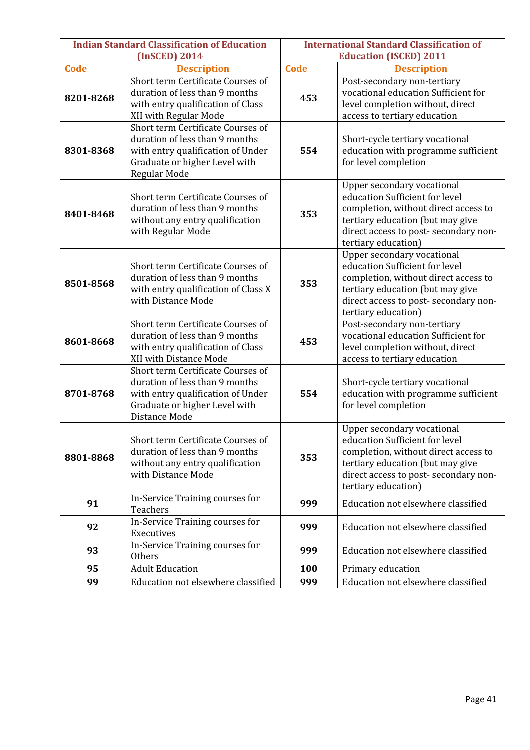| Indian Standard Classification of Education (InSCED) 2014 | | International Standard Classification of Education (ISCED) 2011 | |
|---|---|---|---|
| **Code** | **Description** | **Code** | **Description** |
| **8201-8268** | Short term Certificate Courses of duration of less than 9 months with entry qualification of Class XII with Regular Mode | **453** | Post-secondary non-tertiary vocational education Sufficient for level completion without, direct access to tertiary education |
| **8301-8368** | Short term Certificate Courses of duration of less than 9 months with entry qualification of Under Graduate or higher Level with Regular Mode | **554** | Short-cycle tertiary vocational education with programme sufficient for level completion |
| **8401-8468** | Short term Certificate Courses of duration of less than 9 months without any entry qualification with Regular Mode | **353** | Upper secondary vocational education Sufficient for level completion, without direct access to tertiary education (but may give direct access to post- secondary non-tertiary education) |
| **8501-8568** | Short term Certificate Courses of duration of less than 9 months with entry qualification of Class X with Distance Mode | **353** | Upper secondary vocational education Sufficient for level completion, without direct access to tertiary education (but may give direct access to post- secondary non-tertiary education) |
| **8601-8668** | Short term Certificate Courses of duration of less than 9 months with entry qualification of Class XII with Distance Mode | **453** | Post-secondary non-tertiary vocational education Sufficient for level completion without, direct access to tertiary education |
| **8701-8768** | Short term Certificate Courses of duration of less than 9 months with entry qualification of Under Graduate or higher Level with Distance Mode | **554** | Short-cycle tertiary vocational education with programme sufficient for level completion |
| **8801-8868** | Short term Certificate Courses of duration of less than 9 months without any entry qualification with Distance Mode | **353** | Upper secondary vocational education Sufficient for level completion, without direct access to tertiary education (but may give direct access to post- secondary non-tertiary education) |
| **91** | In-Service Training courses for Teachers | **999** | Education not elsewhere classified |
| **92** | In-Service Training courses for Executives | **999** | Education not elsewhere classified |
| **93** | In-Service Training courses for Others | **999** | Education not elsewhere classified |
| **95** | Adult Education | **100** | Primary education |
| **99** | Education not elsewhere classified | **999** | Education not elsewhere classified |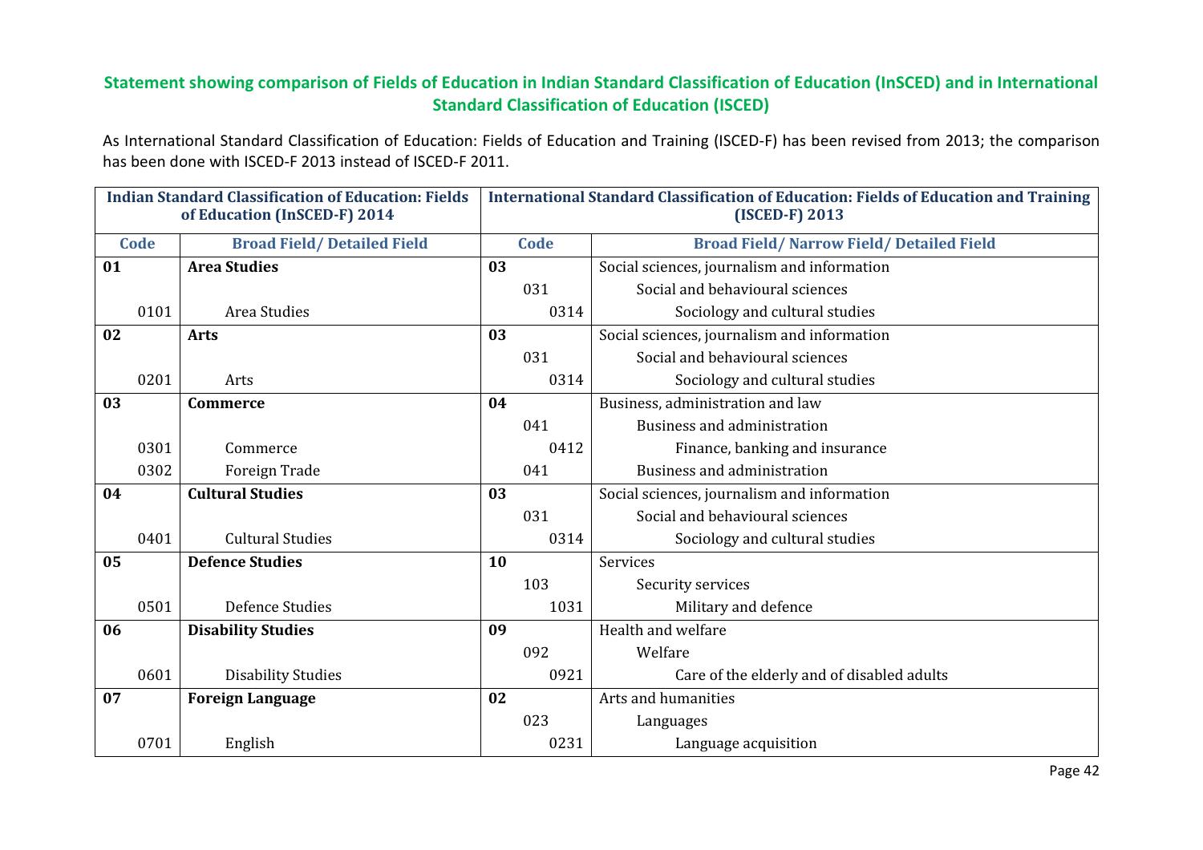## Statement showing comparison of Fields of Education in Indian Standard Classification of Education (InSCED) and in International Standard Classification of Education (ISCED)

As International Standard Classification of Education: Fields of Education and Training (ISCED-F) has been revised from 2013; the comparison has been done with ISCED-F 2013 instead of ISCED-F 2011.

| Indian Standard Classification of Education: Fields of Education (InSCED-F) 2014 | | International Standard Classification of Education: Fields of Education and Training (ISCED-F) 2013 | |
|---|---|---|---|
| **Code** | **Broad Field/ Detailed Field** | **Code** | **Broad Field/ Narrow Field/ Detailed Field** |
| **01** | **Area Studies** | **03** | Social sciences, journalism and information |
| | | 031 | Social and behavioural sciences |
| 0101 | Area Studies | 0314 | Sociology and cultural studies |
| **02** | **Arts** | **03** | Social sciences, journalism and information |
| | | 031 | Social and behavioural sciences |
| 0201 | Arts | 0314 | Sociology and cultural studies |
| **03** | **Commerce** | **04** | Business, administration and law |
| | | 041 | Business and administration |
| 0301 | Commerce | 0412 | Finance, banking and insurance |
| 0302 | Foreign Trade | 041 | Business and administration |
| **04** | **Cultural Studies** | **03** | Social sciences, journalism and information |
| | | 031 | Social and behavioural sciences |
| 0401 | Cultural Studies | 0314 | Sociology and cultural studies |
| **05** | **Defence Studies** | **10** | Services |
| | | 103 | Security services |
| 0501 | Defence Studies | 1031 | Military and defence |
| **06** | **Disability Studies** | **09** | Health and welfare |
| | | 092 | Welfare |
| 0601 | Disability Studies | 0921 | Care of the elderly and of disabled adults |
| **07** | **Foreign Language** | **02** | Arts and humanities |
| | | 023 | Languages |
| 0701 | English | 0231 | Language acquisition |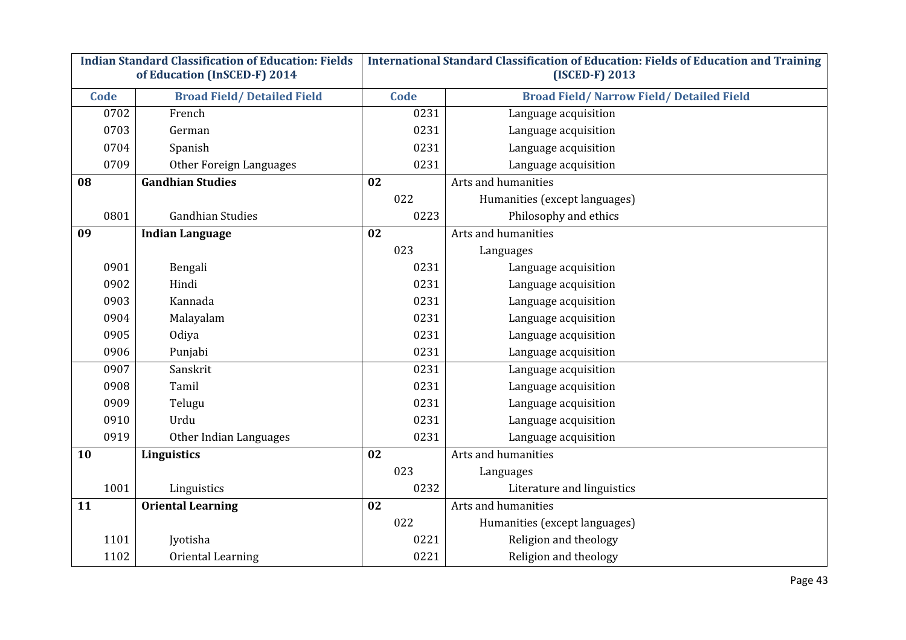| Indian Standard Classification of Education: Fields of Education (InSCED-F) 2014 | | International Standard Classification of Education: Fields of Education and Training (ISCED-F) 2013 | |
|---|---|---|---|
| **Code** | **Broad Field/ Detailed Field** | **Code** | **Broad Field/ Narrow Field/ Detailed Field** |
| 0702 | French | 0231 | Language acquisition |
| 0703 | German | 0231 | Language acquisition |
| 0704 | Spanish | 0231 | Language acquisition |
| 0709 | Other Foreign Languages | 0231 | Language acquisition |
| **08** | **Gandhian Studies** | **02** | Arts and humanities |
| | | 022 | Humanities (except languages) |
| 0801 | Gandhian Studies | 0223 | Philosophy and ethics |
| **09** | **Indian Language** | **02** | Arts and humanities |
| | | 023 | Languages |
| 0901 | Bengali | 0231 | Language acquisition |
| 0902 | Hindi | 0231 | Language acquisition |
| 0903 | Kannada | 0231 | Language acquisition |
| 0904 | Malayalam | 0231 | Language acquisition |
| 0905 | Odiya | 0231 | Language acquisition |
| 0906 | Punjabi | 0231 | Language acquisition |
| 0907 | Sanskrit | 0231 | Language acquisition |
| 0908 | Tamil | 0231 | Language acquisition |
| 0909 | Telugu | 0231 | Language acquisition |
| 0910 | Urdu | 0231 | Language acquisition |
| 0919 | Other Indian Languages | 0231 | Language acquisition |
| **10** | **Linguistics** | **02** | Arts and humanities |
| | | 023 | Languages |
| 1001 | Linguistics | 0232 | Literature and linguistics |
| **11** | **Oriental Learning** | **02** | Arts and humanities |
| | | 022 | Humanities (except languages) |
| 1101 | Jyotisha | 0221 | Religion and theology |
| 1102 | Oriental Learning | 0221 | Religion and theology |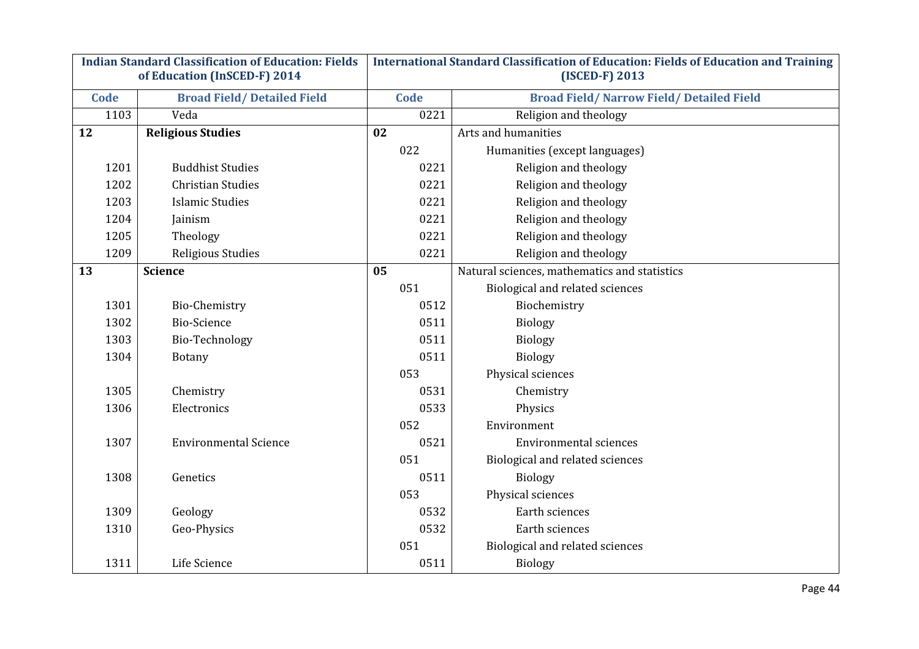| Indian Standard Classification of Education: Fields of Education (InSCED-F) 2014 | | International Standard Classification of Education: Fields of Education and Training (ISCED-F) 2013 | |
|---|---|---|---|
| **Code** | **Broad Field/ Detailed Field** | **Code** | **Broad Field/ Narrow Field/ Detailed Field** |
| 1103 | Veda | 0221 | Religion and theology |
| **12** | **Religious Studies** | **02** | Arts and humanities |
| | | 022 | Humanities (except languages) |
| 1201 | Buddhist Studies | 0221 | Religion and theology |
| 1202 | Christian Studies | 0221 | Religion and theology |
| 1203 | Islamic Studies | 0221 | Religion and theology |
| 1204 | Jainism | 0221 | Religion and theology |
| 1205 | Theology | 0221 | Religion and theology |
| 1209 | Religious Studies | 0221 | Religion and theology |
| **13** | **Science** | **05** | Natural sciences, mathematics and statistics |
| | | 051 | Biological and related sciences |
| 1301 | Bio-Chemistry | 0512 | Biochemistry |
| 1302 | Bio-Science | 0511 | Biology |
| 1303 | Bio-Technology | 0511 | Biology |
| 1304 | Botany | 0511 | Biology |
| | | 053 | Physical sciences |
| 1305 | Chemistry | 0531 | Chemistry |
| 1306 | Electronics | 0533 | Physics |
| | | 052 | Environment |
| 1307 | Environmental Science | 0521 | Environmental sciences |
| | | 051 | Biological and related sciences |
| 1308 | Genetics | 0511 | Biology |
| | | 053 | Physical sciences |
| 1309 | Geology | 0532 | Earth sciences |
| 1310 | Geo-Physics | 0532 | Earth sciences |
| | | 051 | Biological and related sciences |
| 1311 | Life Science | 0511 | Biology |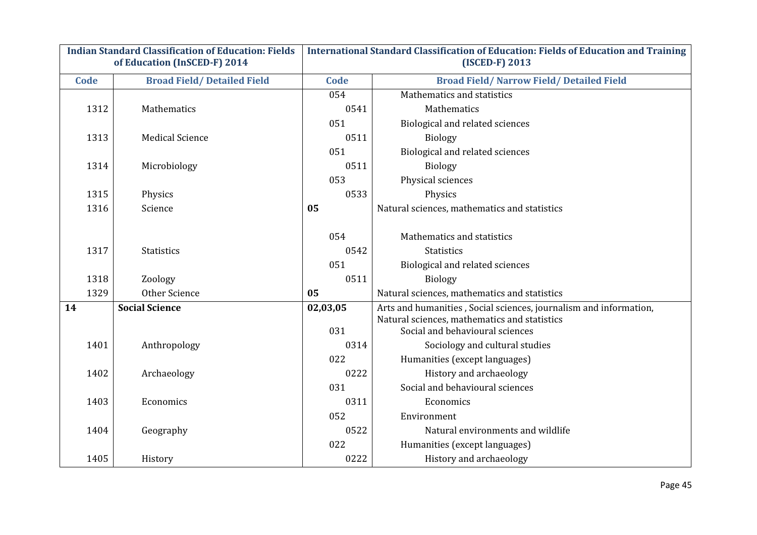| Indian Standard Classification of Education: Fields of Education (InSCED-F) 2014 | | International Standard Classification of Education: Fields of Education and Training (ISCED-F) 2013 | |
|---|---|---|---|
| **Code** | **Broad Field/ Detailed Field** | **Code** | **Broad Field/ Narrow Field/ Detailed Field** |
| | | 054 | Mathematics and statistics |
| 1312 | Mathematics | 0541 | Mathematics |
| | | 051 | Biological and related sciences |
| 1313 | Medical Science | 0511 | Biology |
| | | 051 | Biological and related sciences |
| 1314 | Microbiology | 0511 | Biology |
| | | 053 | Physical sciences |
| 1315 | Physics | 0533 | Physics |
| 1316 | Science | **05** | Natural sciences, mathematics and statistics |
| | | 054 | Mathematics and statistics |
| 1317 | Statistics | 0542 | Statistics |
| | | 051 | Biological and related sciences |
| 1318 | Zoology | 0511 | Biology |
| 1329 | Other Science | **05** | Natural sciences, mathematics and statistics |
| **14** | **Social Science** | **02,03,05** | Arts and humanities , Social sciences, journalism and information, Natural sciences, mathematics and statistics |
| | | 031 | Social and behavioural sciences |
| 1401 | Anthropology | 0314 | Sociology and cultural studies |
| | | 022 | Humanities (except languages) |
| 1402 | Archaeology | 0222 | History and archaeology |
| | | 031 | Social and behavioural sciences |
| 1403 | Economics | 0311 | Economics |
| | | 052 | Environment |
| 1404 | Geography | 0522 | Natural environments and wildlife |
| | | 022 | Humanities (except languages) |
| 1405 | History | 0222 | History and archaeology |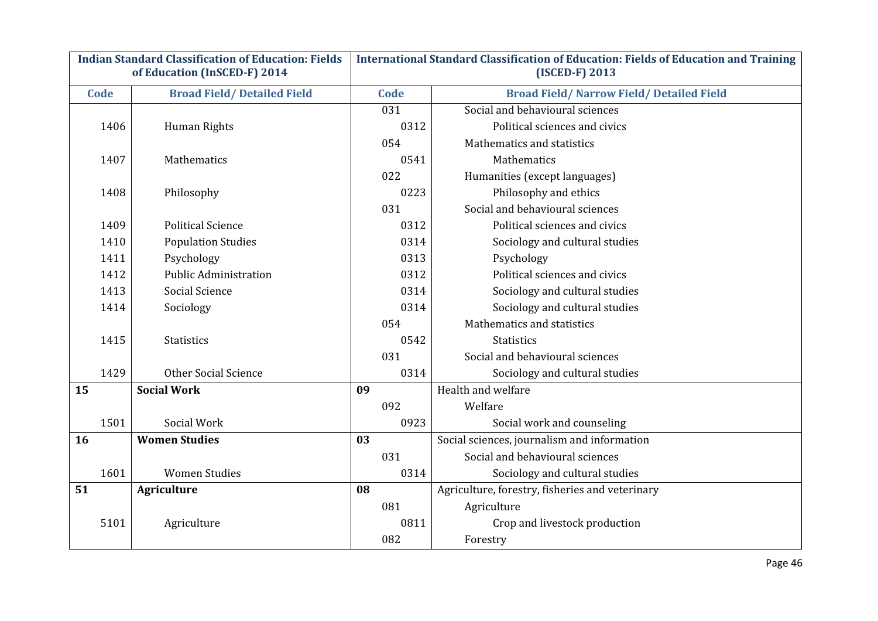| Indian Standard Classification of Education: Fields of Education (InSCED-F) 2014 | | International Standard Classification of Education: Fields of Education and Training (ISCED-F) 2013 | |
|---|---|---|---|
| **Code** | **Broad Field/ Detailed Field** | **Code** | **Broad Field/ Narrow Field/ Detailed Field** |
| | | 031 | Social and behavioural sciences |
| 1406 | Human Rights | 0312 | Political sciences and civics |
| | | 054 | Mathematics and statistics |
| 1407 | Mathematics | 0541 | Mathematics |
| | | 022 | Humanities (except languages) |
| 1408 | Philosophy | 0223 | Philosophy and ethics |
| | | 031 | Social and behavioural sciences |
| 1409 | Political Science | 0312 | Political sciences and civics |
| 1410 | Population Studies | 0314 | Sociology and cultural studies |
| 1411 | Psychology | 0313 | Psychology |
| 1412 | Public Administration | 0312 | Political sciences and civics |
| 1413 | Social Science | 0314 | Sociology and cultural studies |
| 1414 | Sociology | 0314 | Sociology and cultural studies |
| | | 054 | Mathematics and statistics |
| 1415 | Statistics | 0542 | Statistics |
| | | 031 | Social and behavioural sciences |
| 1429 | Other Social Science | 0314 | Sociology and cultural studies |
| **15** | **Social Work** | **09** | Health and welfare |
| | | 092 | Welfare |
| 1501 | Social Work | 0923 | Social work and counseling |
| **16** | **Women Studies** | **03** | Social sciences, journalism and information |
| | | 031 | Social and behavioural sciences |
| 1601 | Women Studies | 0314 | Sociology and cultural studies |
| **51** | **Agriculture** | **08** | Agriculture, forestry, fisheries and veterinary |
| | | 081 | Agriculture |
| 5101 | Agriculture | 0811 | Crop and livestock production |
| | | 082 | Forestry |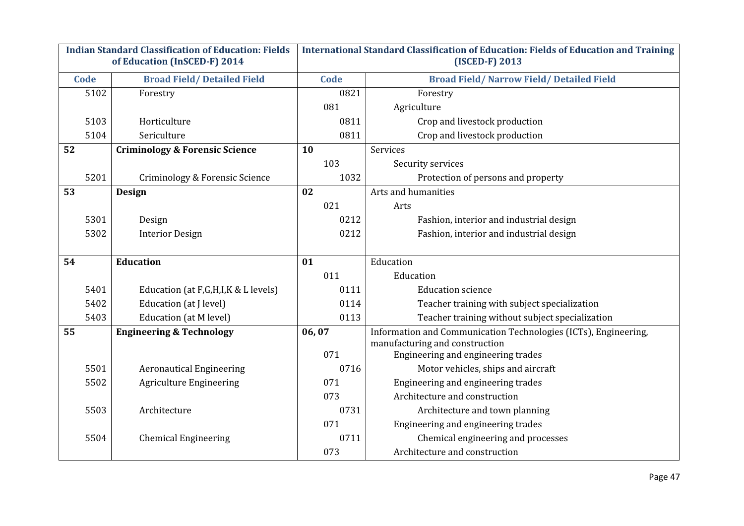| Indian Standard Classification of Education: Fields of Education (InSCED-F) 2014 | | International Standard Classification of Education: Fields of Education and Training (ISCED-F) 2013 | |
|---|---|---|---|
| **Code** | **Broad Field/ Detailed Field** | **Code** | **Broad Field/ Narrow Field/ Detailed Field** |
| 5102 | Forestry | 0821 | Forestry |
| | | 081 | Agriculture |
| 5103 | Horticulture | 0811 | Crop and livestock production |
| 5104 | Sericulture | 0811 | Crop and livestock production |
| **52** | **Criminology & Forensic Science** | **10** | Services |
| | | 103 | Security services |
| 5201 | Criminology & Forensic Science | 1032 | Protection of persons and property |
| **53** | **Design** | **02** | Arts and humanities |
| | | 021 | Arts |
| 5301 | Design | 0212 | Fashion, interior and industrial design |
| 5302 | Interior Design | 0212 | Fashion, interior and industrial design |
| **54** | **Education** | **01** | Education |
| | | 011 | Education |
| 5401 | Education (at F,G,H,I,K & L levels) | 0111 | Education science |
| 5402 | Education (at J level) | 0114 | Teacher training with subject specialization |
| 5403 | Education (at M level) | 0113 | Teacher training without subject specialization |
| **55** | **Engineering & Technology** | **06, 07** | Information and Communication Technologies (ICTs), Engineering, manufacturing and construction |
| | | 071 | Engineering and engineering trades |
| 5501 | Aeronautical Engineering | 0716 | Motor vehicles, ships and aircraft |
| 5502 | Agriculture Engineering | 071 | Engineering and engineering trades |
| | | 073 | Architecture and construction |
| 5503 | Architecture | 0731 | Architecture and town planning |
| | | 071 | Engineering and engineering trades |
| 5504 | Chemical Engineering | 0711 | Chemical engineering and processes |
| | | 073 | Architecture and construction |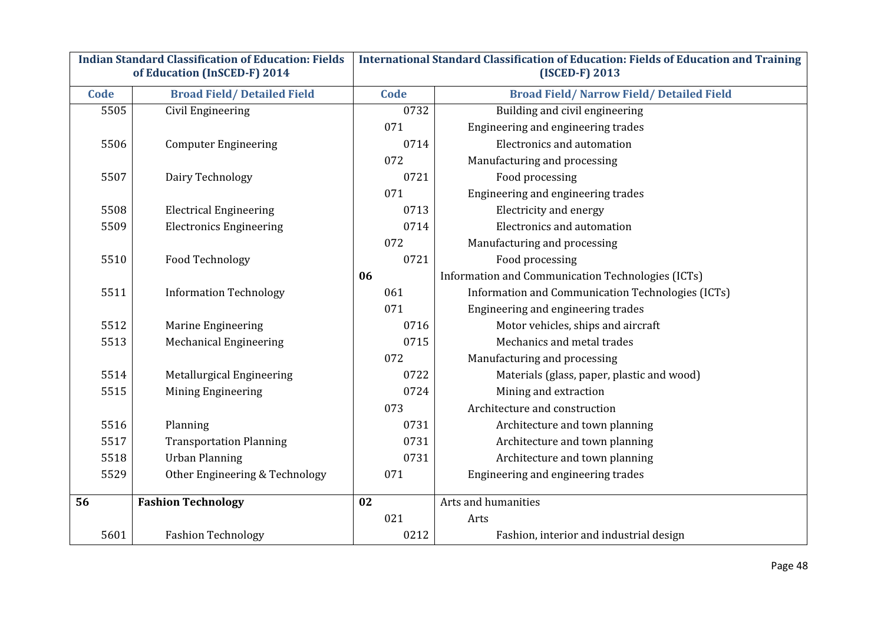| Indian Standard Classification of Education: Fields of Education (InSCED-F) 2014 | | International Standard Classification of Education: Fields of Education and Training (ISCED-F) 2013 | |
|---|---|---|---|
| **Code** | **Broad Field/ Detailed Field** | **Code** | **Broad Field/ Narrow Field/ Detailed Field** |
| 5505 | Civil Engineering | 0732 | Building and civil engineering |
| | | 071 | Engineering and engineering trades |
| 5506 | Computer Engineering | 0714 | Electronics and automation |
| | | 072 | Manufacturing and processing |
| 5507 | Dairy Technology | 0721 | Food processing |
| | | 071 | Engineering and engineering trades |
| 5508 | Electrical Engineering | 0713 | Electricity and energy |
| 5509 | Electronics Engineering | 0714 | Electronics and automation |
| | | 072 | Manufacturing and processing |
| 5510 | Food Technology | 0721 | Food processing |
| | | **06** | Information and Communication Technologies (ICTs) |
| 5511 | Information Technology | 061 | Information and Communication Technologies (ICTs) |
| | | 071 | Engineering and engineering trades |
| 5512 | Marine Engineering | 0716 | Motor vehicles, ships and aircraft |
| 5513 | Mechanical Engineering | 0715 | Mechanics and metal trades |
| | | 072 | Manufacturing and processing |
| 5514 | Metallurgical Engineering | 0722 | Materials (glass, paper, plastic and wood) |
| 5515 | Mining Engineering | 0724 | Mining and extraction |
| | | 073 | Architecture and construction |
| 5516 | Planning | 0731 | Architecture and town planning |
| 5517 | Transportation Planning | 0731 | Architecture and town planning |
| 5518 | Urban Planning | 0731 | Architecture and town planning |
| 5529 | Other Engineering & Technology | 071 | Engineering and engineering trades |
| **56** | **Fashion Technology** | **02** | Arts and humanities |
| | | 021 | Arts |
| 5601 | Fashion Technology | 0212 | Fashion, interior and industrial design |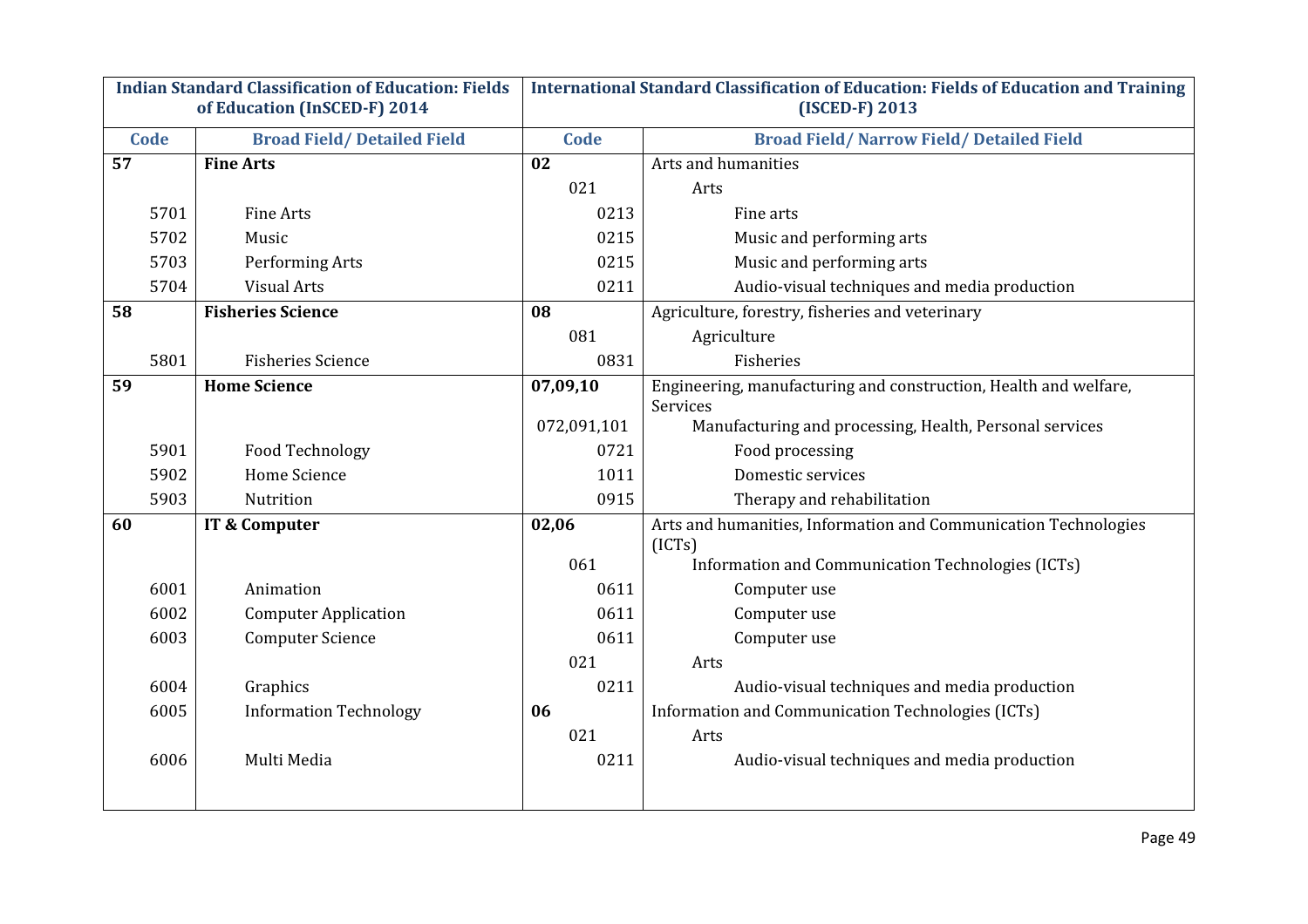| Indian Standard Classification of Education: Fields of Education (InSCED-F) 2014 | | International Standard Classification of Education: Fields of Education and Training (ISCED-F) 2013 | |
|---|---|---|---|
| **Code** | **Broad Field/ Detailed Field** | **Code** | **Broad Field/ Narrow Field/ Detailed Field** |
| **57** | **Fine Arts** | **02** | Arts and humanities |
| | | 021 | Arts |
| 5701 | Fine Arts | 0213 | Fine arts |
| 5702 | Music | 0215 | Music and performing arts |
| 5703 | Performing Arts | 0215 | Music and performing arts |
| 5704 | Visual Arts | 0211 | Audio-visual techniques and media production |
| **58** | **Fisheries Science** | **08** | Agriculture, forestry, fisheries and veterinary |
| | | 081 | Agriculture |
| 5801 | Fisheries Science | 0831 | Fisheries |
| **59** | **Home Science** | **07,09,10** | Engineering, manufacturing and construction, Health and welfare, Services |
| | | 072,091,101 | Manufacturing and processing, Health, Personal services |
| 5901 | Food Technology | 0721 | Food processing |
| 5902 | Home Science | 1011 | Domestic services |
| 5903 | Nutrition | 0915 | Therapy and rehabilitation |
| **60** | **IT & Computer** | **02,06** | Arts and humanities, Information and Communication Technologies (ICTs) |
| | | 061 | Information and Communication Technologies (ICTs) |
| 6001 | Animation | 0611 | Computer use |
| 6002 | Computer Application | 0611 | Computer use |
| 6003 | Computer Science | 0611 | Computer use |
| | | 021 | Arts |
| 6004 | Graphics | 0211 | Audio-visual techniques and media production |
| 6005 | Information Technology | **06** | Information and Communication Technologies (ICTs) |
| | | 021 | Arts |
| 6006 | Multi Media | 0211 | Audio-visual techniques and media production |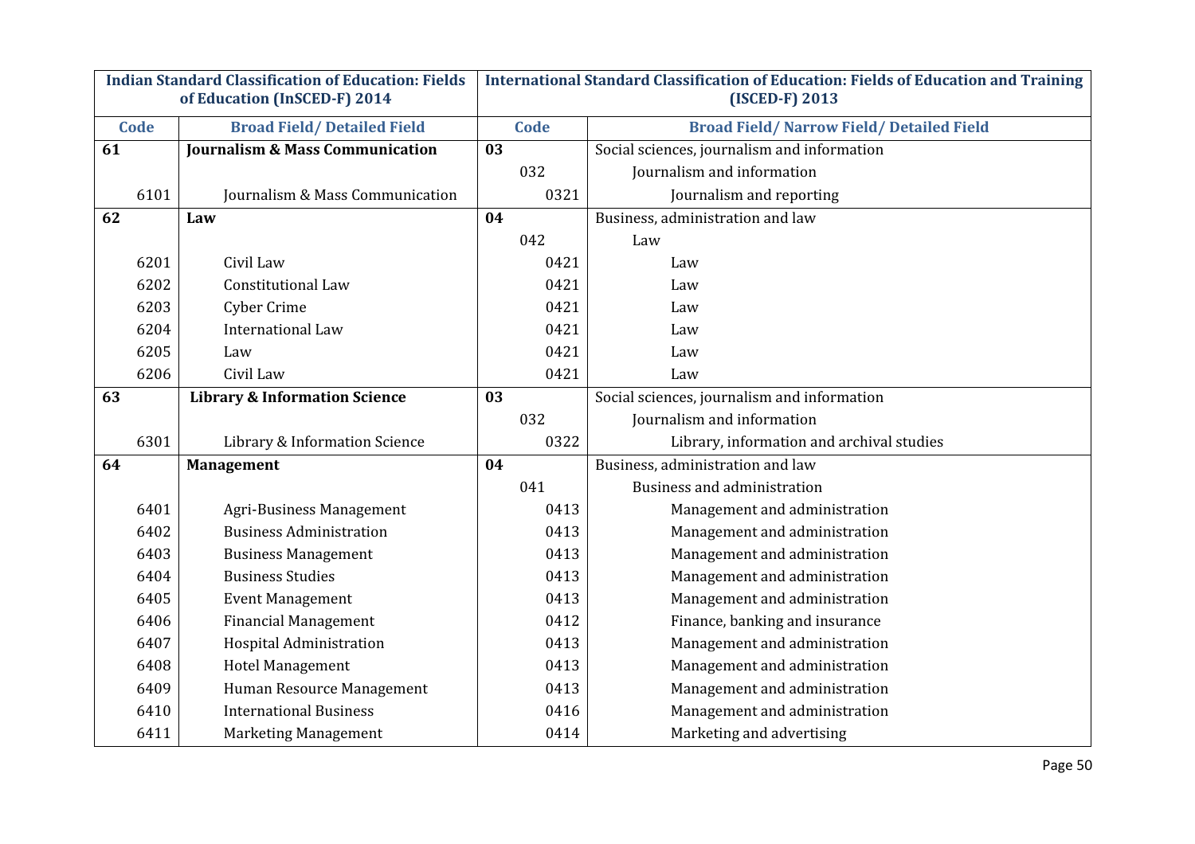| Indian Standard Classification of Education: Fields of Education (InSCED-F) 2014 | | International Standard Classification of Education: Fields of Education and Training (ISCED-F) 2013 | |
|---|---|---|---|
| **Code** | **Broad Field/ Detailed Field** | **Code** | **Broad Field/ Narrow Field/ Detailed Field** |
| **61** | **Journalism & Mass Communication** | **03** | Social sciences, journalism and information |
| | | 032 | Journalism and information |
| 6101 | Journalism & Mass Communication | 0321 | Journalism and reporting |
| **62** | **Law** | **04** | Business, administration and law |
| | | 042 | Law |
| 6201 | Civil Law | 0421 | Law |
| 6202 | Constitutional Law | 0421 | Law |
| 6203 | Cyber Crime | 0421 | Law |
| 6204 | International Law | 0421 | Law |
| 6205 | Law | 0421 | Law |
| 6206 | Civil Law | 0421 | Law |
| **63** | **Library & Information Science** | **03** | Social sciences, journalism and information |
| | | 032 | Journalism and information |
| 6301 | Library & Information Science | 0322 | Library, information and archival studies |
| **64** | **Management** | **04** | Business, administration and law |
| | | 041 | Business and administration |
| 6401 | Agri-Business Management | 0413 | Management and administration |
| 6402 | Business Administration | 0413 | Management and administration |
| 6403 | Business Management | 0413 | Management and administration |
| 6404 | Business Studies | 0413 | Management and administration |
| 6405 | Event Management | 0413 | Management and administration |
| 6406 | Financial Management | 0412 | Finance, banking and insurance |
| 6407 | Hospital Administration | 0413 | Management and administration |
| 6408 | Hotel Management | 0413 | Management and administration |
| 6409 | Human Resource Management | 0413 | Management and administration |
| 6410 | International Business | 0416 | Management and administration |
| 6411 | Marketing Management | 0414 | Marketing and advertising |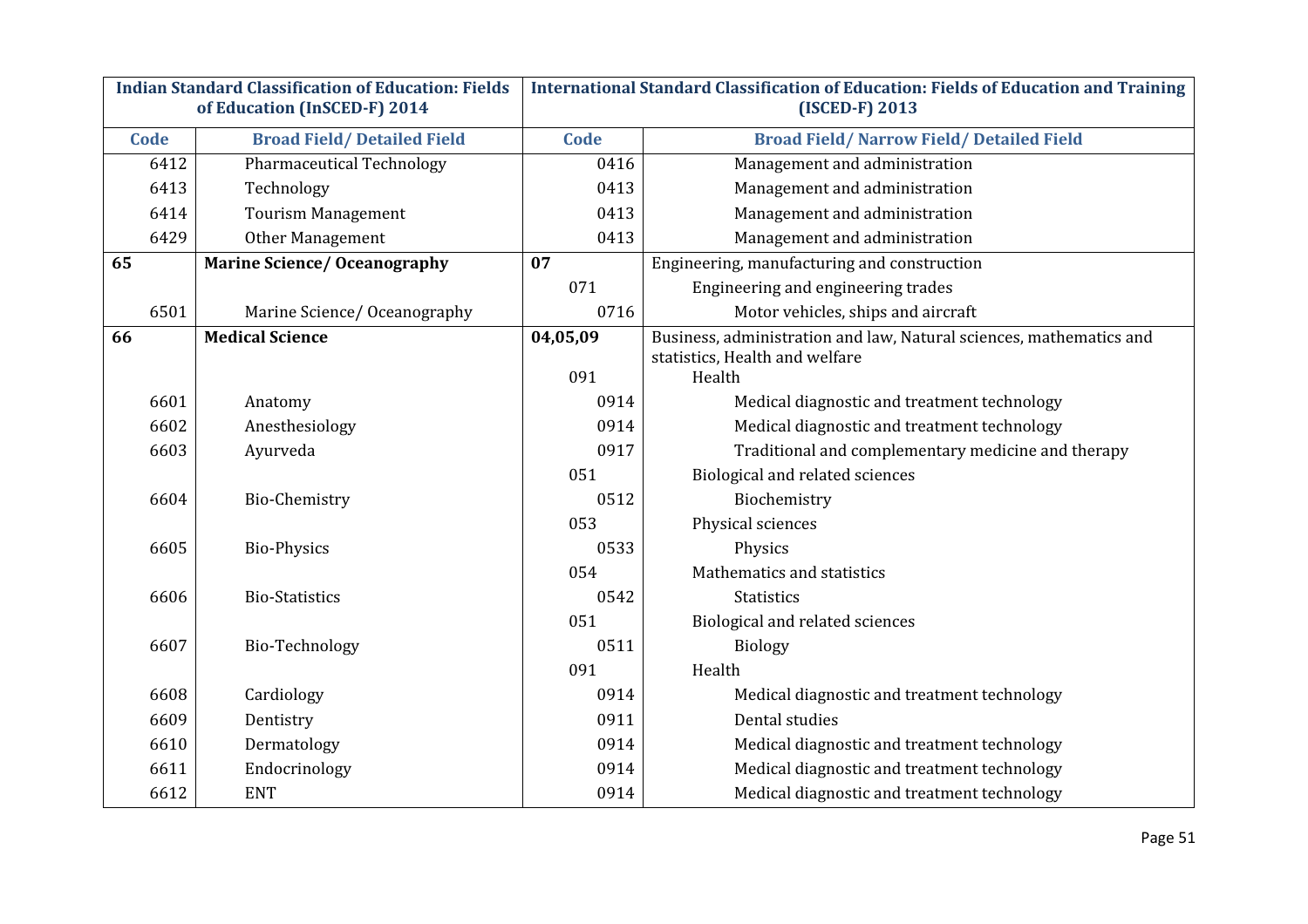| Indian Standard Classification of Education: Fields of Education (InSCED-F) 2014 | | International Standard Classification of Education: Fields of Education and Training (ISCED-F) 2013 | |
|---|---|---|---|
| **Code** | **Broad Field/ Detailed Field** | **Code** | **Broad Field/ Narrow Field/ Detailed Field** |
| 6412 | Pharmaceutical Technology | 0416 | Management and administration |
| 6413 | Technology | 0413 | Management and administration |
| 6414 | Tourism Management | 0413 | Management and administration |
| 6429 | Other Management | 0413 | Management and administration |
| **65** | **Marine Science/ Oceanography** | **07** | Engineering, manufacturing and construction |
| | | 071 | Engineering and engineering trades |
| 6501 | Marine Science/ Oceanography | 0716 | Motor vehicles, ships and aircraft |
| **66** | **Medical Science** | **04,05,09** | Business, administration and law, Natural sciences, mathematics and statistics, Health and welfare |
| | | 091 | Health |
| 6601 | Anatomy | 0914 | Medical diagnostic and treatment technology |
| 6602 | Anesthesiology | 0914 | Medical diagnostic and treatment technology |
| 6603 | Ayurveda | 0917 | Traditional and complementary medicine and therapy |
| | | 051 | Biological and related sciences |
| 6604 | Bio-Chemistry | 0512 | Biochemistry |
| | | 053 | Physical sciences |
| 6605 | Bio-Physics | 0533 | Physics |
| | | 054 | Mathematics and statistics |
| 6606 | Bio-Statistics | 0542 | Statistics |
| | | 051 | Biological and related sciences |
| 6607 | Bio-Technology | 0511 | Biology |
| | | 091 | Health |
| 6608 | Cardiology | 0914 | Medical diagnostic and treatment technology |
| 6609 | Dentistry | 0911 | Dental studies |
| 6610 | Dermatology | 0914 | Medical diagnostic and treatment technology |
| 6611 | Endocrinology | 0914 | Medical diagnostic and treatment technology |
| 6612 | ENT | 0914 | Medical diagnostic and treatment technology |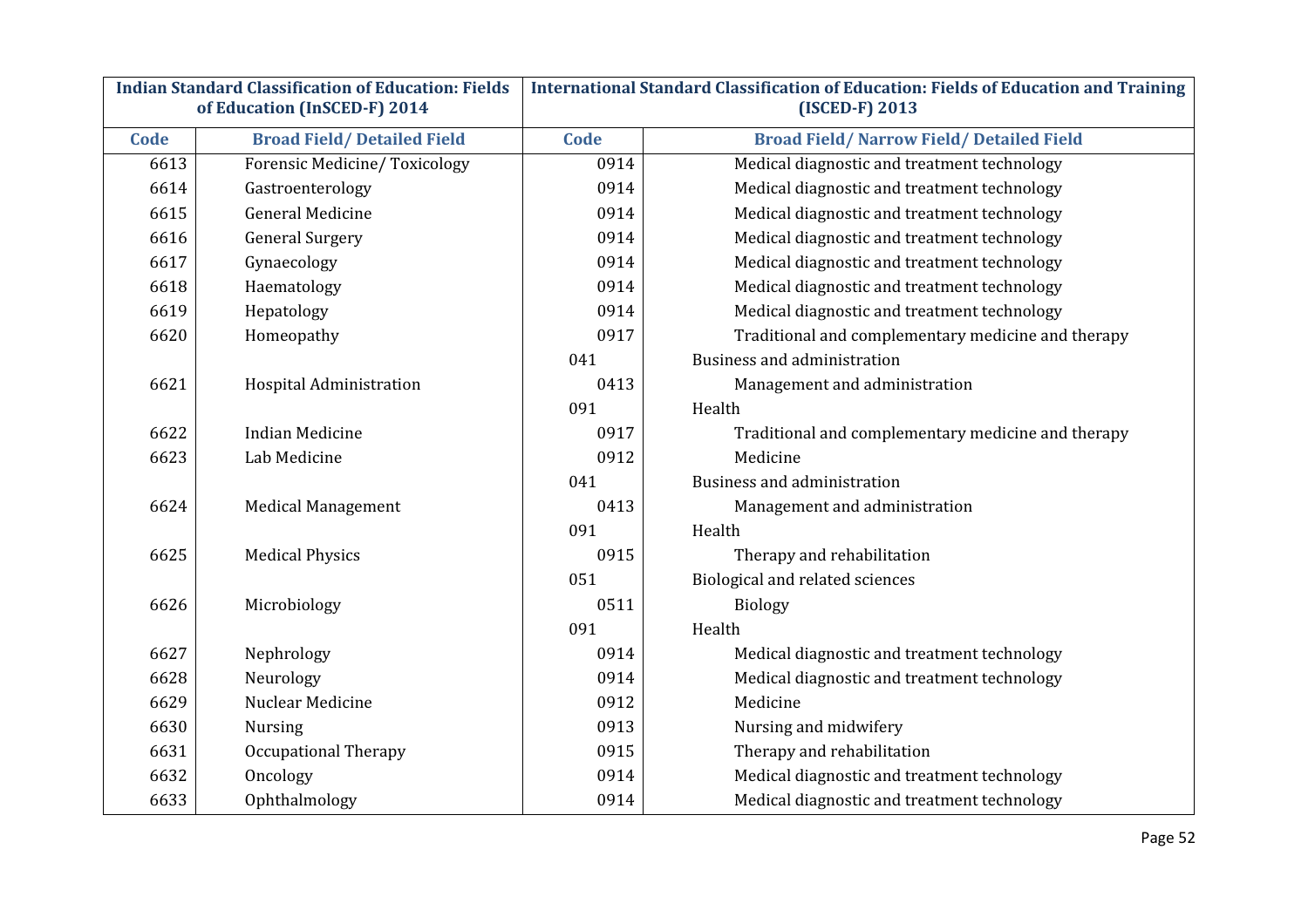| Indian Standard Classification of Education: Fields of Education (InSCED-F) 2014 | | International Standard Classification of Education: Fields of Education and Training (ISCED-F) 2013 | |
|---|---|---|---|
| Code | Broad Field/ Detailed Field | Code | Broad Field/ Narrow Field/ Detailed Field |
| 6613 | Forensic Medicine/ Toxicology | 0914 | Medical diagnostic and treatment technology |
| 6614 | Gastroenterology | 0914 | Medical diagnostic and treatment technology |
| 6615 | General Medicine | 0914 | Medical diagnostic and treatment technology |
| 6616 | General Surgery | 0914 | Medical diagnostic and treatment technology |
| 6617 | Gynaecology | 0914 | Medical diagnostic and treatment technology |
| 6618 | Haematology | 0914 | Medical diagnostic and treatment technology |
| 6619 | Hepatology | 0914 | Medical diagnostic and treatment technology |
| 6620 | Homeopathy | 0917 | Traditional and complementary medicine and therapy |
| | | 041 | Business and administration |
| 6621 | Hospital Administration | 0413 | Management and administration |
| | | 091 | Health |
| 6622 | Indian Medicine | 0917 | Traditional and complementary medicine and therapy |
| 6623 | Lab Medicine | 0912 | Medicine |
| | | 041 | Business and administration |
| 6624 | Medical Management | 0413 | Management and administration |
| | | 091 | Health |
| 6625 | Medical Physics | 0915 | Therapy and rehabilitation |
| | | 051 | Biological and related sciences |
| 6626 | Microbiology | 0511 | Biology |
| | | 091 | Health |
| 6627 | Nephrology | 0914 | Medical diagnostic and treatment technology |
| 6628 | Neurology | 0914 | Medical diagnostic and treatment technology |
| 6629 | Nuclear Medicine | 0912 | Medicine |
| 6630 | Nursing | 0913 | Nursing and midwifery |
| 6631 | Occupational Therapy | 0915 | Therapy and rehabilitation |
| 6632 | Oncology | 0914 | Medical diagnostic and treatment technology |
| 6633 | Ophthalmology | 0914 | Medical diagnostic and treatment technology |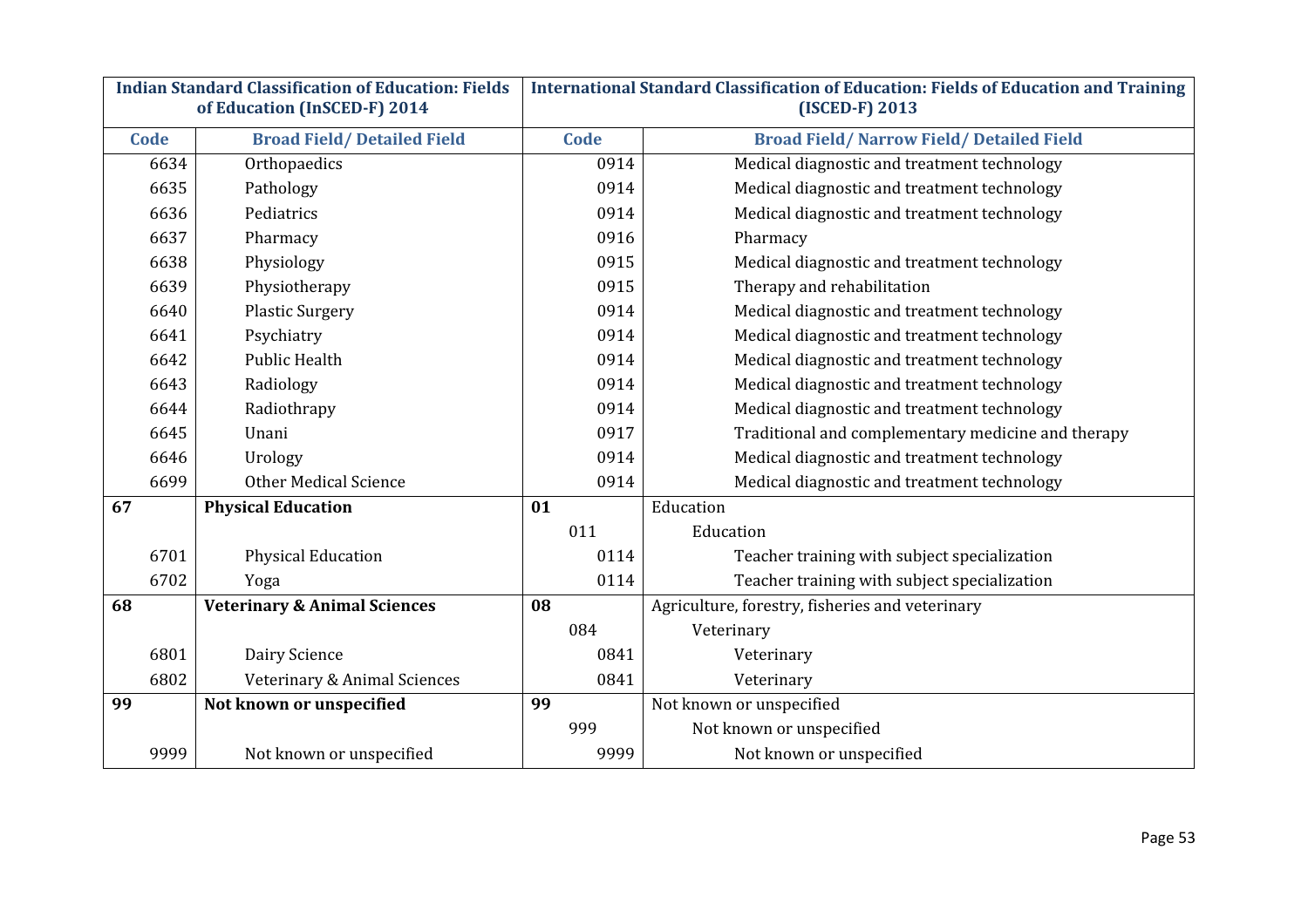| Indian Standard Classification of Education: Fields of Education (InSCED-F) 2014 | | International Standard Classification of Education: Fields of Education and Training (ISCED-F) 2013 | |
|---|---|---|---|
| **Code** | **Broad Field/ Detailed Field** | **Code** | **Broad Field/ Narrow Field/ Detailed Field** |
| 6634 | Orthopaedics | 0914 | Medical diagnostic and treatment technology |
| 6635 | Pathology | 0914 | Medical diagnostic and treatment technology |
| 6636 | Pediatrics | 0914 | Medical diagnostic and treatment technology |
| 6637 | Pharmacy | 0916 | Pharmacy |
| 6638 | Physiology | 0915 | Medical diagnostic and treatment technology |
| 6639 | Physiotherapy | 0915 | Therapy and rehabilitation |
| 6640 | Plastic Surgery | 0914 | Medical diagnostic and treatment technology |
| 6641 | Psychiatry | 0914 | Medical diagnostic and treatment technology |
| 6642 | Public Health | 0914 | Medical diagnostic and treatment technology |
| 6643 | Radiology | 0914 | Medical diagnostic and treatment technology |
| 6644 | Radiothrapy | 0914 | Medical diagnostic and treatment technology |
| 6645 | Unani | 0917 | Traditional and complementary medicine and therapy |
| 6646 | Urology | 0914 | Medical diagnostic and treatment technology |
| 6699 | Other Medical Science | 0914 | Medical diagnostic and treatment technology |
| **67** | **Physical Education** | **01** | Education |
| | | 011 | Education |
| 6701 | Physical Education | 0114 | Teacher training with subject specialization |
| 6702 | Yoga | 0114 | Teacher training with subject specialization |
| **68** | **Veterinary & Animal Sciences** | **08** | Agriculture, forestry, fisheries and veterinary |
| | | 084 | Veterinary |
| 6801 | Dairy Science | 0841 | Veterinary |
| 6802 | Veterinary & Animal Sciences | 0841 | Veterinary |
| **99** | **Not known or unspecified** | **99** | Not known or unspecified |
| | | 999 | Not known or unspecified |
| 9999 | Not known or unspecified | 9999 | Not known or unspecified |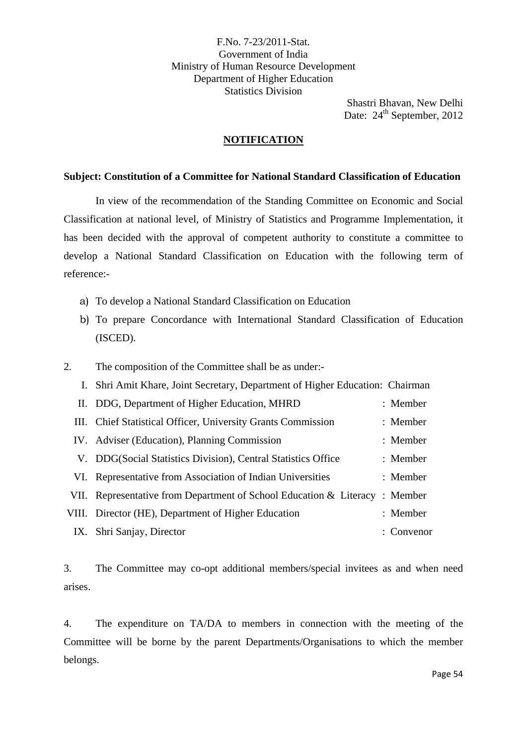F.No. 7-23/2011-Stat.
Government of India
Ministry of Human Resource Development
Department of Higher Education
Statistics Division

Shastri Bhavan, New Delhi
Date: 24th September, 2012

## NOTIFICATION

**Subject: Constitution of a Committee for National Standard Classification of Education**

In view of the recommendation of the Standing Committee on Economic and Social Classification at national level, of Ministry of Statistics and Programme Implementation, it has been decided with the approval of competent authority to constitute a committee to develop a National Standard Classification on Education with the following term of reference:-

a) To develop a National Standard Classification on Education
b) To prepare Concordance with International Standard Classification of Education (ISCED).

2. The composition of the Committee shall be as under:-

| | | |
|---|---|---|
| I. | Shri Amit Khare, Joint Secretary, Department of Higher Education | : Chairman |
| II. | DDG, Department of Higher Education, MHRD | : Member |
| III. | Chief Statistical Officer, University Grants Commission | : Member |
| IV. | Adviser (Education), Planning Commission | : Member |
| V. | DDG(Social Statistics Division), Central Statistics Office | : Member |
| VI. | Representative from Association of Indian Universities | : Member |
| VII. | Representative from Department of School Education & Literacy | : Member |
| VIII. | Director (HE), Department of Higher Education | : Member |
| IX. | Shri Sanjay, Director | : Convenor |

3. The Committee may co-opt additional members/special invitees as and when need arises.

4. The expenditure on TA/DA to members in connection with the meeting of the Committee will be borne by the parent Departments/Organisations to which the member belongs.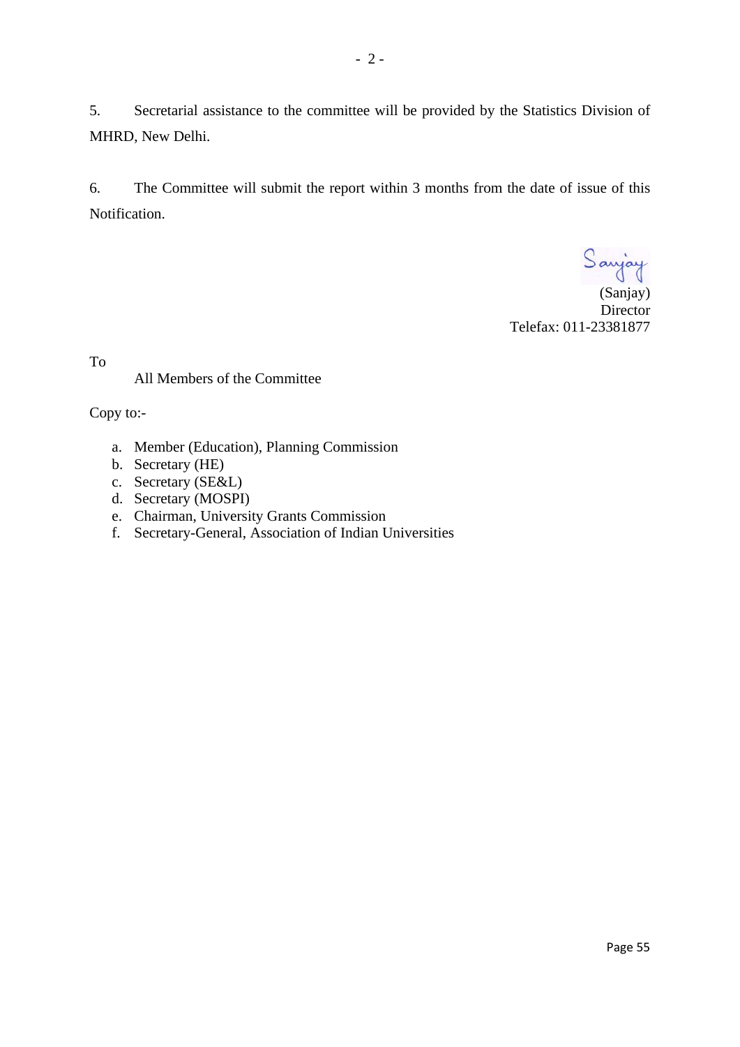5. Secretarial assistance to the committee will be provided by the Statistics Division of MHRD, New Delhi.

6. The Committee will submit the report within 3 months from the date of issue of this Notification.

Sanjay
(Sanjay)
Director
Telefax: 011-23381877

To

All Members of the Committee

Copy to:-

a. Member (Education), Planning Commission
b. Secretary (HE)
c. Secretary (SE&L)
d. Secretary (MOSPI)
e. Chairman, University Grants Commission
f. Secretary-General, Association of Indian Universities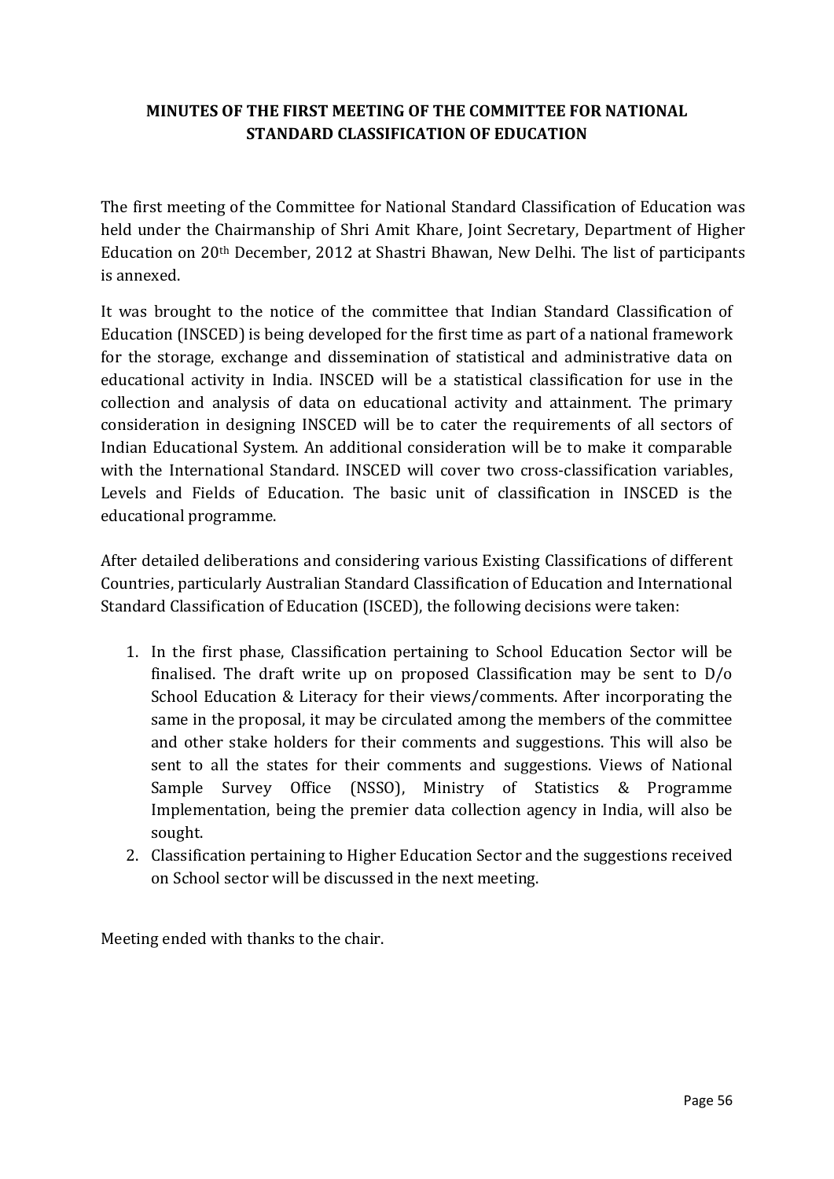## MINUTES OF THE FIRST MEETING OF THE COMMITTEE FOR NATIONAL STANDARD CLASSIFICATION OF EDUCATION

The first meeting of the Committee for National Standard Classification of Education was held under the Chairmanship of Shri Amit Khare, Joint Secretary, Department of Higher Education on 20th December, 2012 at Shastri Bhawan, New Delhi. The list of participants is annexed.

It was brought to the notice of the committee that Indian Standard Classification of Education (INSCED) is being developed for the first time as part of a national framework for the storage, exchange and dissemination of statistical and administrative data on educational activity in India. INSCED will be a statistical classification for use in the collection and analysis of data on educational activity and attainment. The primary consideration in designing INSCED will be to cater the requirements of all sectors of Indian Educational System. An additional consideration will be to make it comparable with the International Standard. INSCED will cover two cross-classification variables, Levels and Fields of Education. The basic unit of classification in INSCED is the educational programme.

After detailed deliberations and considering various Existing Classifications of different Countries, particularly Australian Standard Classification of Education and International Standard Classification of Education (ISCED), the following decisions were taken:

1. In the first phase, Classification pertaining to School Education Sector will be finalised. The draft write up on proposed Classification may be sent to D/o School Education & Literacy for their views/comments. After incorporating the same in the proposal, it may be circulated among the members of the committee and other stake holders for their comments and suggestions. This will also be sent to all the states for their comments and suggestions. Views of National Sample Survey Office (NSSO), Ministry of Statistics & Programme Implementation, being the premier data collection agency in India, will also be sought.
2. Classification pertaining to Higher Education Sector and the suggestions received on School sector will be discussed in the next meeting.

Meeting ended with thanks to the chair.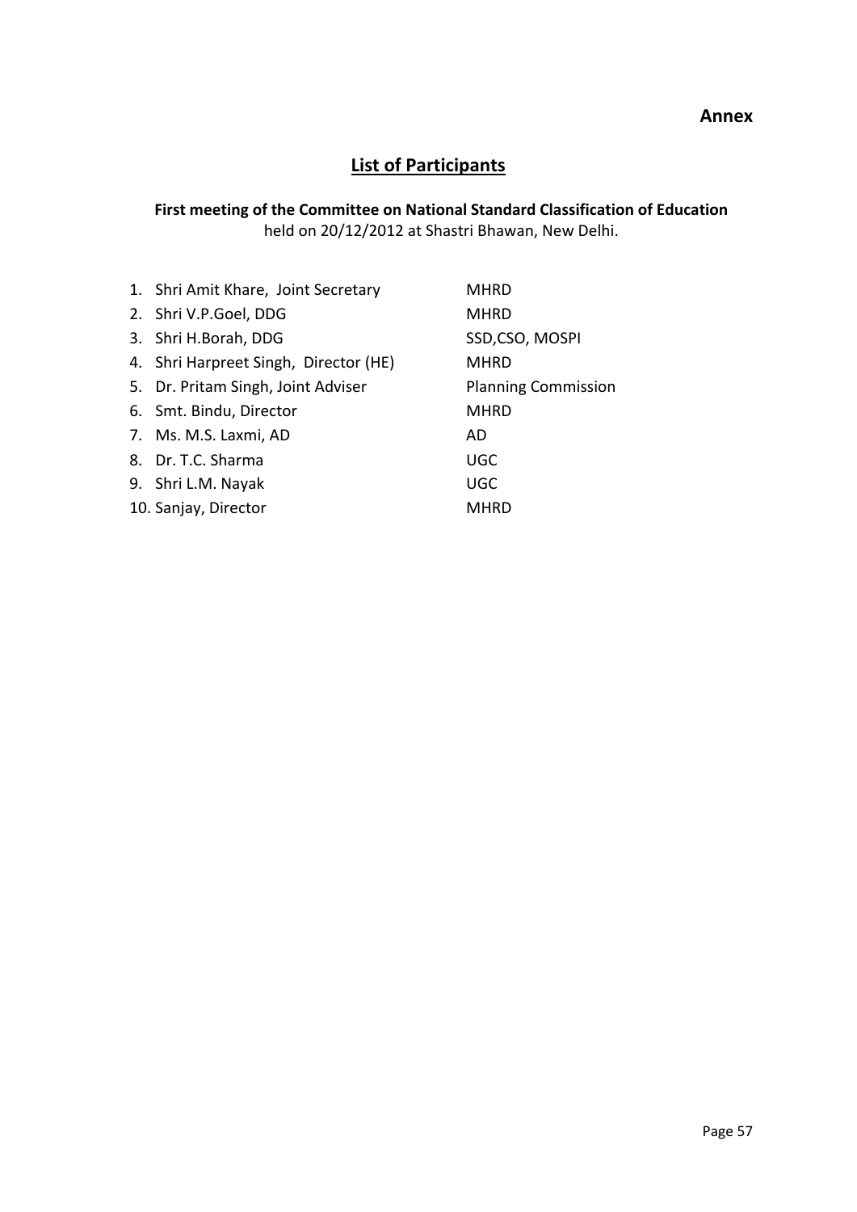**Annex**

## List of Participants

**First meeting of the Committee on National Standard Classification of Education**
held on 20/12/2012 at Shastri Bhawan, New Delhi.

| | |
|---|---|
| 1. Shri Amit Khare, Joint Secretary | MHRD |
| 2. Shri V.P.Goel, DDG | MHRD |
| 3. Shri H.Borah, DDG | SSD,CSO, MOSPI |
| 4. Shri Harpreet Singh, Director (HE) | MHRD |
| 5. Dr. Pritam Singh, Joint Adviser | Planning Commission |
| 6. Smt. Bindu, Director | MHRD |
| 7. Ms. M.S. Laxmi, AD | AD |
| 8. Dr. T.C. Sharma | UGC |
| 9. Shri L.M. Nayak | UGC |
| 10. Sanjay, Director | MHRD |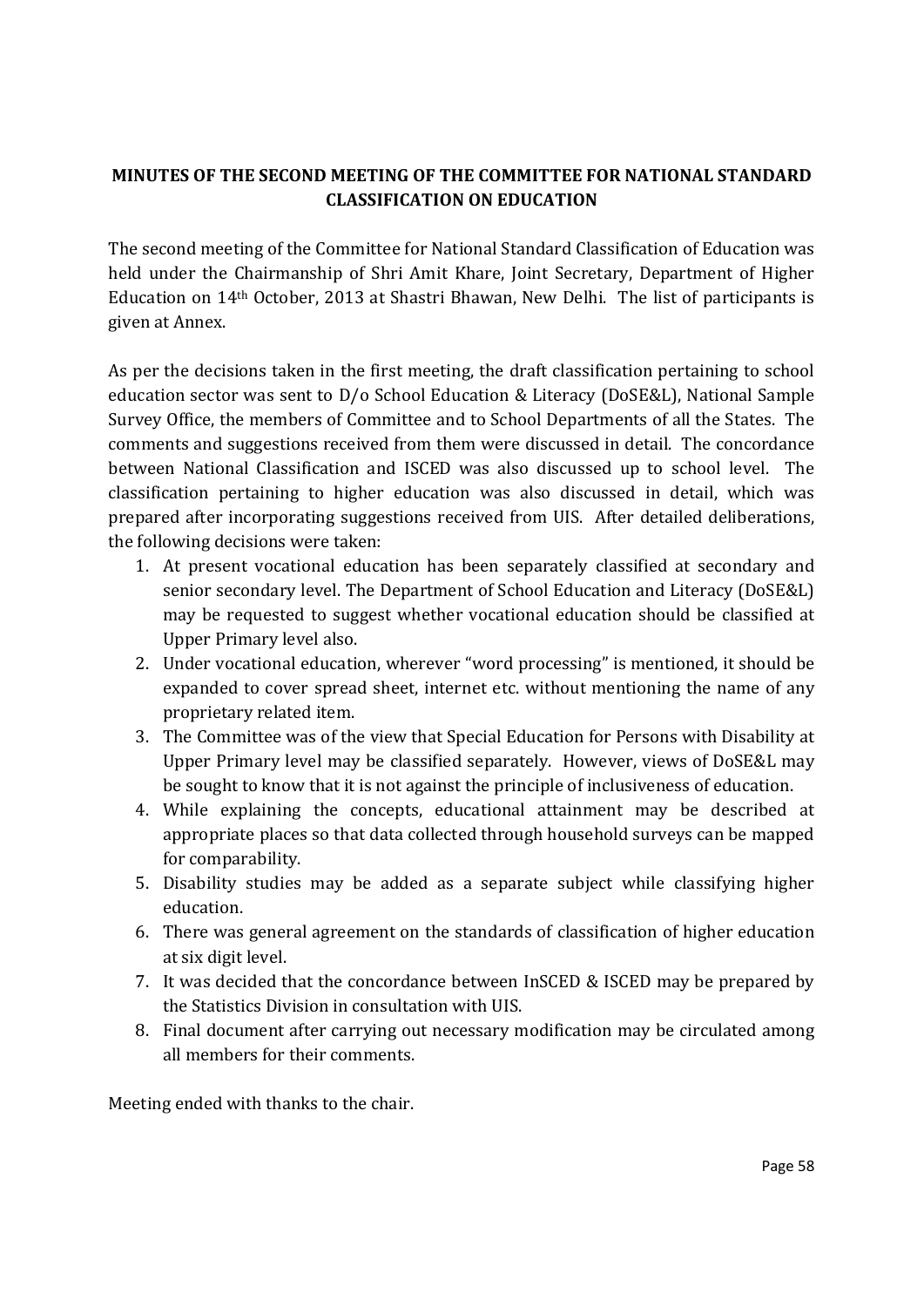**MINUTES OF THE SECOND MEETING OF THE COMMITTEE FOR NATIONAL STANDARD CLASSIFICATION ON EDUCATION**

The second meeting of the Committee for National Standard Classification of Education was held under the Chairmanship of Shri Amit Khare, Joint Secretary, Department of Higher Education on 14th October, 2013 at Shastri Bhawan, New Delhi. The list of participants is given at Annex.

As per the decisions taken in the first meeting, the draft classification pertaining to school education sector was sent to D/o School Education & Literacy (DoSE&L), National Sample Survey Office, the members of Committee and to School Departments of all the States. The comments and suggestions received from them were discussed in detail. The concordance between National Classification and ISCED was also discussed up to school level. The classification pertaining to higher education was also discussed in detail, which was prepared after incorporating suggestions received from UIS. After detailed deliberations, the following decisions were taken:

1. At present vocational education has been separately classified at secondary and senior secondary level. The Department of School Education and Literacy (DoSE&L) may be requested to suggest whether vocational education should be classified at Upper Primary level also.
2. Under vocational education, wherever "word processing" is mentioned, it should be expanded to cover spread sheet, internet etc. without mentioning the name of any proprietary related item.
3. The Committee was of the view that Special Education for Persons with Disability at Upper Primary level may be classified separately. However, views of DoSE&L may be sought to know that it is not against the principle of inclusiveness of education.
4. While explaining the concepts, educational attainment may be described at appropriate places so that data collected through household surveys can be mapped for comparability.
5. Disability studies may be added as a separate subject while classifying higher education.
6. There was general agreement on the standards of classification of higher education at six digit level.
7. It was decided that the concordance between InSCED & ISCED may be prepared by the Statistics Division in consultation with UIS.
8. Final document after carrying out necessary modification may be circulated among all members for their comments.

Meeting ended with thanks to the chair.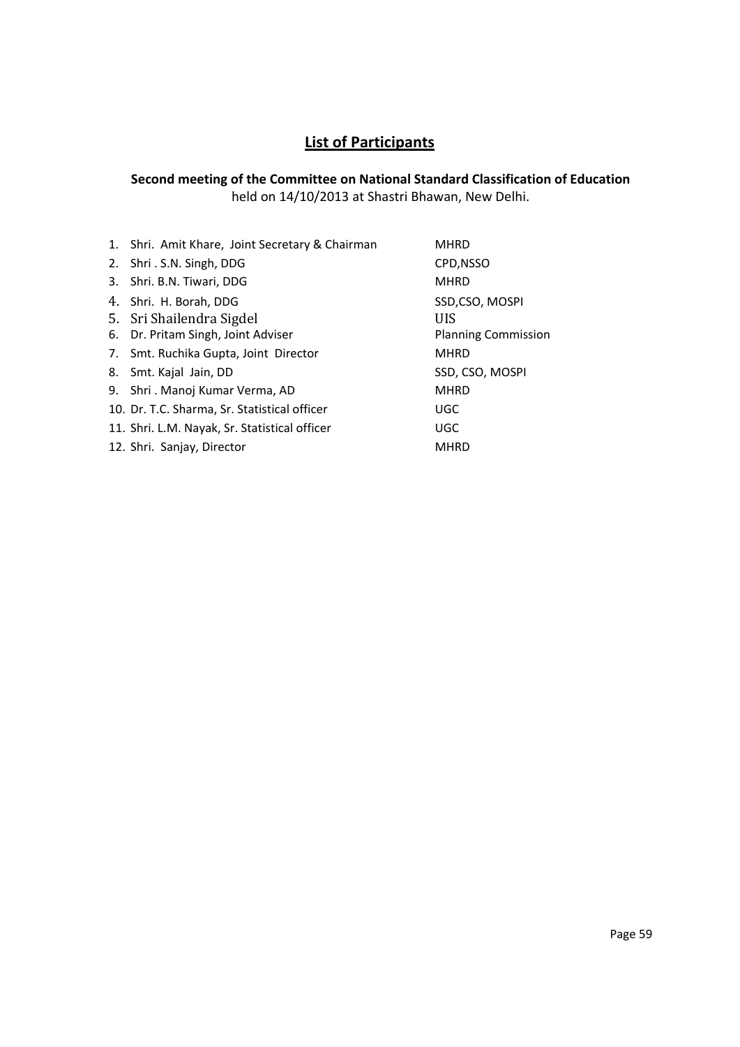## List of Participants

**Second meeting of the Committee on National Standard Classification of Education**
held on 14/10/2013 at Shastri Bhawan, New Delhi.

| | |
|---|---|
| 1. Shri. Amit Khare, Joint Secretary & Chairman | MHRD |
| 2. Shri . S.N. Singh, DDG | CPD,NSSO |
| 3. Shri. B.N. Tiwari, DDG | MHRD |
| 4. Shri. H. Borah, DDG | SSD,CSO, MOSPI |
| 5. Sri Shailendra Sigdel | UIS |
| 6. Dr. Pritam Singh, Joint Adviser | Planning Commission |
| 7. Smt. Ruchika Gupta, Joint Director | MHRD |
| 8. Smt. Kajal Jain, DD | SSD, CSO, MOSPI |
| 9. Shri . Manoj Kumar Verma, AD | MHRD |
| 10. Dr. T.C. Sharma, Sr. Statistical officer | UGC |
| 11. Shri. L.M. Nayak, Sr. Statistical officer | UGC |
| 12. Shri. Sanjay, Director | MHRD |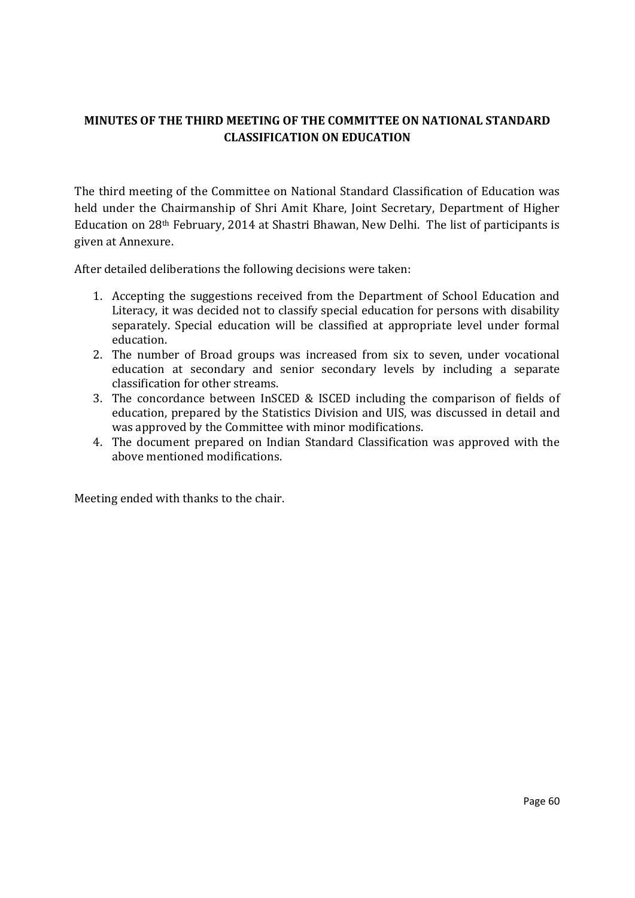## MINUTES OF THE THIRD MEETING OF THE COMMITTEE ON NATIONAL STANDARD CLASSIFICATION ON EDUCATION

The third meeting of the Committee on National Standard Classification of Education was held under the Chairmanship of Shri Amit Khare, Joint Secretary, Department of Higher Education on 28th February, 2014 at Shastri Bhawan, New Delhi. The list of participants is given at Annexure.

After detailed deliberations the following decisions were taken:

1. Accepting the suggestions received from the Department of School Education and Literacy, it was decided not to classify special education for persons with disability separately. Special education will be classified at appropriate level under formal education.
2. The number of Broad groups was increased from six to seven, under vocational education at secondary and senior secondary levels by including a separate classification for other streams.
3. The concordance between InSCED & ISCED including the comparison of fields of education, prepared by the Statistics Division and UIS, was discussed in detail and was approved by the Committee with minor modifications.
4. The document prepared on Indian Standard Classification was approved with the above mentioned modifications.

Meeting ended with thanks to the chair.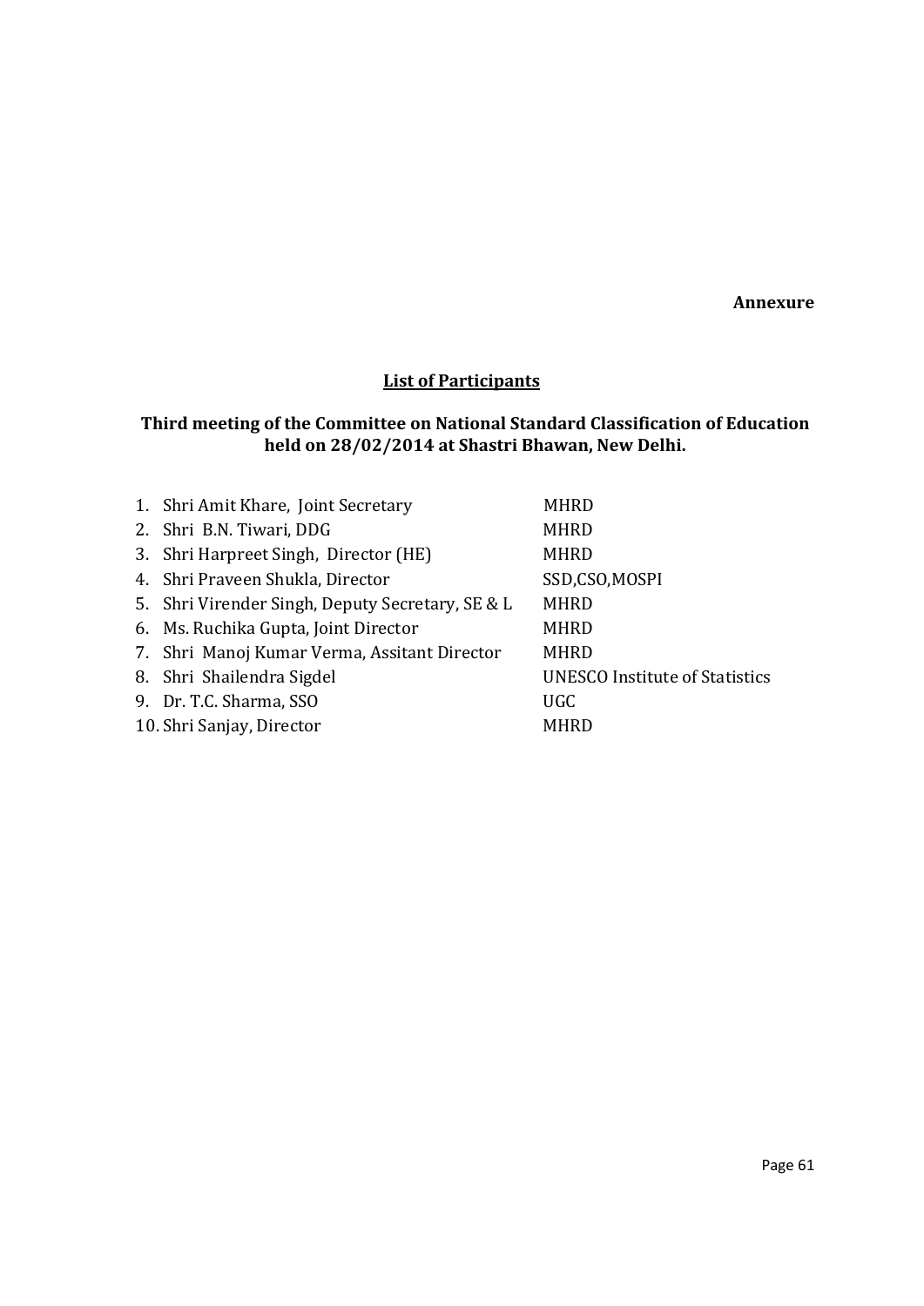**Annexure**

**List of Participants**

**Third meeting of the Committee on National Standard Classification of Education held on 28/02/2014 at Shastri Bhawan, New Delhi.**

| | | |
|---|---|---|
| 1. | Shri Amit Khare, Joint Secretary | MHRD |
| 2. | Shri B.N. Tiwari, DDG | MHRD |
| 3. | Shri Harpreet Singh, Director (HE) | MHRD |
| 4. | Shri Praveen Shukla, Director | SSD,CSO,MOSPI |
| 5. | Shri Virender Singh, Deputy Secretary, SE & L | MHRD |
| 6. | Ms. Ruchika Gupta, Joint Director | MHRD |
| 7. | Shri Manoj Kumar Verma, Assitant Director | MHRD |
| 8. | Shri Shailendra Sigdel | UNESCO Institute of Statistics |
| 9. | Dr. T.C. Sharma, SSO | UGC |
| 10. | Shri Sanjay, Director | MHRD |